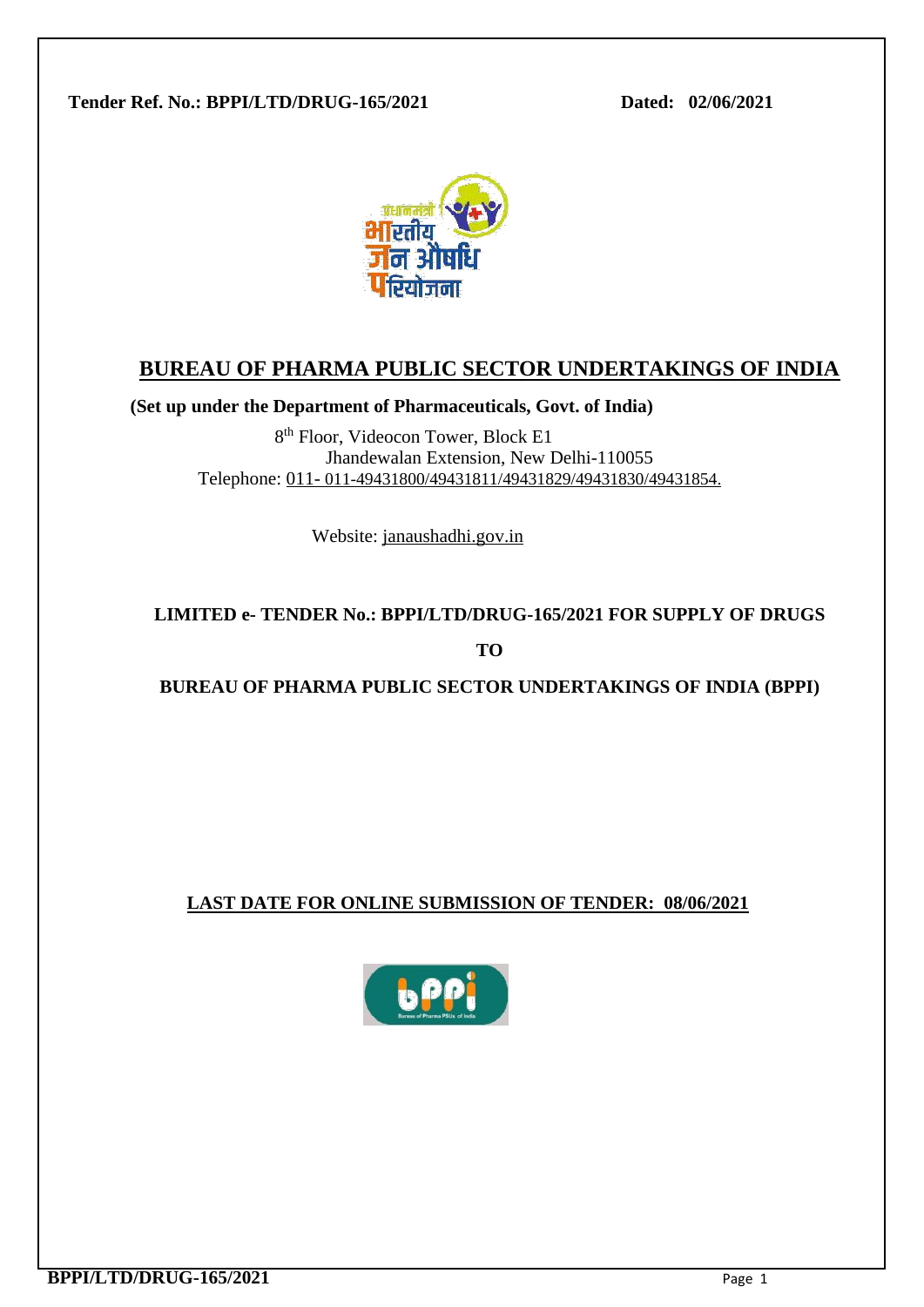**Tender Ref. No.: BPPI/LTD/DRUG-165/2021** **Dated: 02/06/2021**

# BUREAU OF PHARMA PUBLIC SECTOR UNDERTAKINGS OF INDIA

**(Set up under the Department of Pharmaceuticals, Govt. of India)**

8th Floor, Videocon Tower, Block E1
Jhandewalan Extension, New Delhi-110055
Telephone: 011- 011-49431800/49431811/49431829/49431830/49431854.

Website: janaushadhi.gov.in

**LIMITED e- TENDER No.: BPPI/LTD/DRUG-165/2021 FOR SUPPLY OF DRUGS**

**TO**

**BUREAU OF PHARMA PUBLIC SECTOR UNDERTAKINGS OF INDIA (BPPI)**

**LAST DATE FOR ONLINE SUBMISSION OF TENDER: 08/06/2021**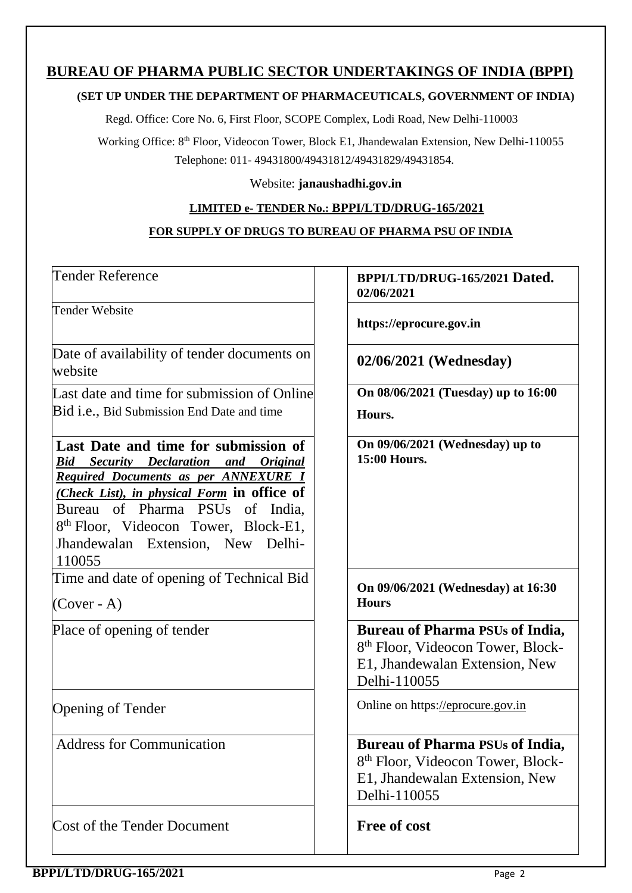# BUREAU OF PHARMA PUBLIC SECTOR UNDERTAKINGS OF INDIA (BPPI)

**(SET UP UNDER THE DEPARTMENT OF PHARMACEUTICALS, GOVERNMENT OF INDIA)**

Regd. Office: Core No. 6, First Floor, SCOPE Complex, Lodi Road, New Delhi-110003

Working Office: 8th Floor, Videocon Tower, Block E1, Jhandewalan Extension, New Delhi-110055

Telephone: 011- 49431800/49431812/49431829/49431854.

Website: **janaushadhi.gov.in**

**LIMITED e- TENDER No.: BPPI/LTD/DRUG-165/2021**

**FOR SUPPLY OF DRUGS TO BUREAU OF PHARMA PSU OF INDIA**

| | | |
|---|---|---|
| Tender Reference | | **BPPI/LTD/DRUG-165/2021 Dated. 02/06/2021** |
| Tender Website | | **https://eprocure.gov.in** |
| Date of availability of tender documents on website | | **02/06/2021 (Wednesday)** |
| Last date and time for submission of Online Bid i.e., Bid Submission End Date and time | | **On 08/06/2021 (Tuesday) up to 16:00 Hours.** |
| **Last Date and time for submission of *Bid Security Declaration and Original Required Documents as per ANNEXURE I (Check List), in physical Form* in office of** Bureau of Pharma PSUs of India, 8th Floor, Videocon Tower, Block-E1, Jhandewalan Extension, New Delhi-110055 | | **On 09/06/2021 (Wednesday) up to 15:00 Hours.** |
| Time and date of opening of Technical Bid (Cover - A) | | **On 09/06/2021 (Wednesday) at 16:30 Hours** |
| Place of opening of tender | | **Bureau of Pharma PSUs of India,** 8th Floor, Videocon Tower, Block-E1, Jhandewalan Extension, New Delhi-110055 |
| Opening of Tender | | Online on https://eprocure.gov.in |
| Address for Communication | | **Bureau of Pharma PSUs of India,** 8th Floor, Videocon Tower, Block-E1, Jhandewalan Extension, New Delhi-110055 |
| Cost of the Tender Document | | **Free of cost** |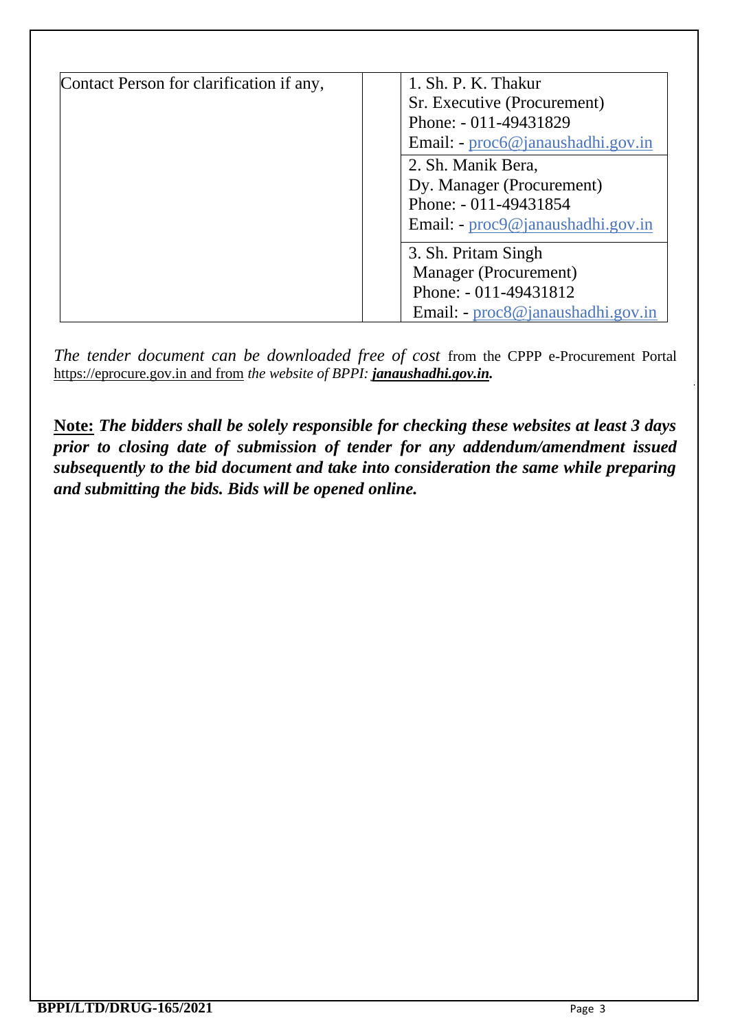| Contact Person for clarification if any, | | 1. Sh. P. K. Thakur<br>Sr. Executive (Procurement)<br>Phone: - 011-49431829<br>Email: - proc6@janaushadhi.gov.in |
|---|---|---|
| | | 2. Sh. Manik Bera,<br>Dy. Manager (Procurement)<br>Phone: - 011-49431854<br>Email: - proc9@janaushadhi.gov.in |
| | | 3. Sh. Pritam Singh<br>Manager (Procurement)<br>Phone: - 011-49431812<br>Email: - proc8@janaushadhi.gov.in |

*The tender document can be downloaded free of cost* from the CPPP e-Procurement Portal https://eprocure.gov.in and from *the website of BPPI:* ***janaushadhi.gov.in.***

**Note:** ***The bidders shall be solely responsible for checking these websites at least 3 days prior to closing date of submission of tender for any addendum/amendment issued subsequently to the bid document and take into consideration the same while preparing and submitting the bids. Bids will be opened online.***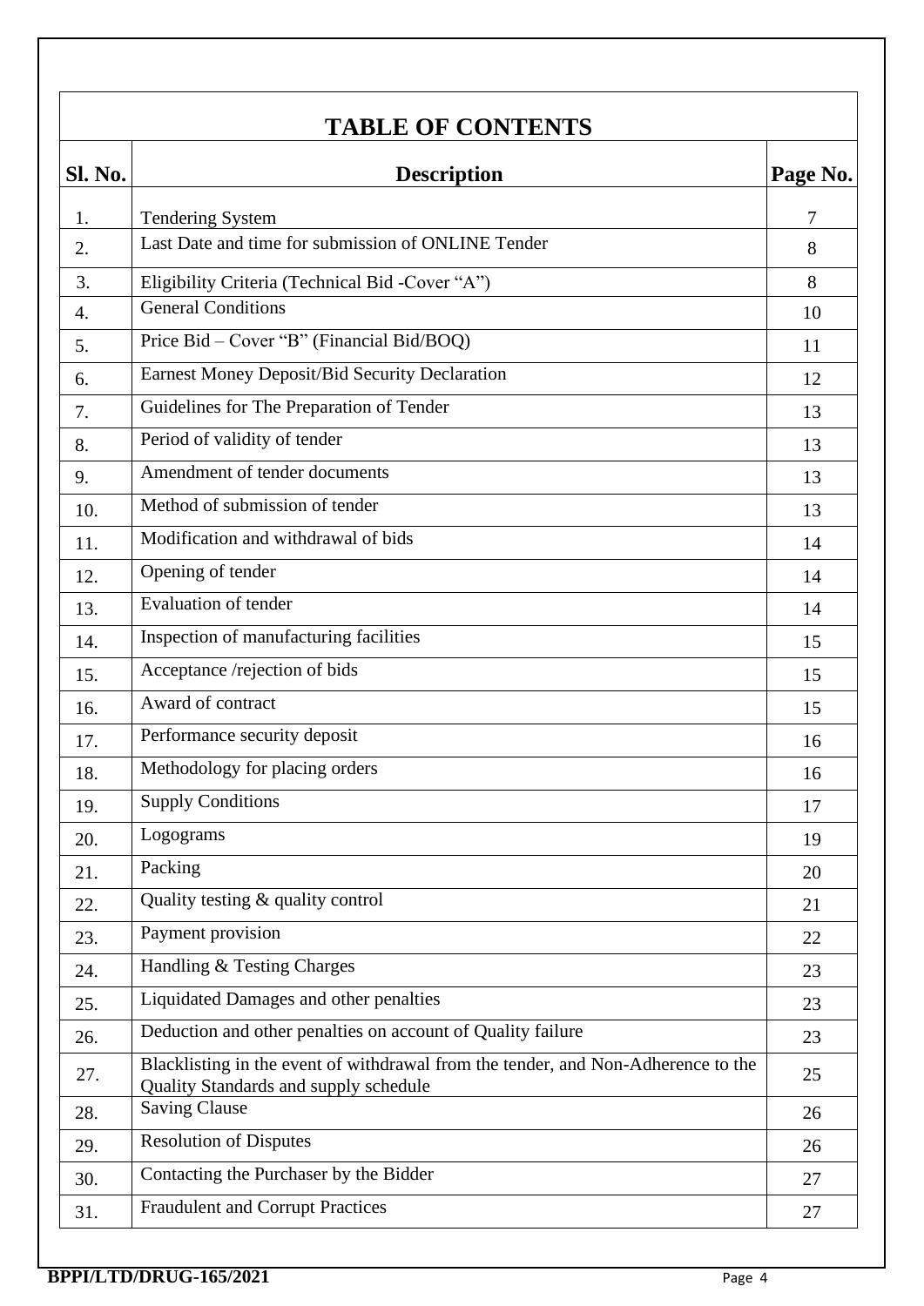## TABLE OF CONTENTS

| Sl. No. | Description | Page No. |
|---|---|---|
| 1. | Tendering System | 7 |
| 2. | Last Date and time for submission of ONLINE Tender | 8 |
| 3. | Eligibility Criteria (Technical Bid -Cover "A") | 8 |
| 4. | General Conditions | 10 |
| 5. | Price Bid – Cover "B" (Financial Bid/BOQ) | 11 |
| 6. | Earnest Money Deposit/Bid Security Declaration | 12 |
| 7. | Guidelines for The Preparation of Tender | 13 |
| 8. | Period of validity of tender | 13 |
| 9. | Amendment of tender documents | 13 |
| 10. | Method of submission of tender | 13 |
| 11. | Modification and withdrawal of bids | 14 |
| 12. | Opening of tender | 14 |
| 13. | Evaluation of tender | 14 |
| 14. | Inspection of manufacturing facilities | 15 |
| 15. | Acceptance /rejection of bids | 15 |
| 16. | Award of contract | 15 |
| 17. | Performance security deposit | 16 |
| 18. | Methodology for placing orders | 16 |
| 19. | Supply Conditions | 17 |
| 20. | Logograms | 19 |
| 21. | Packing | 20 |
| 22. | Quality testing & quality control | 21 |
| 23. | Payment provision | 22 |
| 24. | Handling & Testing Charges | 23 |
| 25. | Liquidated Damages and other penalties | 23 |
| 26. | Deduction and other penalties on account of Quality failure | 23 |
| 27. | Blacklisting in the event of withdrawal from the tender, and Non-Adherence to the Quality Standards and supply schedule | 25 |
| 28. | Saving Clause | 26 |
| 29. | Resolution of Disputes | 26 |
| 30. | Contacting the Purchaser by the Bidder | 27 |
| 31. | Fraudulent and Corrupt Practices | 27 |

**BPPI/LTD/DRUG-165/2021**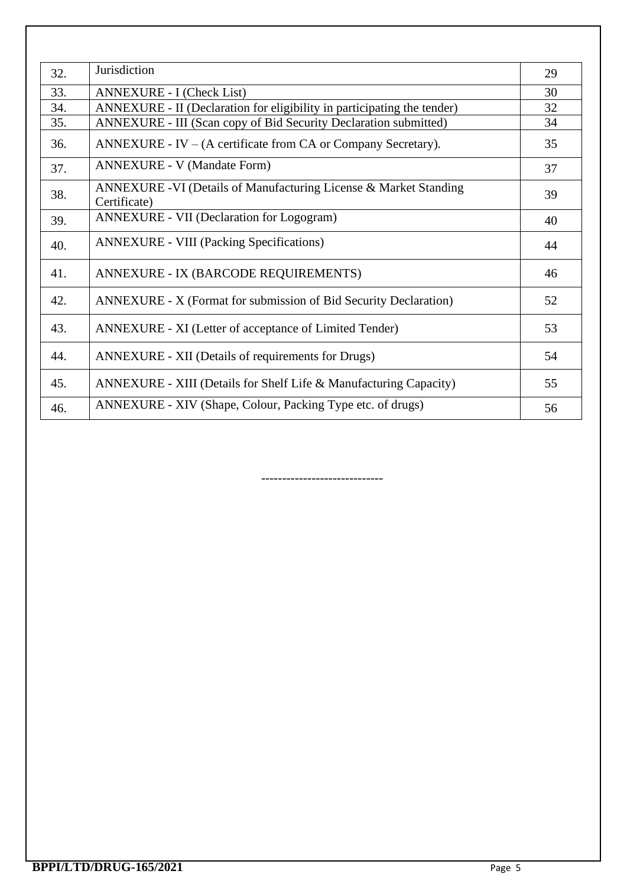| | | |
|---|---|---|
| 32. | Jurisdiction | 29 |
| 33. | ANNEXURE - I (Check List) | 30 |
| 34. | ANNEXURE - II (Declaration for eligibility in participating the tender) | 32 |
| 35. | ANNEXURE - III (Scan copy of Bid Security Declaration submitted) | 34 |
| 36. | ANNEXURE - IV – (A certificate from CA or Company Secretary). | 35 |
| 37. | ANNEXURE - V (Mandate Form) | 37 |
| 38. | ANNEXURE -VI (Details of Manufacturing License & Market Standing Certificate) | 39 |
| 39. | ANNEXURE - VII (Declaration for Logogram) | 40 |
| 40. | ANNEXURE - VIII (Packing Specifications) | 44 |
| 41. | ANNEXURE - IX (BARCODE REQUIREMENTS) | 46 |
| 42. | ANNEXURE - X (Format for submission of Bid Security Declaration) | 52 |
| 43. | ANNEXURE - XI (Letter of acceptance of Limited Tender) | 53 |
| 44. | ANNEXURE - XII (Details of requirements for Drugs) | 54 |
| 45. | ANNEXURE - XIII (Details for Shelf Life & Manufacturing Capacity) | 55 |
| 46. | ANNEXURE - XIV (Shape, Colour, Packing Type etc. of drugs) | 56 |

----------------------------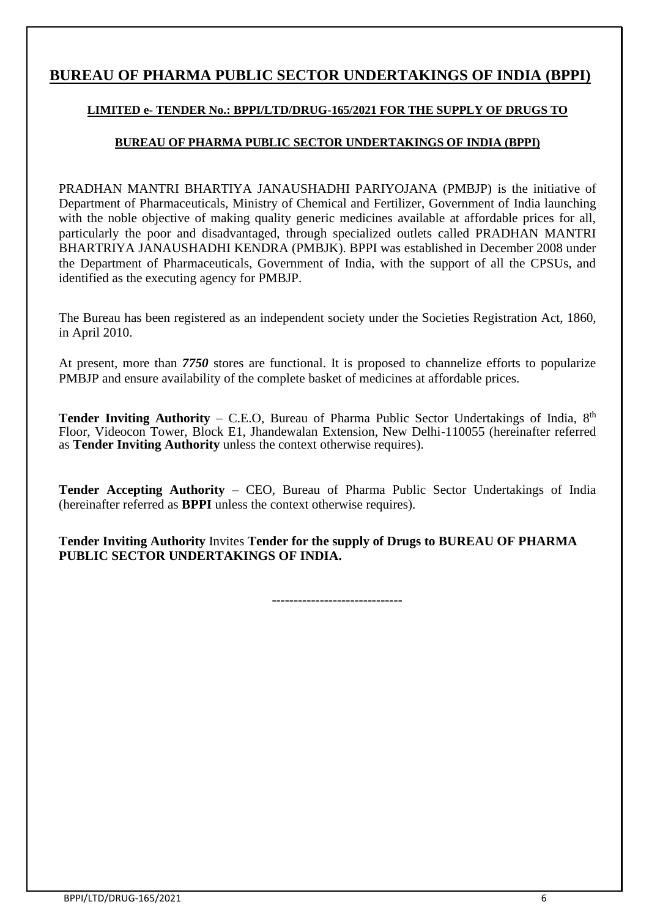# BUREAU OF PHARMA PUBLIC SECTOR UNDERTAKINGS OF INDIA (BPPI)

**LIMITED e- TENDER No.: BPPI/LTD/DRUG-165/2021 FOR THE SUPPLY OF DRUGS TO**

**BUREAU OF PHARMA PUBLIC SECTOR UNDERTAKINGS OF INDIA (BPPI)**

PRADHAN MANTRI BHARTIYA JANAUSHADHI PARIYOJANA (PMBJP) is the initiative of Department of Pharmaceuticals, Ministry of Chemical and Fertilizer, Government of India launching with the noble objective of making quality generic medicines available at affordable prices for all, particularly the poor and disadvantaged, through specialized outlets called PRADHAN MANTRI BHARTRIYA JANAUSHADHI KENDRA (PMBJK). BPPI was established in December 2008 under the Department of Pharmaceuticals, Government of India, with the support of all the CPSUs, and identified as the executing agency for PMBJP.

The Bureau has been registered as an independent society under the Societies Registration Act, 1860, in April 2010.

At present, more than ***7750*** stores are functional. It is proposed to channelize efforts to popularize PMBJP and ensure availability of the complete basket of medicines at affordable prices.

**Tender Inviting Authority** – C.E.O, Bureau of Pharma Public Sector Undertakings of India, 8th Floor, Videocon Tower, Block E1, Jhandewalan Extension, New Delhi-110055 (hereinafter referred as **Tender Inviting Authority** unless the context otherwise requires).

**Tender Accepting Authority** – CEO, Bureau of Pharma Public Sector Undertakings of India (hereinafter referred as **BPPI** unless the context otherwise requires).

**Tender Inviting Authority** Invites **Tender for the supply of Drugs to BUREAU OF PHARMA PUBLIC SECTOR UNDERTAKINGS OF INDIA.**

-----------------------------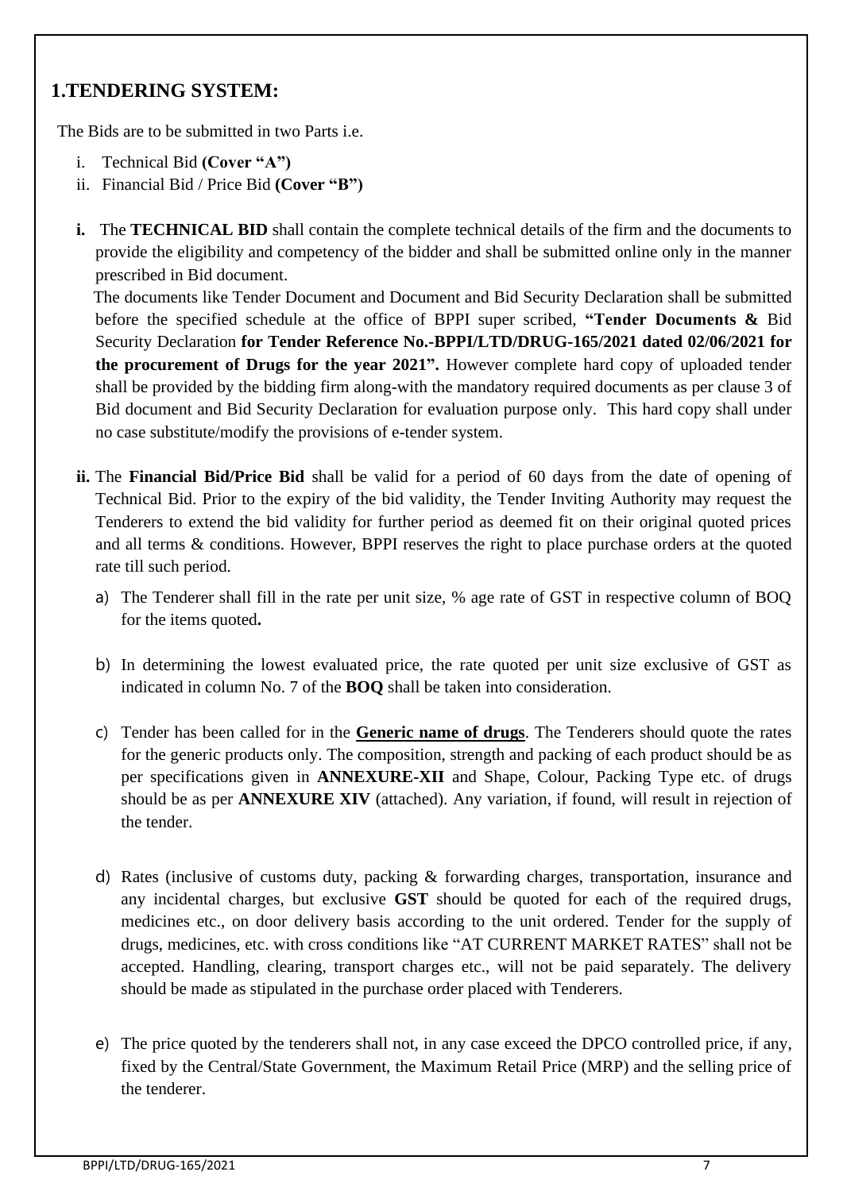## 1.TENDERING SYSTEM:

The Bids are to be submitted in two Parts i.e.

i. Technical Bid **(Cover "A")**
ii. Financial Bid / Price Bid **(Cover "B")**

**i.** The **TECHNICAL BID** shall contain the complete technical details of the firm and the documents to provide the eligibility and competency of the bidder and shall be submitted online only in the manner prescribed in Bid document.

The documents like Tender Document and Document and Bid Security Declaration shall be submitted before the specified schedule at the office of BPPI super scribed, **"Tender Documents &** Bid Security Declaration **for Tender Reference No.-BPPI/LTD/DRUG-165/2021 dated 02/06/2021 for the procurement of Drugs for the year 2021".** However complete hard copy of uploaded tender shall be provided by the bidding firm along-with the mandatory required documents as per clause 3 of Bid document and Bid Security Declaration for evaluation purpose only. This hard copy shall under no case substitute/modify the provisions of e-tender system.

**ii.** The **Financial Bid/Price Bid** shall be valid for a period of 60 days from the date of opening of Technical Bid. Prior to the expiry of the bid validity, the Tender Inviting Authority may request the Tenderers to extend the bid validity for further period as deemed fit on their original quoted prices and all terms & conditions. However, BPPI reserves the right to place purchase orders at the quoted rate till such period.

a) The Tenderer shall fill in the rate per unit size, % age rate of GST in respective column of BOQ for the items quoted**.**

b) In determining the lowest evaluated price, the rate quoted per unit size exclusive of GST as indicated in column No. 7 of the **BOQ** shall be taken into consideration.

c) Tender has been called for in the **Generic name of drugs**. The Tenderers should quote the rates for the generic products only. The composition, strength and packing of each product should be as per specifications given in **ANNEXURE-XII** and Shape, Colour, Packing Type etc. of drugs should be as per **ANNEXURE XIV** (attached). Any variation, if found, will result in rejection of the tender.

d) Rates (inclusive of customs duty, packing & forwarding charges, transportation, insurance and any incidental charges, but exclusive **GST** should be quoted for each of the required drugs, medicines etc., on door delivery basis according to the unit ordered. Tender for the supply of drugs, medicines, etc. with cross conditions like "AT CURRENT MARKET RATES" shall not be accepted. Handling, clearing, transport charges etc., will not be paid separately. The delivery should be made as stipulated in the purchase order placed with Tenderers.

e) The price quoted by the tenderers shall not, in any case exceed the DPCO controlled price, if any, fixed by the Central/State Government, the Maximum Retail Price (MRP) and the selling price of the tenderer.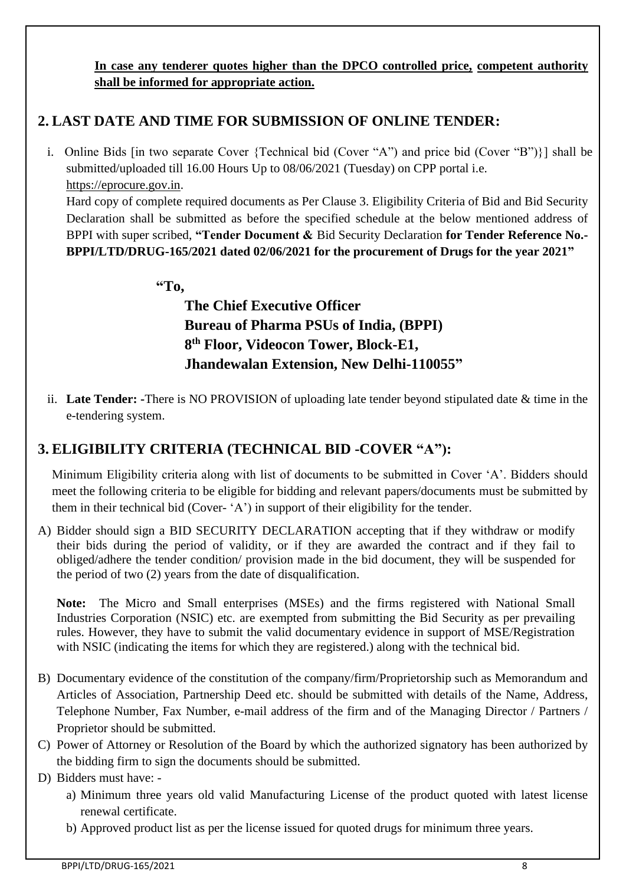**In case any tenderer quotes higher than the DPCO controlled price, competent authority shall be informed for appropriate action.**

## 2. LAST DATE AND TIME FOR SUBMISSION OF ONLINE TENDER:

i. Online Bids [in two separate Cover {Technical bid (Cover "A") and price bid (Cover "B")}] shall be submitted/uploaded till 16.00 Hours Up to 08/06/2021 (Tuesday) on CPP portal i.e. https://eprocure.gov.in.

Hard copy of complete required documents as Per Clause 3. Eligibility Criteria of Bid and Bid Security Declaration shall be submitted as before the specified schedule at the below mentioned address of BPPI with super scribed, **"Tender Document &** Bid Security Declaration **for Tender Reference No.- BPPI/LTD/DRUG-165/2021 dated 02/06/2021 for the procurement of Drugs for the year 2021"**

**"To,**

**The Chief Executive Officer**
**Bureau of Pharma PSUs of India, (BPPI)**
**8th Floor, Videocon Tower, Block-E1,**
**Jhandewalan Extension, New Delhi-110055"**

ii. **Late Tender: -**There is NO PROVISION of uploading late tender beyond stipulated date & time in the e-tendering system.

## 3. ELIGIBILITY CRITERIA (TECHNICAL BID -COVER "A"):

Minimum Eligibility criteria along with list of documents to be submitted in Cover 'A'. Bidders should meet the following criteria to be eligible for bidding and relevant papers/documents must be submitted by them in their technical bid (Cover- 'A') in support of their eligibility for the tender.

A) Bidder should sign a BID SECURITY DECLARATION accepting that if they withdraw or modify their bids during the period of validity, or if they are awarded the contract and if they fail to obliged/adhere the tender condition/ provision made in the bid document, they will be suspended for the period of two (2) years from the date of disqualification.

**Note:** The Micro and Small enterprises (MSEs) and the firms registered with National Small Industries Corporation (NSIC) etc. are exempted from submitting the Bid Security as per prevailing rules. However, they have to submit the valid documentary evidence in support of MSE/Registration with NSIC (indicating the items for which they are registered.) along with the technical bid.

B) Documentary evidence of the constitution of the company/firm/Proprietorship such as Memorandum and Articles of Association, Partnership Deed etc. should be submitted with details of the Name, Address, Telephone Number, Fax Number, e-mail address of the firm and of the Managing Director / Partners / Proprietor should be submitted.

C) Power of Attorney or Resolution of the Board by which the authorized signatory has been authorized by the bidding firm to sign the documents should be submitted.

D) Bidders must have: -

a) Minimum three years old valid Manufacturing License of the product quoted with latest license renewal certificate.

b) Approved product list as per the license issued for quoted drugs for minimum three years.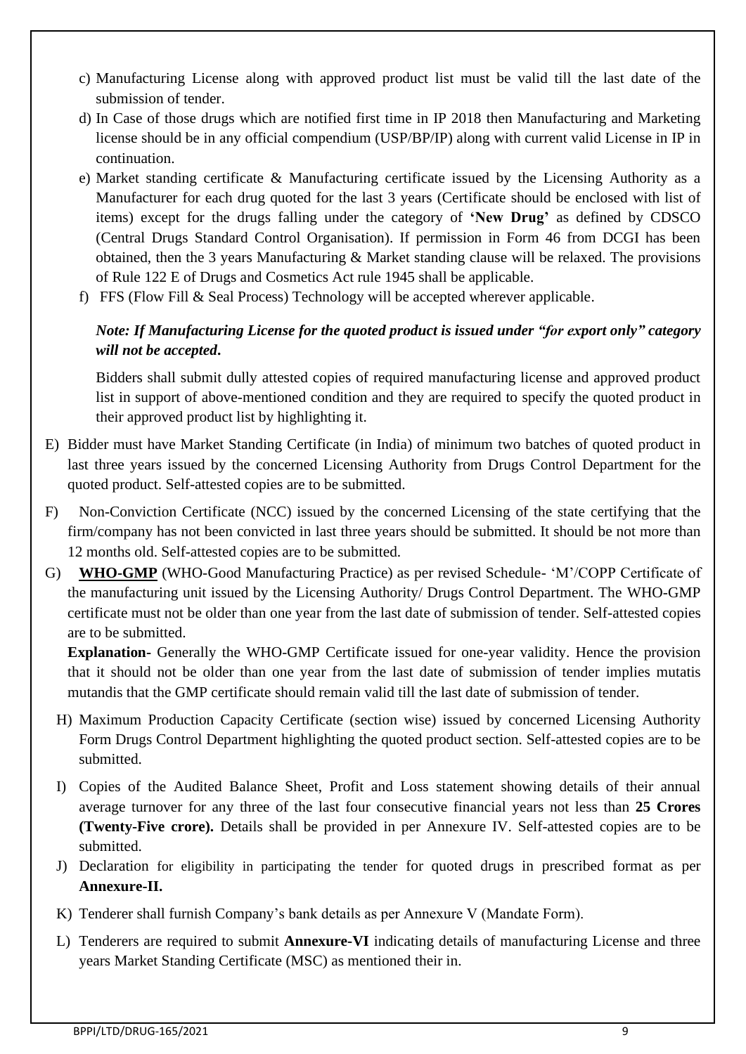c) Manufacturing License along with approved product list must be valid till the last date of the submission of tender.

d) In Case of those drugs which are notified first time in IP 2018 then Manufacturing and Marketing license should be in any official compendium (USP/BP/IP) along with current valid License in IP in continuation.

e) Market standing certificate & Manufacturing certificate issued by the Licensing Authority as a Manufacturer for each drug quoted for the last 3 years (Certificate should be enclosed with list of items) except for the drugs falling under the category of **'New Drug'** as defined by CDSCO (Central Drugs Standard Control Organisation). If permission in Form 46 from DCGI has been obtained, then the 3 years Manufacturing & Market standing clause will be relaxed. The provisions of Rule 122 E of Drugs and Cosmetics Act rule 1945 shall be applicable.

f) FFS (Flow Fill & Seal Process) Technology will be accepted wherever applicable.

***Note: If Manufacturing License for the quoted product is issued under "for export only" category will not be accepted.***

Bidders shall submit dully attested copies of required manufacturing license and approved product list in support of above-mentioned condition and they are required to specify the quoted product in their approved product list by highlighting it.

E) Bidder must have Market Standing Certificate (in India) of minimum two batches of quoted product in last three years issued by the concerned Licensing Authority from Drugs Control Department for the quoted product. Self-attested copies are to be submitted.

F) Non-Conviction Certificate (NCC) issued by the concerned Licensing of the state certifying that the firm/company has not been convicted in last three years should be submitted. It should be not more than 12 months old. Self-attested copies are to be submitted.

G) **WHO-GMP** (WHO-Good Manufacturing Practice) as per revised Schedule- 'M'/COPP Certificate of the manufacturing unit issued by the Licensing Authority/ Drugs Control Department. The WHO-GMP certificate must not be older than one year from the last date of submission of tender. Self-attested copies are to be submitted.

**Explanation**- Generally the WHO-GMP Certificate issued for one-year validity. Hence the provision that it should not be older than one year from the last date of submission of tender implies mutatis mutandis that the GMP certificate should remain valid till the last date of submission of tender.

H) Maximum Production Capacity Certificate (section wise) issued by concerned Licensing Authority Form Drugs Control Department highlighting the quoted product section. Self-attested copies are to be submitted.

I) Copies of the Audited Balance Sheet, Profit and Loss statement showing details of their annual average turnover for any three of the last four consecutive financial years not less than **25 Crores (Twenty-Five crore).** Details shall be provided in per Annexure IV. Self-attested copies are to be submitted.

J) Declaration for eligibility in participating the tender for quoted drugs in prescribed format as per **Annexure-II.**

K) Tenderer shall furnish Company's bank details as per Annexure V (Mandate Form).

L) Tenderers are required to submit **Annexure-VI** indicating details of manufacturing License and three years Market Standing Certificate (MSC) as mentioned their in.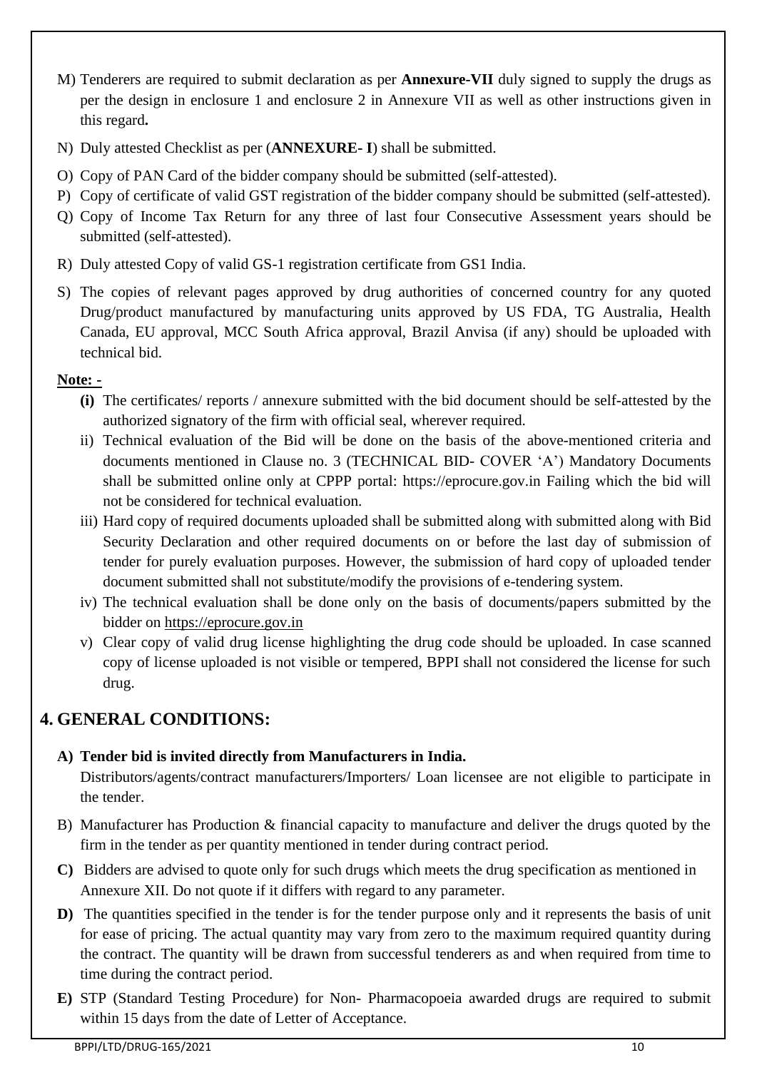M) Tenderers are required to submit declaration as per **Annexure-VII** duly signed to supply the drugs as per the design in enclosure 1 and enclosure 2 in Annexure VII as well as other instructions given in this regard**.**

N) Duly attested Checklist as per (**ANNEXURE- I**) shall be submitted.

O) Copy of PAN Card of the bidder company should be submitted (self-attested).

P) Copy of certificate of valid GST registration of the bidder company should be submitted (self-attested).

Q) Copy of Income Tax Return for any three of last four Consecutive Assessment years should be submitted (self-attested).

R) Duly attested Copy of valid GS-1 registration certificate from GS1 India.

S) The copies of relevant pages approved by drug authorities of concerned country for any quoted Drug/product manufactured by manufacturing units approved by US FDA, TG Australia, Health Canada, EU approval, MCC South Africa approval, Brazil Anvisa (if any) should be uploaded with technical bid.

**Note: -**

**(i)** The certificates/ reports / annexure submitted with the bid document should be self-attested by the authorized signatory of the firm with official seal, wherever required.

ii) Technical evaluation of the Bid will be done on the basis of the above-mentioned criteria and documents mentioned in Clause no. 3 (TECHNICAL BID- COVER 'A') Mandatory Documents shall be submitted online only at CPPP portal: https://eprocure.gov.in Failing which the bid will not be considered for technical evaluation.

iii) Hard copy of required documents uploaded shall be submitted along with submitted along with Bid Security Declaration and other required documents on or before the last day of submission of tender for purely evaluation purposes. However, the submission of hard copy of uploaded tender document submitted shall not substitute/modify the provisions of e-tendering system.

iv) The technical evaluation shall be done only on the basis of documents/papers submitted by the bidder on https://eprocure.gov.in

v) Clear copy of valid drug license highlighting the drug code should be uploaded. In case scanned copy of license uploaded is not visible or tempered, BPPI shall not considered the license for such drug.

## 4. GENERAL CONDITIONS:

**A) Tender bid is invited directly from Manufacturers in India.**
Distributors/agents/contract manufacturers/Importers/ Loan licensee are not eligible to participate in the tender.

B) Manufacturer has Production & financial capacity to manufacture and deliver the drugs quoted by the firm in the tender as per quantity mentioned in tender during contract period.

**C)** Bidders are advised to quote only for such drugs which meets the drug specification as mentioned in Annexure XII. Do not quote if it differs with regard to any parameter.

**D)** The quantities specified in the tender is for the tender purpose only and it represents the basis of unit for ease of pricing. The actual quantity may vary from zero to the maximum required quantity during the contract. The quantity will be drawn from successful tenderers as and when required from time to time during the contract period.

**E)** STP (Standard Testing Procedure) for Non- Pharmacopoeia awarded drugs are required to submit within 15 days from the date of Letter of Acceptance.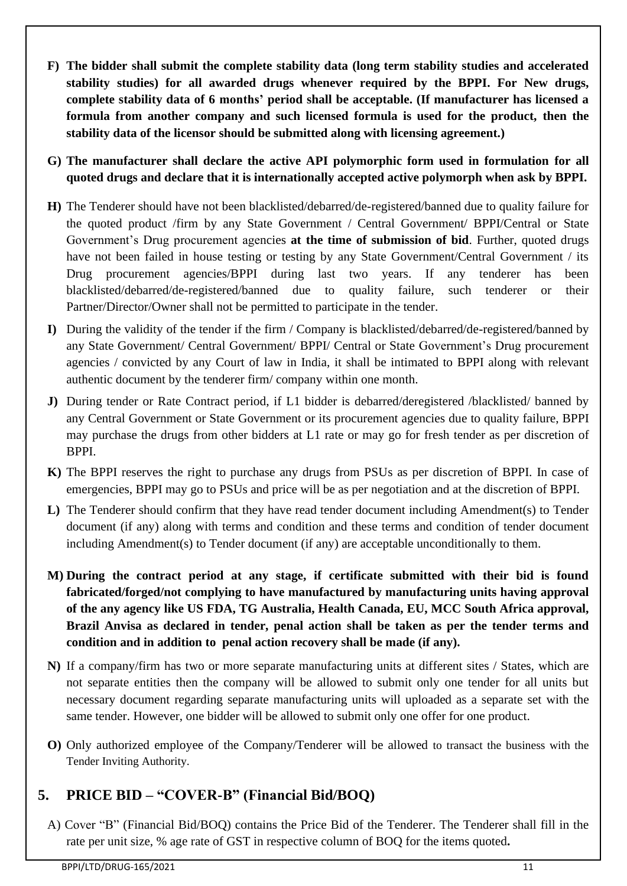**F) The bidder shall submit the complete stability data (long term stability studies and accelerated stability studies) for all awarded drugs whenever required by the BPPI. For New drugs, complete stability data of 6 months' period shall be acceptable. (If manufacturer has licensed a formula from another company and such licensed formula is used for the product, then the stability data of the licensor should be submitted along with licensing agreement.)**

**G) The manufacturer shall declare the active API polymorphic form used in formulation for all quoted drugs and declare that it is internationally accepted active polymorph when ask by BPPI.**

**H)** The Tenderer should have not been blacklisted/debarred/de-registered/banned due to quality failure for the quoted product /firm by any State Government / Central Government/ BPPI/Central or State Government's Drug procurement agencies **at the time of submission of bid**. Further, quoted drugs have not been failed in house testing or testing by any State Government/Central Government / its Drug procurement agencies/BPPI during last two years. If any tenderer has been blacklisted/debarred/de-registered/banned due to quality failure, such tenderer or their Partner/Director/Owner shall not be permitted to participate in the tender.

**I)** During the validity of the tender if the firm / Company is blacklisted/debarred/de-registered/banned by any State Government/ Central Government/ BPPI/ Central or State Government's Drug procurement agencies / convicted by any Court of law in India, it shall be intimated to BPPI along with relevant authentic document by the tenderer firm/ company within one month.

**J)** During tender or Rate Contract period, if L1 bidder is debarred/deregistered /blacklisted/ banned by any Central Government or State Government or its procurement agencies due to quality failure, BPPI may purchase the drugs from other bidders at L1 rate or may go for fresh tender as per discretion of BPPI.

**K)** The BPPI reserves the right to purchase any drugs from PSUs as per discretion of BPPI. In case of emergencies, BPPI may go to PSUs and price will be as per negotiation and at the discretion of BPPI.

**L)** The Tenderer should confirm that they have read tender document including Amendment(s) to Tender document (if any) along with terms and condition and these terms and condition of tender document including Amendment(s) to Tender document (if any) are acceptable unconditionally to them.

**M) During the contract period at any stage, if certificate submitted with their bid is found fabricated/forged/not complying to have manufactured by manufacturing units having approval of the any agency like US FDA, TG Australia, Health Canada, EU, MCC South Africa approval, Brazil Anvisa as declared in tender, penal action shall be taken as per the tender terms and condition and in addition to penal action recovery shall be made (if any).**

**N)** If a company/firm has two or more separate manufacturing units at different sites / States, which are not separate entities then the company will be allowed to submit only one tender for all units but necessary document regarding separate manufacturing units will uploaded as a separate set with the same tender. However, one bidder will be allowed to submit only one offer for one product.

**O)** Only authorized employee of the Company/Tenderer will be allowed to transact the business with the Tender Inviting Authority.

## 5. PRICE BID – "COVER-B" (Financial Bid/BOQ)

A) Cover "B" (Financial Bid/BOQ) contains the Price Bid of the Tenderer. The Tenderer shall fill in the rate per unit size, % age rate of GST in respective column of BOQ for the items quoted**.**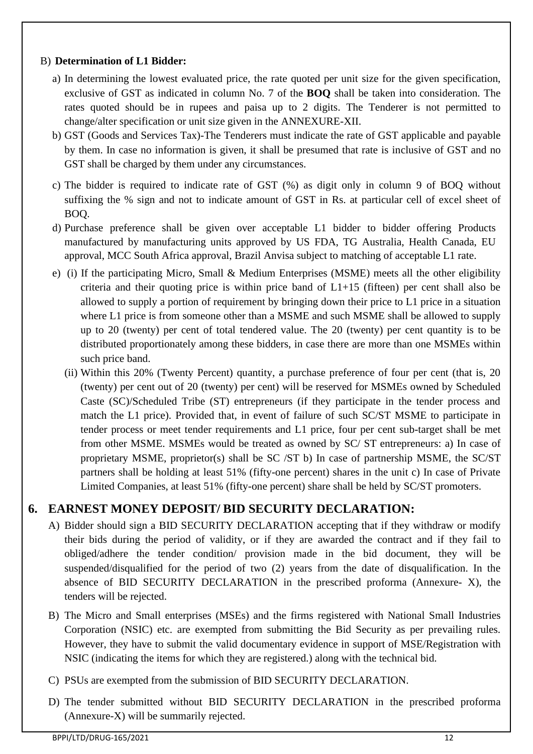B) **Determination of L1 Bidder:**

a) In determining the lowest evaluated price, the rate quoted per unit size for the given specification, exclusive of GST as indicated in column No. 7 of the **BOQ** shall be taken into consideration. The rates quoted should be in rupees and paisa up to 2 digits. The Tenderer is not permitted to change/alter specification or unit size given in the ANNEXURE-XII.

b) GST (Goods and Services Tax)-The Tenderers must indicate the rate of GST applicable and payable by them. In case no information is given, it shall be presumed that rate is inclusive of GST and no GST shall be charged by them under any circumstances.

c) The bidder is required to indicate rate of GST (%) as digit only in column 9 of BOQ without suffixing the % sign and not to indicate amount of GST in Rs. at particular cell of excel sheet of BOQ.

d) Purchase preference shall be given over acceptable L1 bidder to bidder offering Products manufactured by manufacturing units approved by US FDA, TG Australia, Health Canada, EU approval, MCC South Africa approval, Brazil Anvisa subject to matching of acceptable L1 rate.

e) (i) If the participating Micro, Small & Medium Enterprises (MSME) meets all the other eligibility criteria and their quoting price is within price band of L1+15 (fifteen) per cent shall also be allowed to supply a portion of requirement by bringing down their price to L1 price in a situation where L1 price is from someone other than a MSME and such MSME shall be allowed to supply up to 20 (twenty) per cent of total tendered value. The 20 (twenty) per cent quantity is to be distributed proportionately among these bidders, in case there are more than one MSMEs within such price band.

(ii) Within this 20% (Twenty Percent) quantity, a purchase preference of four per cent (that is, 20 (twenty) per cent out of 20 (twenty) per cent) will be reserved for MSMEs owned by Scheduled Caste (SC)/Scheduled Tribe (ST) entrepreneurs (if they participate in the tender process and match the L1 price). Provided that, in event of failure of such SC/ST MSME to participate in tender process or meet tender requirements and L1 price, four per cent sub-target shall be met from other MSME. MSMEs would be treated as owned by SC/ ST entrepreneurs: a) In case of proprietary MSME, proprietor(s) shall be SC /ST b) In case of partnership MSME, the SC/ST partners shall be holding at least 51% (fifty-one percent) shares in the unit c) In case of Private Limited Companies, at least 51% (fifty-one percent) share shall be held by SC/ST promoters.

## 6. EARNEST MONEY DEPOSIT/ BID SECURITY DECLARATION:

A) Bidder should sign a BID SECURITY DECLARATION accepting that if they withdraw or modify their bids during the period of validity, or if they are awarded the contract and if they fail to obliged/adhere the tender condition/ provision made in the bid document, they will be suspended/disqualified for the period of two (2) years from the date of disqualification. In the absence of BID SECURITY DECLARATION in the prescribed proforma (Annexure- X), the tenders will be rejected.

B) The Micro and Small enterprises (MSEs) and the firms registered with National Small Industries Corporation (NSIC) etc. are exempted from submitting the Bid Security as per prevailing rules. However, they have to submit the valid documentary evidence in support of MSE/Registration with NSIC (indicating the items for which they are registered.) along with the technical bid.

C) PSUs are exempted from the submission of BID SECURITY DECLARATION.

D) The tender submitted without BID SECURITY DECLARATION in the prescribed proforma (Annexure-X) will be summarily rejected.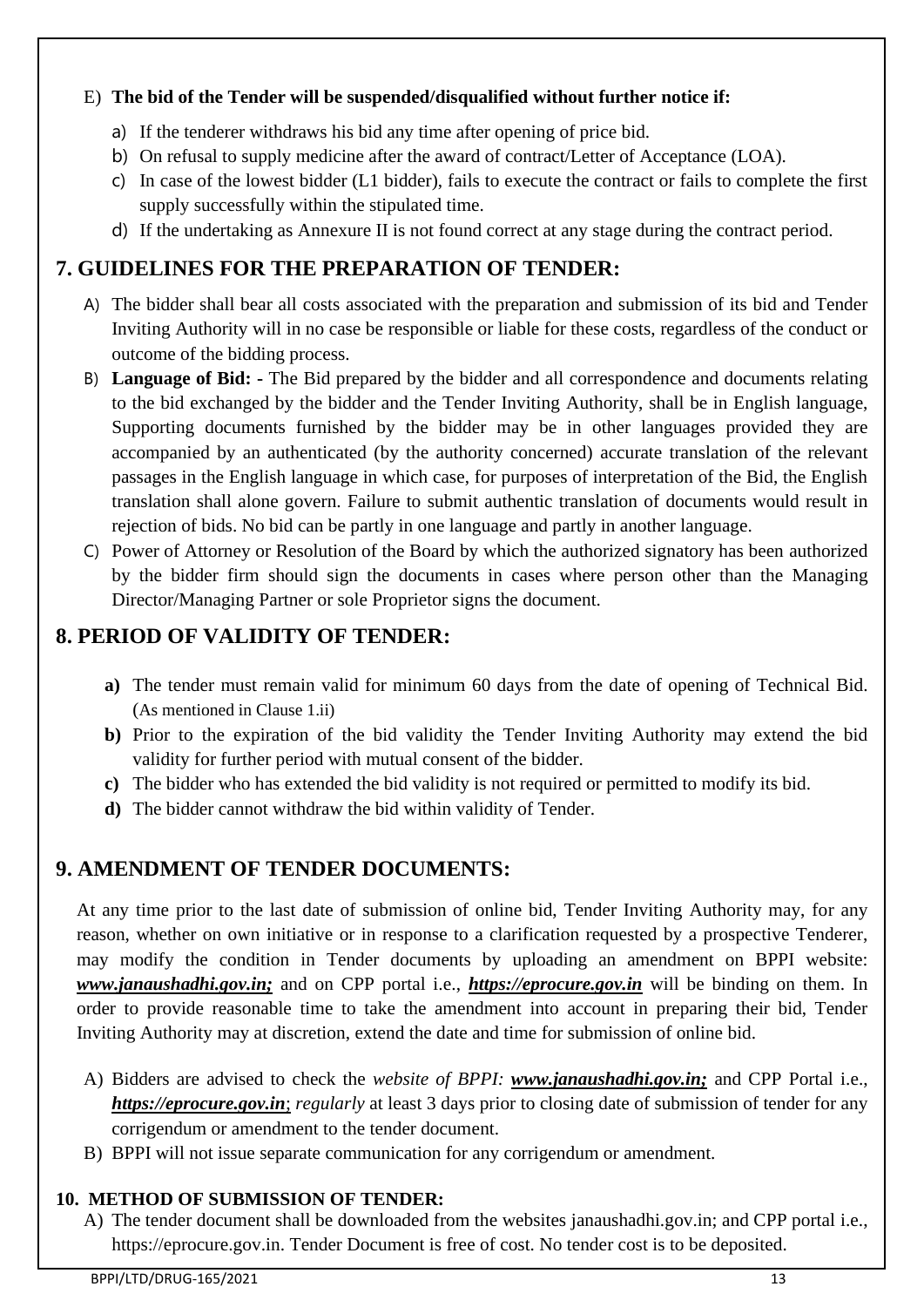E) **The bid of the Tender will be suspended/disqualified without further notice if:**

a) If the tenderer withdraws his bid any time after opening of price bid.

b) On refusal to supply medicine after the award of contract/Letter of Acceptance (LOA).

c) In case of the lowest bidder (L1 bidder), fails to execute the contract or fails to complete the first supply successfully within the stipulated time.

d) If the undertaking as Annexure II is not found correct at any stage during the contract period.

## 7. GUIDELINES FOR THE PREPARATION OF TENDER:

A) The bidder shall bear all costs associated with the preparation and submission of its bid and Tender Inviting Authority will in no case be responsible or liable for these costs, regardless of the conduct or outcome of the bidding process.

B) **Language of Bid: -** The Bid prepared by the bidder and all correspondence and documents relating to the bid exchanged by the bidder and the Tender Inviting Authority, shall be in English language, Supporting documents furnished by the bidder may be in other languages provided they are accompanied by an authenticated (by the authority concerned) accurate translation of the relevant passages in the English language in which case, for purposes of interpretation of the Bid, the English translation shall alone govern. Failure to submit authentic translation of documents would result in rejection of bids. No bid can be partly in one language and partly in another language.

C) Power of Attorney or Resolution of the Board by which the authorized signatory has been authorized by the bidder firm should sign the documents in cases where person other than the Managing Director/Managing Partner or sole Proprietor signs the document.

## 8. PERIOD OF VALIDITY OF TENDER:

**a)** The tender must remain valid for minimum 60 days from the date of opening of Technical Bid. (As mentioned in Clause 1.ii)

**b)** Prior to the expiration of the bid validity the Tender Inviting Authority may extend the bid validity for further period with mutual consent of the bidder.

**c)** The bidder who has extended the bid validity is not required or permitted to modify its bid.

**d)** The bidder cannot withdraw the bid within validity of Tender.

## 9. AMENDMENT OF TENDER DOCUMENTS:

At any time prior to the last date of submission of online bid, Tender Inviting Authority may, for any reason, whether on own initiative or in response to a clarification requested by a prospective Tenderer, may modify the condition in Tender documents by uploading an amendment on BPPI website: ***www.janaushadhi.gov.in;*** and on CPP portal i.e., ***https://eprocure.gov.in*** will be binding on them. In order to provide reasonable time to take the amendment into account in preparing their bid, Tender Inviting Authority may at discretion, extend the date and time for submission of online bid.

A) Bidders are advised to check the *website of BPPI:* ***www.janaushadhi.gov.in;*** and CPP Portal i.e., ***https://eprocure.gov.in***; *regularly* at least 3 days prior to closing date of submission of tender for any corrigendum or amendment to the tender document.

B) BPPI will not issue separate communication for any corrigendum or amendment.

### 10. METHOD OF SUBMISSION OF TENDER:

A) The tender document shall be downloaded from the websites janaushadhi.gov.in; and CPP portal i.e., https://eprocure.gov.in. Tender Document is free of cost. No tender cost is to be deposited.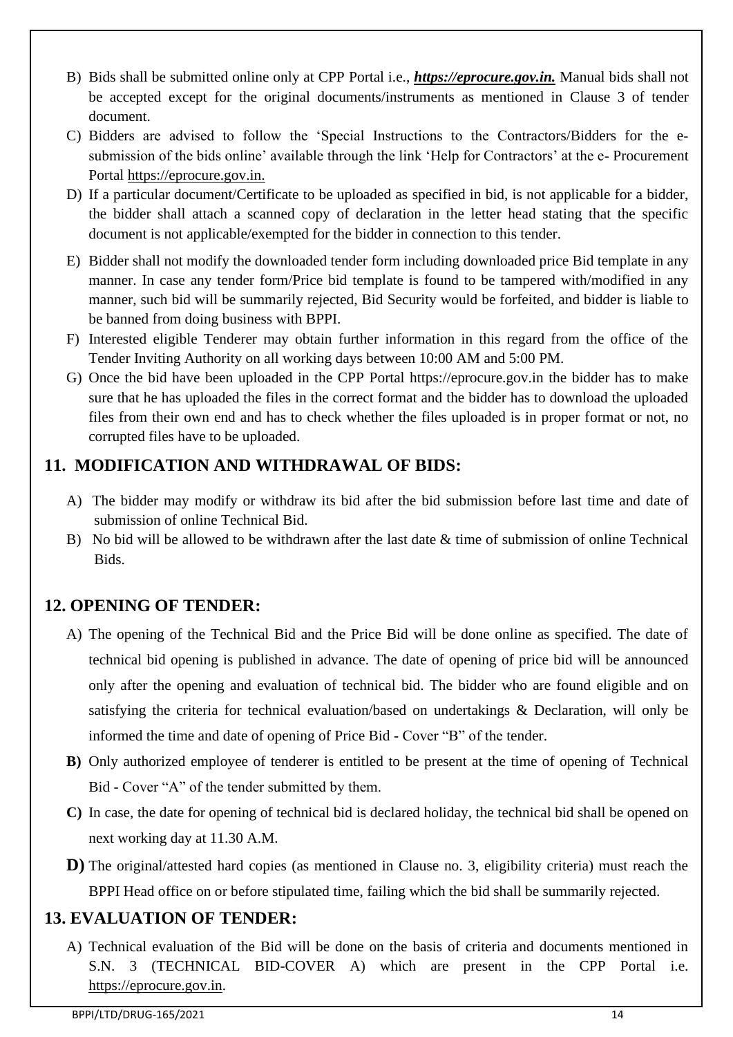B) Bids shall be submitted online only at CPP Portal i.e., ***https://eprocure.gov.in.*** Manual bids shall not be accepted except for the original documents/instruments as mentioned in Clause 3 of tender document.

C) Bidders are advised to follow the 'Special Instructions to the Contractors/Bidders for the e-submission of the bids online' available through the link 'Help for Contractors' at the e- Procurement Portal https://eprocure.gov.in.

D) If a particular document/Certificate to be uploaded as specified in bid, is not applicable for a bidder, the bidder shall attach a scanned copy of declaration in the letter head stating that the specific document is not applicable/exempted for the bidder in connection to this tender.

E) Bidder shall not modify the downloaded tender form including downloaded price Bid template in any manner. In case any tender form/Price bid template is found to be tampered with/modified in any manner, such bid will be summarily rejected, Bid Security would be forfeited, and bidder is liable to be banned from doing business with BPPI.

F) Interested eligible Tenderer may obtain further information in this regard from the office of the Tender Inviting Authority on all working days between 10:00 AM and 5:00 PM.

G) Once the bid have been uploaded in the CPP Portal https://eprocure.gov.in the bidder has to make sure that he has uploaded the files in the correct format and the bidder has to download the uploaded files from their own end and has to check whether the files uploaded is in proper format or not, no corrupted files have to be uploaded.

## 11. MODIFICATION AND WITHDRAWAL OF BIDS:

A) The bidder may modify or withdraw its bid after the bid submission before last time and date of submission of online Technical Bid.

B) No bid will be allowed to be withdrawn after the last date & time of submission of online Technical Bids.

## 12. OPENING OF TENDER:

A) The opening of the Technical Bid and the Price Bid will be done online as specified. The date of technical bid opening is published in advance. The date of opening of price bid will be announced only after the opening and evaluation of technical bid. The bidder who are found eligible and on satisfying the criteria for technical evaluation/based on undertakings & Declaration, will only be informed the time and date of opening of Price Bid - Cover "B" of the tender.

**B)** Only authorized employee of tenderer is entitled to be present at the time of opening of Technical Bid - Cover "A" of the tender submitted by them.

**C)** In case, the date for opening of technical bid is declared holiday, the technical bid shall be opened on next working day at 11.30 A.M.

**D)** The original/attested hard copies (as mentioned in Clause no. 3, eligibility criteria) must reach the BPPI Head office on or before stipulated time, failing which the bid shall be summarily rejected.

## 13. EVALUATION OF TENDER:

A) Technical evaluation of the Bid will be done on the basis of criteria and documents mentioned in S.N. 3 (TECHNICAL BID-COVER A) which are present in the CPP Portal i.e. https://eprocure.gov.in.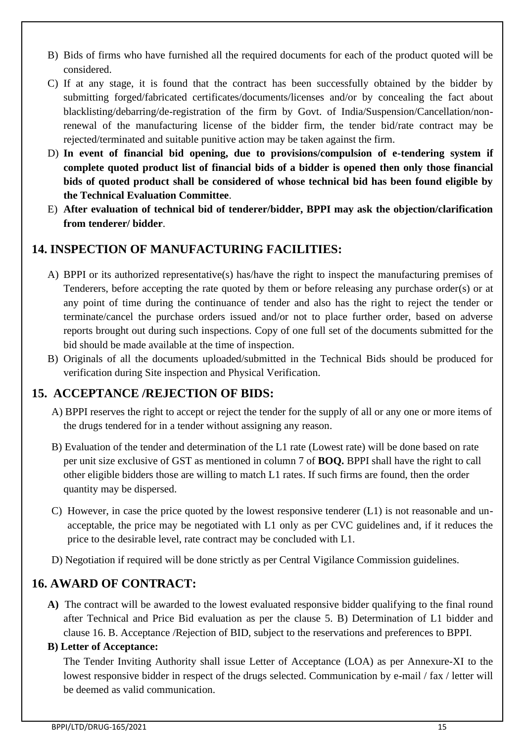B) Bids of firms who have furnished all the required documents for each of the product quoted will be considered.

C) If at any stage, it is found that the contract has been successfully obtained by the bidder by submitting forged/fabricated certificates/documents/licenses and/or by concealing the fact about blacklisting/debarring/de-registration of the firm by Govt. of India/Suspension/Cancellation/non-renewal of the manufacturing license of the bidder firm, the tender bid/rate contract may be rejected/terminated and suitable punitive action may be taken against the firm.

D) **In event of financial bid opening, due to provisions/compulsion of e-tendering system if complete quoted product list of financial bids of a bidder is opened then only those financial bids of quoted product shall be considered of whose technical bid has been found eligible by the Technical Evaluation Committee**.

E) **After evaluation of technical bid of tenderer/bidder, BPPI may ask the objection/clarification from tenderer/ bidder**.

## 14. INSPECTION OF MANUFACTURING FACILITIES:

A) BPPI or its authorized representative(s) has/have the right to inspect the manufacturing premises of Tenderers, before accepting the rate quoted by them or before releasing any purchase order(s) or at any point of time during the continuance of tender and also has the right to reject the tender or terminate/cancel the purchase orders issued and/or not to place further order, based on adverse reports brought out during such inspections. Copy of one full set of the documents submitted for the bid should be made available at the time of inspection.

B) Originals of all the documents uploaded/submitted in the Technical Bids should be produced for verification during Site inspection and Physical Verification.

## 15. ACCEPTANCE /REJECTION OF BIDS:

A) BPPI reserves the right to accept or reject the tender for the supply of all or any one or more items of the drugs tendered for in a tender without assigning any reason.

B) Evaluation of the tender and determination of the L1 rate (Lowest rate) will be done based on rate per unit size exclusive of GST as mentioned in column 7 of **BOQ.** BPPI shall have the right to call other eligible bidders those are willing to match L1 rates. If such firms are found, then the order quantity may be dispersed.

C) However, in case the price quoted by the lowest responsive tenderer (L1) is not reasonable and un-acceptable, the price may be negotiated with L1 only as per CVC guidelines and, if it reduces the price to the desirable level, rate contract may be concluded with L1.

D) Negotiation if required will be done strictly as per Central Vigilance Commission guidelines.

## 16. AWARD OF CONTRACT:

**A)** The contract will be awarded to the lowest evaluated responsive bidder qualifying to the final round after Technical and Price Bid evaluation as per the clause 5. B) Determination of L1 bidder and clause 16. B. Acceptance /Rejection of BID, subject to the reservations and preferences to BPPI.

**B) Letter of Acceptance:**

The Tender Inviting Authority shall issue Letter of Acceptance (LOA) as per Annexure-XI to the lowest responsive bidder in respect of the drugs selected. Communication by e-mail / fax / letter will be deemed as valid communication.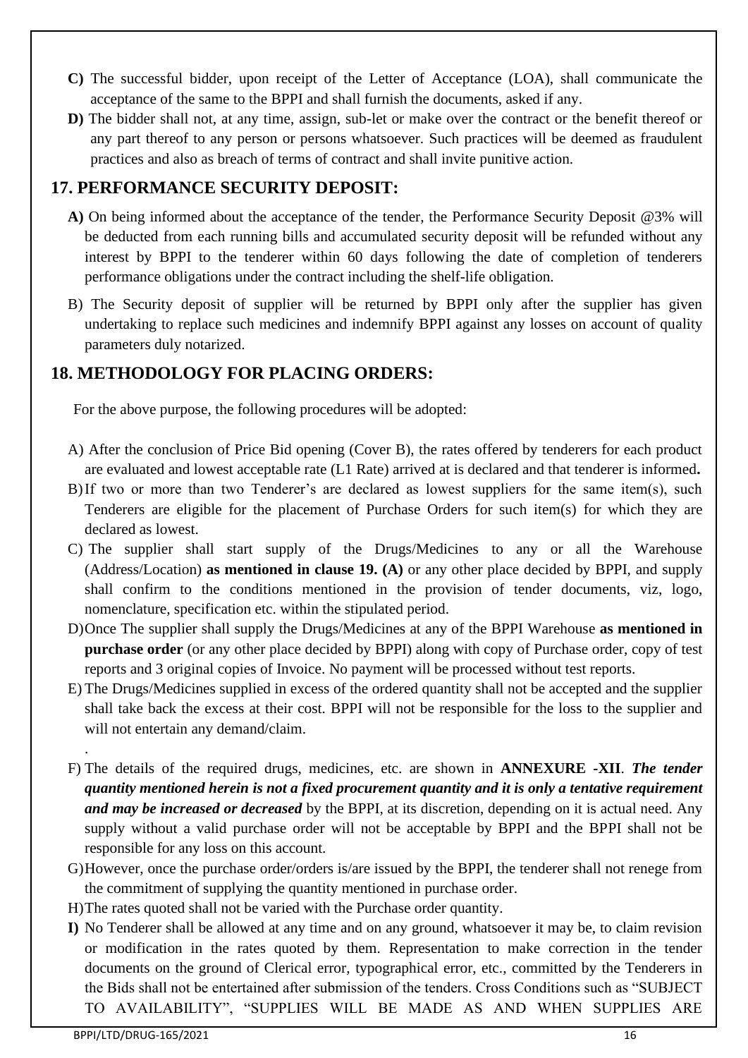**C)** The successful bidder, upon receipt of the Letter of Acceptance (LOA), shall communicate the acceptance of the same to the BPPI and shall furnish the documents, asked if any.

**D)** The bidder shall not, at any time, assign, sub-let or make over the contract or the benefit thereof or any part thereof to any person or persons whatsoever. Such practices will be deemed as fraudulent practices and also as breach of terms of contract and shall invite punitive action.

## 17. PERFORMANCE SECURITY DEPOSIT:

**A)** On being informed about the acceptance of the tender, the Performance Security Deposit @3% will be deducted from each running bills and accumulated security deposit will be refunded without any interest by BPPI to the tenderer within 60 days following the date of completion of tenderers performance obligations under the contract including the shelf-life obligation.

B) The Security deposit of supplier will be returned by BPPI only after the supplier has given undertaking to replace such medicines and indemnify BPPI against any losses on account of quality parameters duly notarized.

## 18. METHODOLOGY FOR PLACING ORDERS:

For the above purpose, the following procedures will be adopted:

A) After the conclusion of Price Bid opening (Cover B), the rates offered by tenderers for each product are evaluated and lowest acceptable rate (L1 Rate) arrived at is declared and that tenderer is informed**.**

B) If two or more than two Tenderer's are declared as lowest suppliers for the same item(s), such Tenderers are eligible for the placement of Purchase Orders for such item(s) for which they are declared as lowest.

C) The supplier shall start supply of the Drugs/Medicines to any or all the Warehouse (Address/Location) **as mentioned in clause 19. (A)** or any other place decided by BPPI, and supply shall confirm to the conditions mentioned in the provision of tender documents, viz, logo, nomenclature, specification etc. within the stipulated period.

D) Once The supplier shall supply the Drugs/Medicines at any of the BPPI Warehouse **as mentioned in purchase order** (or any other place decided by BPPI) along with copy of Purchase order, copy of test reports and 3 original copies of Invoice. No payment will be processed without test reports.

E) The Drugs/Medicines supplied in excess of the ordered quantity shall not be accepted and the supplier shall take back the excess at their cost. BPPI will not be responsible for the loss to the supplier and will not entertain any demand/claim.

.

F) The details of the required drugs, medicines, etc. are shown in **ANNEXURE -XII**. ***The tender quantity mentioned herein is not a fixed procurement quantity and it is only a tentative requirement and may be increased or decreased*** by the BPPI, at its discretion, depending on it is actual need. Any supply without a valid purchase order will not be acceptable by BPPI and the BPPI shall not be responsible for any loss on this account.

G) However, once the purchase order/orders is/are issued by the BPPI, the tenderer shall not renege from the commitment of supplying the quantity mentioned in purchase order.

H) The rates quoted shall not be varied with the Purchase order quantity.

**I)** No Tenderer shall be allowed at any time and on any ground, whatsoever it may be, to claim revision or modification in the rates quoted by them. Representation to make correction in the tender documents on the ground of Clerical error, typographical error, etc., committed by the Tenderers in the Bids shall not be entertained after submission of the tenders. Cross Conditions such as "SUBJECT TO AVAILABILITY", "SUPPLIES WILL BE MADE AS AND WHEN SUPPLIES ARE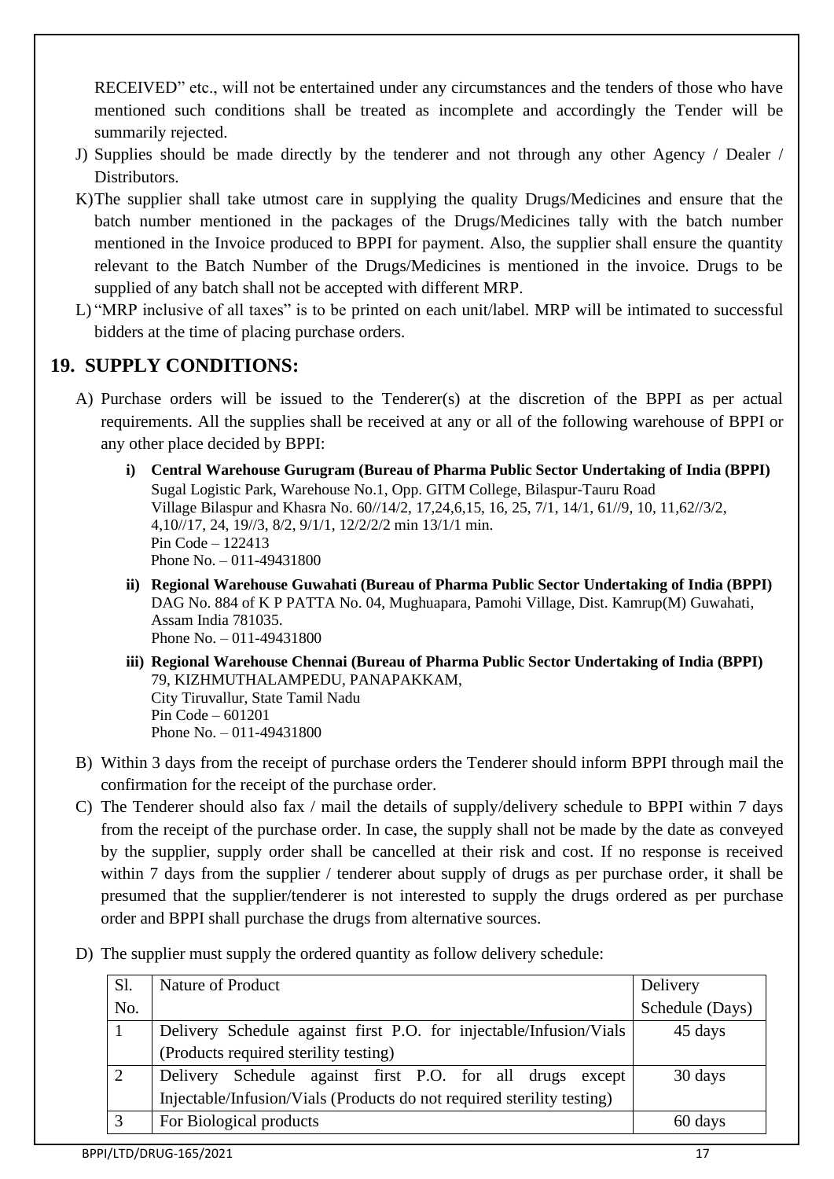RECEIVED" etc., will not be entertained under any circumstances and the tenders of those who have mentioned such conditions shall be treated as incomplete and accordingly the Tender will be summarily rejected.

J) Supplies should be made directly by the tenderer and not through any other Agency / Dealer / Distributors.

K) The supplier shall take utmost care in supplying the quality Drugs/Medicines and ensure that the batch number mentioned in the packages of the Drugs/Medicines tally with the batch number mentioned in the Invoice produced to BPPI for payment. Also, the supplier shall ensure the quantity relevant to the Batch Number of the Drugs/Medicines is mentioned in the invoice. Drugs to be supplied of any batch shall not be accepted with different MRP.

L) "MRP inclusive of all taxes" is to be printed on each unit/label. MRP will be intimated to successful bidders at the time of placing purchase orders.

## 19. SUPPLY CONDITIONS:

A) Purchase orders will be issued to the Tenderer(s) at the discretion of the BPPI as per actual requirements. All the supplies shall be received at any or all of the following warehouse of BPPI or any other place decided by BPPI:

   i) **Central Warehouse Gurugram (Bureau of Pharma Public Sector Undertaking of India (BPPI)**
   Sugal Logistic Park, Warehouse No.1, Opp. GITM College, Bilaspur-Tauru Road
   Village Bilaspur and Khasra No. 60//14/2, 17,24,6,15, 16, 25, 7/1, 14/1, 61//9, 10, 11,62//3/2, 4,10//17, 24, 19//3, 8/2, 9/1/1, 12/2/2/2 min 13/1/1 min.
   Pin Code – 122413
   Phone No. – 011-49431800

   ii) **Regional Warehouse Guwahati (Bureau of Pharma Public Sector Undertaking of India (BPPI)**
   DAG No. 884 of K P PATTA No. 04, Mughuapara, Pamohi Village, Dist. Kamrup(M) Guwahati, Assam India 781035.
   Phone No. – 011-49431800

   iii) **Regional Warehouse Chennai (Bureau of Pharma Public Sector Undertaking of India (BPPI)**
   79, KIZHMUTHALAMPEDU, PANAPAKKAM,
   City Tiruvallur, State Tamil Nadu
   Pin Code – 601201
   Phone No. – 011-49431800

B) Within 3 days from the receipt of purchase orders the Tenderer should inform BPPI through mail the confirmation for the receipt of the purchase order.

C) The Tenderer should also fax / mail the details of supply/delivery schedule to BPPI within 7 days from the receipt of the purchase order. In case, the supply shall not be made by the date as conveyed by the supplier, supply order shall be cancelled at their risk and cost. If no response is received within 7 days from the supplier / tenderer about supply of drugs as per purchase order, it shall be presumed that the supplier/tenderer is not interested to supply the drugs ordered as per purchase order and BPPI shall purchase the drugs from alternative sources.

D) The supplier must supply the ordered quantity as follow delivery schedule:

| Sl. No. | Nature of Product | Delivery Schedule (Days) |
|---|---|---|
| 1 | Delivery Schedule against first P.O. for injectable/Infusion/Vials (Products required sterility testing) | 45 days |
| 2 | Delivery Schedule against first P.O. for all drugs except Injectable/Infusion/Vials (Products do not required sterility testing) | 30 days |
| 3 | For Biological products | 60 days |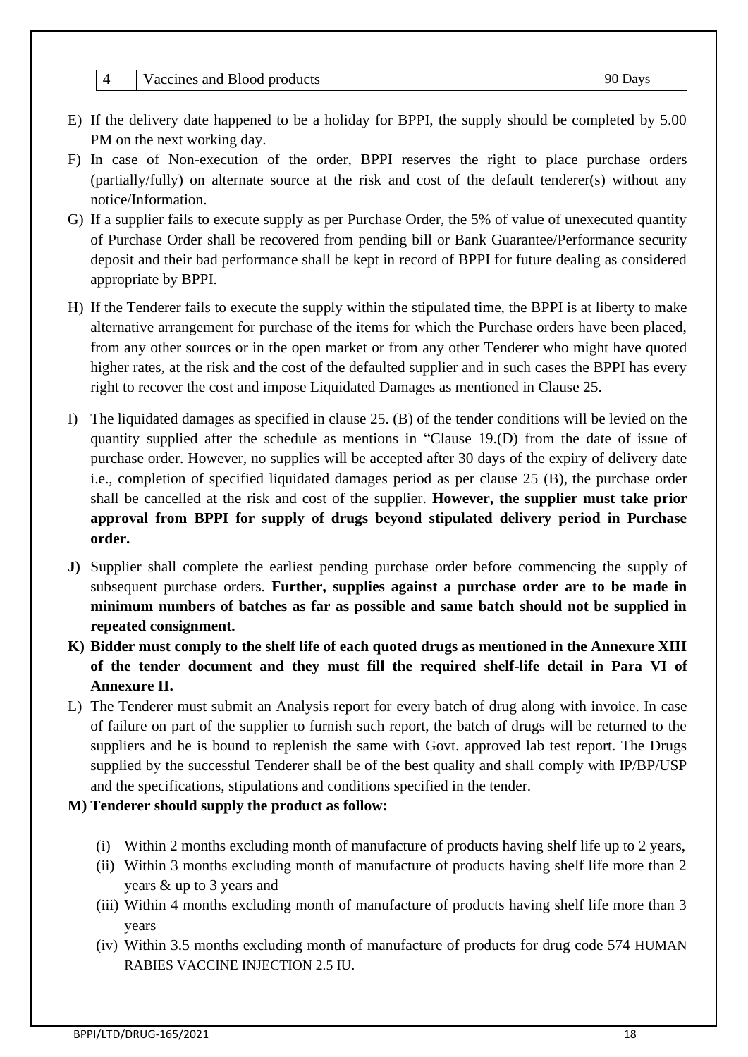| 4 | Vaccines and Blood products | 90 Days |
|---|---|---|

E) If the delivery date happened to be a holiday for BPPI, the supply should be completed by 5.00 PM on the next working day.

F) In case of Non-execution of the order, BPPI reserves the right to place purchase orders (partially/fully) on alternate source at the risk and cost of the default tenderer(s) without any notice/Information.

G) If a supplier fails to execute supply as per Purchase Order, the 5% of value of unexecuted quantity of Purchase Order shall be recovered from pending bill or Bank Guarantee/Performance security deposit and their bad performance shall be kept in record of BPPI for future dealing as considered appropriate by BPPI.

H) If the Tenderer fails to execute the supply within the stipulated time, the BPPI is at liberty to make alternative arrangement for purchase of the items for which the Purchase orders have been placed, from any other sources or in the open market or from any other Tenderer who might have quoted higher rates, at the risk and the cost of the defaulted supplier and in such cases the BPPI has every right to recover the cost and impose Liquidated Damages as mentioned in Clause 25.

I) The liquidated damages as specified in clause 25. (B) of the tender conditions will be levied on the quantity supplied after the schedule as mentions in "Clause 19.(D) from the date of issue of purchase order. However, no supplies will be accepted after 30 days of the expiry of delivery date i.e., completion of specified liquidated damages period as per clause 25 (B), the purchase order shall be cancelled at the risk and cost of the supplier. **However, the supplier must take prior approval from BPPI for supply of drugs beyond stipulated delivery period in Purchase order.**

**J)** Supplier shall complete the earliest pending purchase order before commencing the supply of subsequent purchase orders. **Further, supplies against a purchase order are to be made in minimum numbers of batches as far as possible and same batch should not be supplied in repeated consignment.**

**K) Bidder must comply to the shelf life of each quoted drugs as mentioned in the Annexure XIII of the tender document and they must fill the required shelf-life detail in Para VI of Annexure II.**

L) The Tenderer must submit an Analysis report for every batch of drug along with invoice. In case of failure on part of the supplier to furnish such report, the batch of drugs will be returned to the suppliers and he is bound to replenish the same with Govt. approved lab test report. The Drugs supplied by the successful Tenderer shall be of the best quality and shall comply with IP/BP/USP and the specifications, stipulations and conditions specified in the tender.

**M) Tenderer should supply the product as follow:**

(i) Within 2 months excluding month of manufacture of products having shelf life up to 2 years,

(ii) Within 3 months excluding month of manufacture of products having shelf life more than 2 years & up to 3 years and

(iii) Within 4 months excluding month of manufacture of products having shelf life more than 3 years

(iv) Within 3.5 months excluding month of manufacture of products for drug code 574 HUMAN RABIES VACCINE INJECTION 2.5 IU.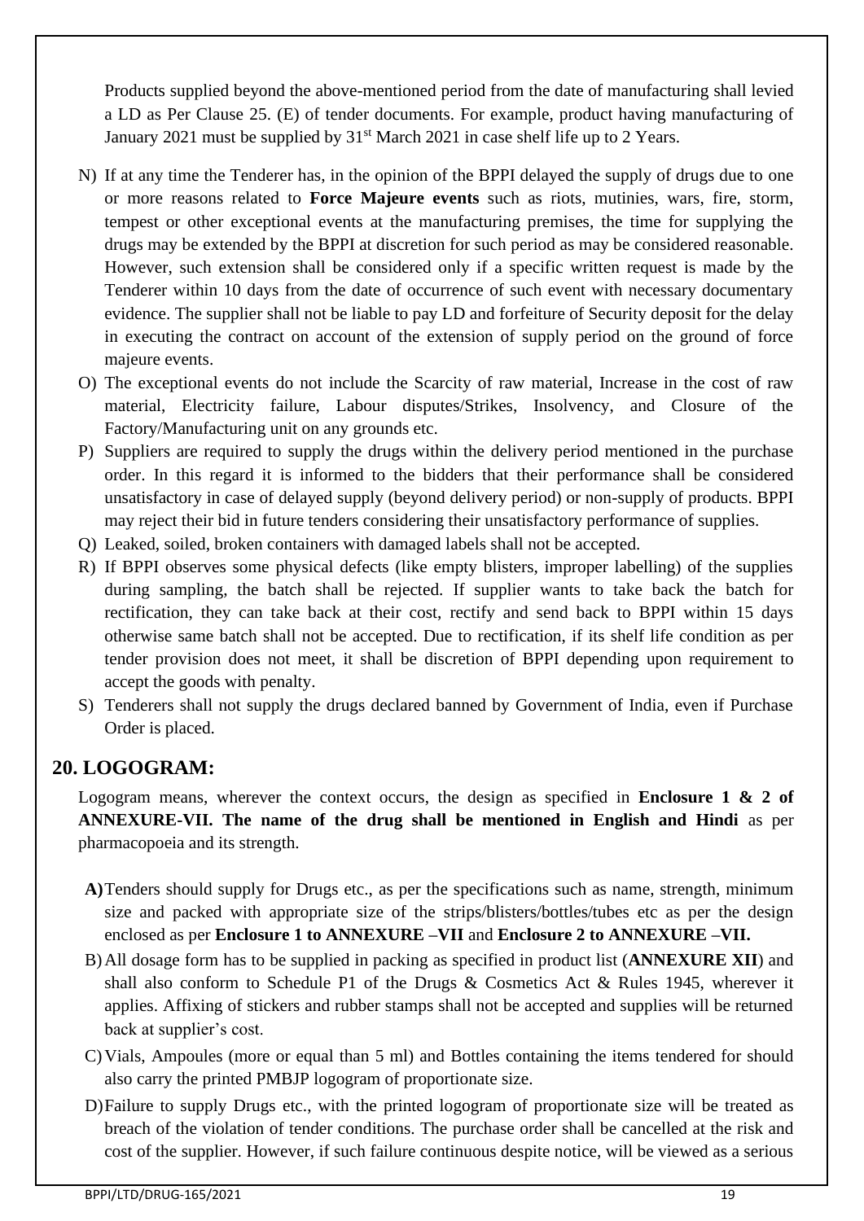Products supplied beyond the above-mentioned period from the date of manufacturing shall levied a LD as Per Clause 25. (E) of tender documents. For example, product having manufacturing of January 2021 must be supplied by 31st March 2021 in case shelf life up to 2 Years.

N) If at any time the Tenderer has, in the opinion of the BPPI delayed the supply of drugs due to one or more reasons related to **Force Majeure events** such as riots, mutinies, wars, fire, storm, tempest or other exceptional events at the manufacturing premises, the time for supplying the drugs may be extended by the BPPI at discretion for such period as may be considered reasonable. However, such extension shall be considered only if a specific written request is made by the Tenderer within 10 days from the date of occurrence of such event with necessary documentary evidence. The supplier shall not be liable to pay LD and forfeiture of Security deposit for the delay in executing the contract on account of the extension of supply period on the ground of force majeure events.

O) The exceptional events do not include the Scarcity of raw material, Increase in the cost of raw material, Electricity failure, Labour disputes/Strikes, Insolvency, and Closure of the Factory/Manufacturing unit on any grounds etc.

P) Suppliers are required to supply the drugs within the delivery period mentioned in the purchase order. In this regard it is informed to the bidders that their performance shall be considered unsatisfactory in case of delayed supply (beyond delivery period) or non-supply of products. BPPI may reject their bid in future tenders considering their unsatisfactory performance of supplies.

Q) Leaked, soiled, broken containers with damaged labels shall not be accepted.

R) If BPPI observes some physical defects (like empty blisters, improper labelling) of the supplies during sampling, the batch shall be rejected. If supplier wants to take back the batch for rectification, they can take back at their cost, rectify and send back to BPPI within 15 days otherwise same batch shall not be accepted. Due to rectification, if its shelf life condition as per tender provision does not meet, it shall be discretion of BPPI depending upon requirement to accept the goods with penalty.

S) Tenderers shall not supply the drugs declared banned by Government of India, even if Purchase Order is placed.

## 20. LOGOGRAM:

Logogram means, wherever the context occurs, the design as specified in **Enclosure 1 & 2 of ANNEXURE-VII. The name of the drug shall be mentioned in English and Hindi** as per pharmacopoeia and its strength.

**A)** Tenders should supply for Drugs etc., as per the specifications such as name, strength, minimum size and packed with appropriate size of the strips/blisters/bottles/tubes etc as per the design enclosed as per **Enclosure 1 to ANNEXURE –VII** and **Enclosure 2 to ANNEXURE –VII.**

B) All dosage form has to be supplied in packing as specified in product list (**ANNEXURE XII**) and shall also conform to Schedule P1 of the Drugs & Cosmetics Act & Rules 1945, wherever it applies. Affixing of stickers and rubber stamps shall not be accepted and supplies will be returned back at supplier's cost.

C) Vials, Ampoules (more or equal than 5 ml) and Bottles containing the items tendered for should also carry the printed PMBJP logogram of proportionate size.

D) Failure to supply Drugs etc., with the printed logogram of proportionate size will be treated as breach of the violation of tender conditions. The purchase order shall be cancelled at the risk and cost of the supplier. However, if such failure continuous despite notice, will be viewed as a serious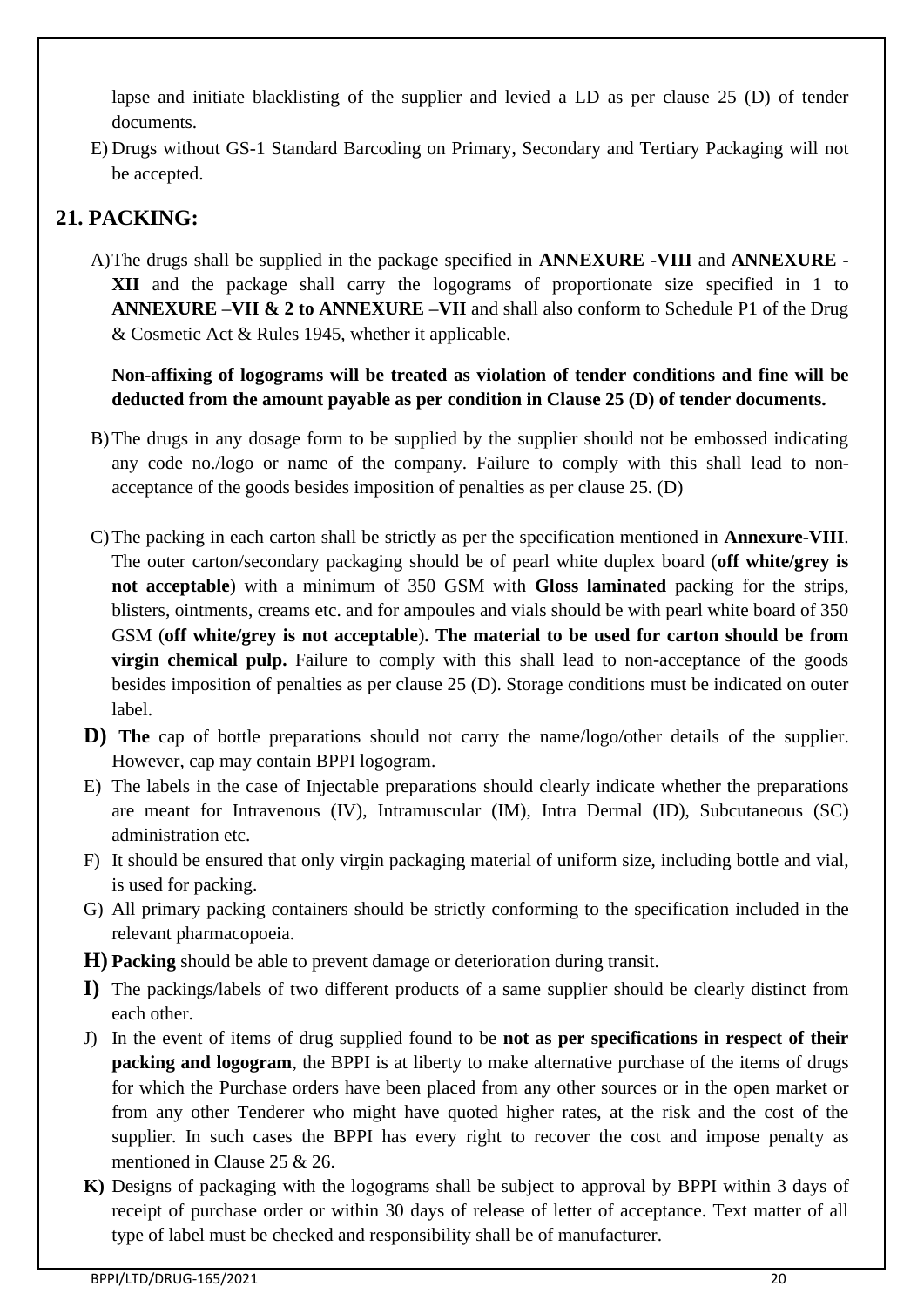lapse and initiate blacklisting of the supplier and levied a LD as per clause 25 (D) of tender documents.

E) Drugs without GS-1 Standard Barcoding on Primary, Secondary and Tertiary Packaging will not be accepted.

## 21. PACKING:

A) The drugs shall be supplied in the package specified in **ANNEXURE -VIII** and **ANNEXURE -XII** and the package shall carry the logograms of proportionate size specified in 1 to **ANNEXURE –VII & 2 to ANNEXURE –VII** and shall also conform to Schedule P1 of the Drug & Cosmetic Act & Rules 1945, whether it applicable.

**Non-affixing of logograms will be treated as violation of tender conditions and fine will be deducted from the amount payable as per condition in Clause 25 (D) of tender documents.**

B) The drugs in any dosage form to be supplied by the supplier should not be embossed indicating any code no./logo or name of the company. Failure to comply with this shall lead to non-acceptance of the goods besides imposition of penalties as per clause 25. (D)

C) The packing in each carton shall be strictly as per the specification mentioned in **Annexure-VIII**. The outer carton/secondary packaging should be of pearl white duplex board (**off white/grey is not acceptable**) with a minimum of 350 GSM with **Gloss laminated** packing for the strips, blisters, ointments, creams etc. and for ampoules and vials should be with pearl white board of 350 GSM (**off white/grey is not acceptable**). **The material to be used for carton should be from virgin chemical pulp.** Failure to comply with this shall lead to non-acceptance of the goods besides imposition of penalties as per clause 25 (D). Storage conditions must be indicated on outer label.

**D)** **The** cap of bottle preparations should not carry the name/logo/other details of the supplier. However, cap may contain BPPI logogram.

E) The labels in the case of Injectable preparations should clearly indicate whether the preparations are meant for Intravenous (IV), Intramuscular (IM), Intra Dermal (ID), Subcutaneous (SC) administration etc.

F) It should be ensured that only virgin packaging material of uniform size, including bottle and vial, is used for packing.

G) All primary packing containers should be strictly conforming to the specification included in the relevant pharmacopoeia.

**H)** **Packing** should be able to prevent damage or deterioration during transit.

**I)** The packings/labels of two different products of a same supplier should be clearly distinct from each other.

J) In the event of items of drug supplied found to be **not as per specifications in respect of their packing and logogram**, the BPPI is at liberty to make alternative purchase of the items of drugs for which the Purchase orders have been placed from any other sources or in the open market or from any other Tenderer who might have quoted higher rates, at the risk and the cost of the supplier. In such cases the BPPI has every right to recover the cost and impose penalty as mentioned in Clause 25 & 26.

**K)** Designs of packaging with the logograms shall be subject to approval by BPPI within 3 days of receipt of purchase order or within 30 days of release of letter of acceptance. Text matter of all type of label must be checked and responsibility shall be of manufacturer.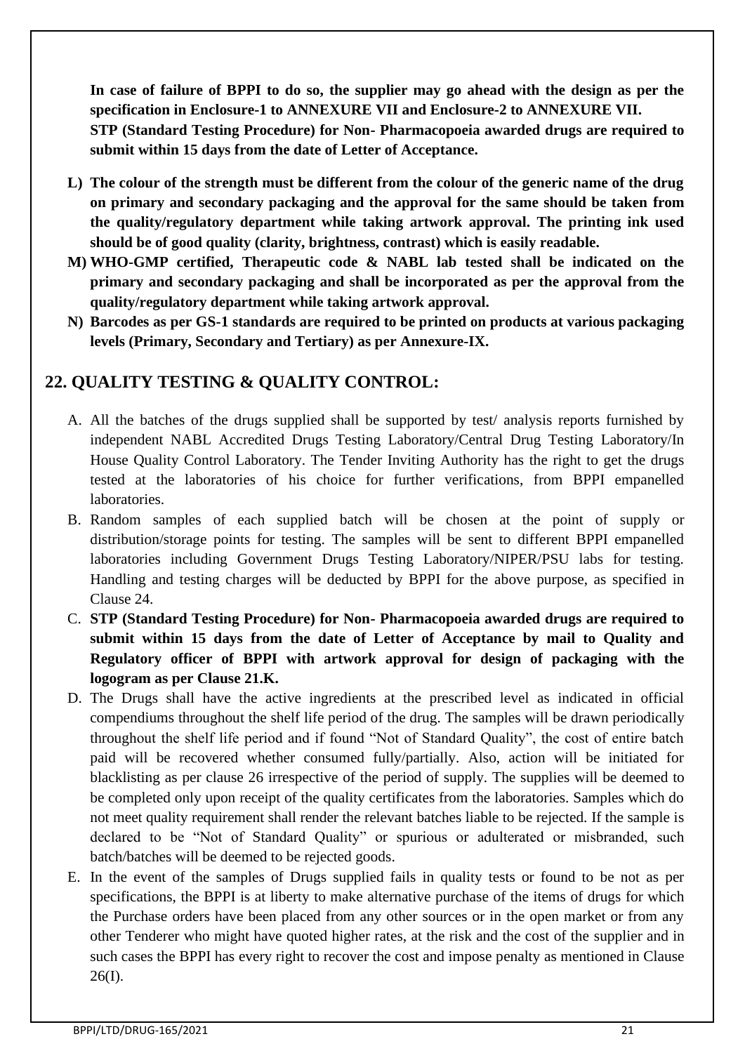**In case of failure of BPPI to do so, the supplier may go ahead with the design as per the specification in Enclosure-1 to ANNEXURE VII and Enclosure-2 to ANNEXURE VII.**
**STP (Standard Testing Procedure) for Non- Pharmacopoeia awarded drugs are required to submit within 15 days from the date of Letter of Acceptance.**

L) **The colour of the strength must be different from the colour of the generic name of the drug on primary and secondary packaging and the approval for the same should be taken from the quality/regulatory department while taking artwork approval. The printing ink used should be of good quality (clarity, brightness, contrast) which is easily readable.**

M) **WHO-GMP certified, Therapeutic code & NABL lab tested shall be indicated on the primary and secondary packaging and shall be incorporated as per the approval from the quality/regulatory department while taking artwork approval.**

N) **Barcodes as per GS-1 standards are required to be printed on products at various packaging levels (Primary, Secondary and Tertiary) as per Annexure-IX.**

## 22. QUALITY TESTING & QUALITY CONTROL:

A. All the batches of the drugs supplied shall be supported by test/ analysis reports furnished by independent NABL Accredited Drugs Testing Laboratory/Central Drug Testing Laboratory/In House Quality Control Laboratory. The Tender Inviting Authority has the right to get the drugs tested at the laboratories of his choice for further verifications, from BPPI empanelled laboratories.

B. Random samples of each supplied batch will be chosen at the point of supply or distribution/storage points for testing. The samples will be sent to different BPPI empanelled laboratories including Government Drugs Testing Laboratory/NIPER/PSU labs for testing. Handling and testing charges will be deducted by BPPI for the above purpose, as specified in Clause 24.

C. **STP (Standard Testing Procedure) for Non- Pharmacopoeia awarded drugs are required to submit within 15 days from the date of Letter of Acceptance by mail to Quality and Regulatory officer of BPPI with artwork approval for design of packaging with the logogram as per Clause 21.K.**

D. The Drugs shall have the active ingredients at the prescribed level as indicated in official compendiums throughout the shelf life period of the drug. The samples will be drawn periodically throughout the shelf life period and if found "Not of Standard Quality", the cost of entire batch paid will be recovered whether consumed fully/partially. Also, action will be initiated for blacklisting as per clause 26 irrespective of the period of supply. The supplies will be deemed to be completed only upon receipt of the quality certificates from the laboratories. Samples which do not meet quality requirement shall render the relevant batches liable to be rejected. If the sample is declared to be "Not of Standard Quality" or spurious or adulterated or misbranded, such batch/batches will be deemed to be rejected goods.

E. In the event of the samples of Drugs supplied fails in quality tests or found to be not as per specifications, the BPPI is at liberty to make alternative purchase of the items of drugs for which the Purchase orders have been placed from any other sources or in the open market or from any other Tenderer who might have quoted higher rates, at the risk and the cost of the supplier and in such cases the BPPI has every right to recover the cost and impose penalty as mentioned in Clause 26(I).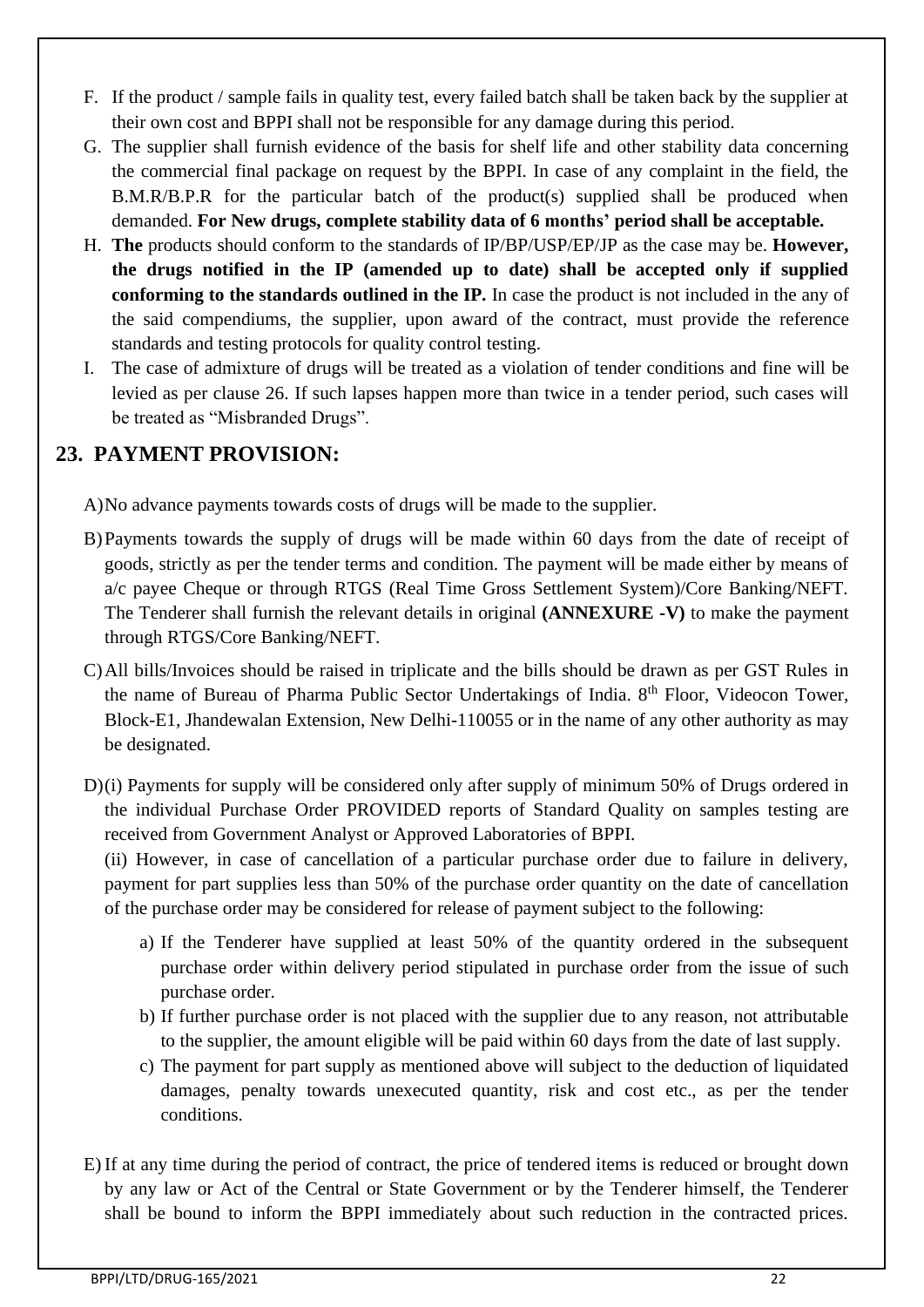F. If the product / sample fails in quality test, every failed batch shall be taken back by the supplier at their own cost and BPPI shall not be responsible for any damage during this period.

G. The supplier shall furnish evidence of the basis for shelf life and other stability data concerning the commercial final package on request by the BPPI. In case of any complaint in the field, the B.M.R/B.P.R for the particular batch of the product(s) supplied shall be produced when demanded. **For New drugs, complete stability data of 6 months' period shall be acceptable.**

H. **The** products should conform to the standards of IP/BP/USP/EP/JP as the case may be. **However, the drugs notified in the IP (amended up to date) shall be accepted only if supplied conforming to the standards outlined in the IP.** In case the product is not included in the any of the said compendiums, the supplier, upon award of the contract, must provide the reference standards and testing protocols for quality control testing.

I. The case of admixture of drugs will be treated as a violation of tender conditions and fine will be levied as per clause 26. If such lapses happen more than twice in a tender period, such cases will be treated as "Misbranded Drugs".

## 23. PAYMENT PROVISION:

A) No advance payments towards costs of drugs will be made to the supplier.

B) Payments towards the supply of drugs will be made within 60 days from the date of receipt of goods, strictly as per the tender terms and condition. The payment will be made either by means of a/c payee Cheque or through RTGS (Real Time Gross Settlement System)/Core Banking/NEFT. The Tenderer shall furnish the relevant details in original **(ANNEXURE -V)** to make the payment through RTGS/Core Banking/NEFT.

C) All bills/Invoices should be raised in triplicate and the bills should be drawn as per GST Rules in the name of Bureau of Pharma Public Sector Undertakings of India. 8th Floor, Videocon Tower, Block-E1, Jhandewalan Extension, New Delhi-110055 or in the name of any other authority as may be designated.

D) (i) Payments for supply will be considered only after supply of minimum 50% of Drugs ordered in the individual Purchase Order PROVIDED reports of Standard Quality on samples testing are received from Government Analyst or Approved Laboratories of BPPI.

(ii) However, in case of cancellation of a particular purchase order due to failure in delivery, payment for part supplies less than 50% of the purchase order quantity on the date of cancellation of the purchase order may be considered for release of payment subject to the following:

a) If the Tenderer have supplied at least 50% of the quantity ordered in the subsequent purchase order within delivery period stipulated in purchase order from the issue of such purchase order.

b) If further purchase order is not placed with the supplier due to any reason, not attributable to the supplier, the amount eligible will be paid within 60 days from the date of last supply.

c) The payment for part supply as mentioned above will subject to the deduction of liquidated damages, penalty towards unexecuted quantity, risk and cost etc., as per the tender conditions.

E) If at any time during the period of contract, the price of tendered items is reduced or brought down by any law or Act of the Central or State Government or by the Tenderer himself, the Tenderer shall be bound to inform the BPPI immediately about such reduction in the contracted prices.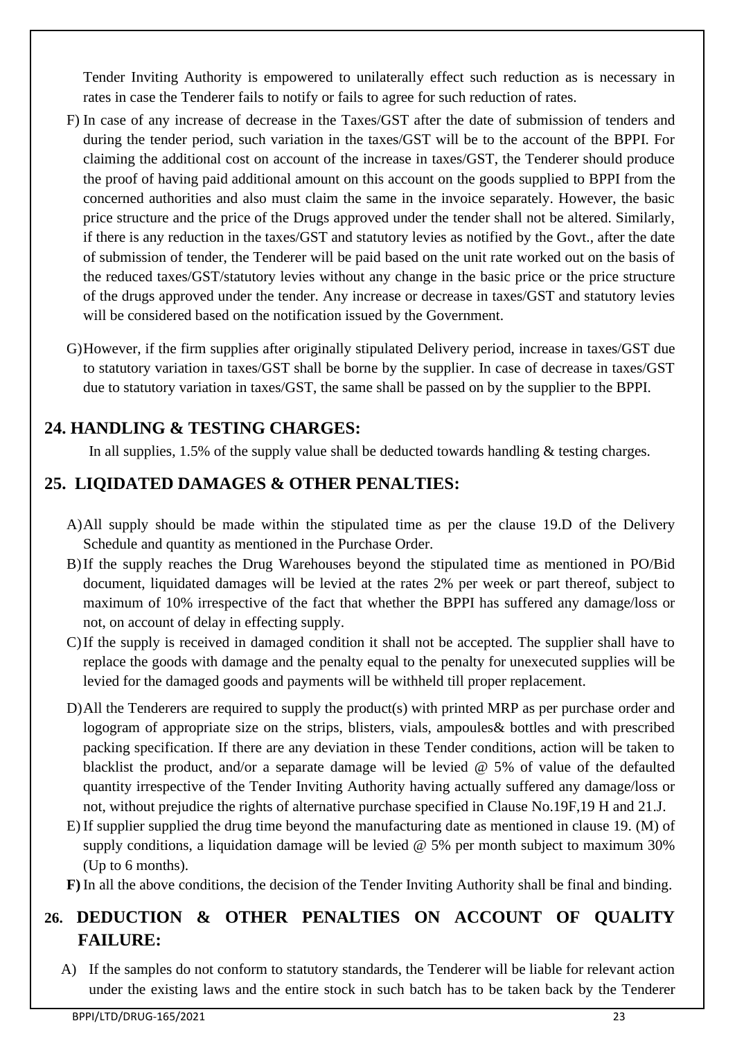Tender Inviting Authority is empowered to unilaterally effect such reduction as is necessary in rates in case the Tenderer fails to notify or fails to agree for such reduction of rates.

F) In case of any increase of decrease in the Taxes/GST after the date of submission of tenders and during the tender period, such variation in the taxes/GST will be to the account of the BPPI. For claiming the additional cost on account of the increase in taxes/GST, the Tenderer should produce the proof of having paid additional amount on this account on the goods supplied to BPPI from the concerned authorities and also must claim the same in the invoice separately. However, the basic price structure and the price of the Drugs approved under the tender shall not be altered. Similarly, if there is any reduction in the taxes/GST and statutory levies as notified by the Govt., after the date of submission of tender, the Tenderer will be paid based on the unit rate worked out on the basis of the reduced taxes/GST/statutory levies without any change in the basic price or the price structure of the drugs approved under the tender. Any increase or decrease in taxes/GST and statutory levies will be considered based on the notification issued by the Government.

G) However, if the firm supplies after originally stipulated Delivery period, increase in taxes/GST due to statutory variation in taxes/GST shall be borne by the supplier. In case of decrease in taxes/GST due to statutory variation in taxes/GST, the same shall be passed on by the supplier to the BPPI.

## 24. HANDLING & TESTING CHARGES:

In all supplies, 1.5% of the supply value shall be deducted towards handling & testing charges.

## 25. LIQIDATED DAMAGES & OTHER PENALTIES:

A) All supply should be made within the stipulated time as per the clause 19.D of the Delivery Schedule and quantity as mentioned in the Purchase Order.

B) If the supply reaches the Drug Warehouses beyond the stipulated time as mentioned in PO/Bid document, liquidated damages will be levied at the rates 2% per week or part thereof, subject to maximum of 10% irrespective of the fact that whether the BPPI has suffered any damage/loss or not, on account of delay in effecting supply.

C) If the supply is received in damaged condition it shall not be accepted. The supplier shall have to replace the goods with damage and the penalty equal to the penalty for unexecuted supplies will be levied for the damaged goods and payments will be withheld till proper replacement.

D) All the Tenderers are required to supply the product(s) with printed MRP as per purchase order and logogram of appropriate size on the strips, blisters, vials, ampoules& bottles and with prescribed packing specification. If there are any deviation in these Tender conditions, action will be taken to blacklist the product, and/or a separate damage will be levied @ 5% of value of the defaulted quantity irrespective of the Tender Inviting Authority having actually suffered any damage/loss or not, without prejudice the rights of alternative purchase specified in Clause No.19F,19 H and 21.J.

E) If supplier supplied the drug time beyond the manufacturing date as mentioned in clause 19. (M) of supply conditions, a liquidation damage will be levied @ 5% per month subject to maximum 30% (Up to 6 months).

**F)** In all the above conditions, the decision of the Tender Inviting Authority shall be final and binding.

## 26. DEDUCTION & OTHER PENALTIES ON ACCOUNT OF QUALITY FAILURE:

A) If the samples do not conform to statutory standards, the Tenderer will be liable for relevant action under the existing laws and the entire stock in such batch has to be taken back by the Tenderer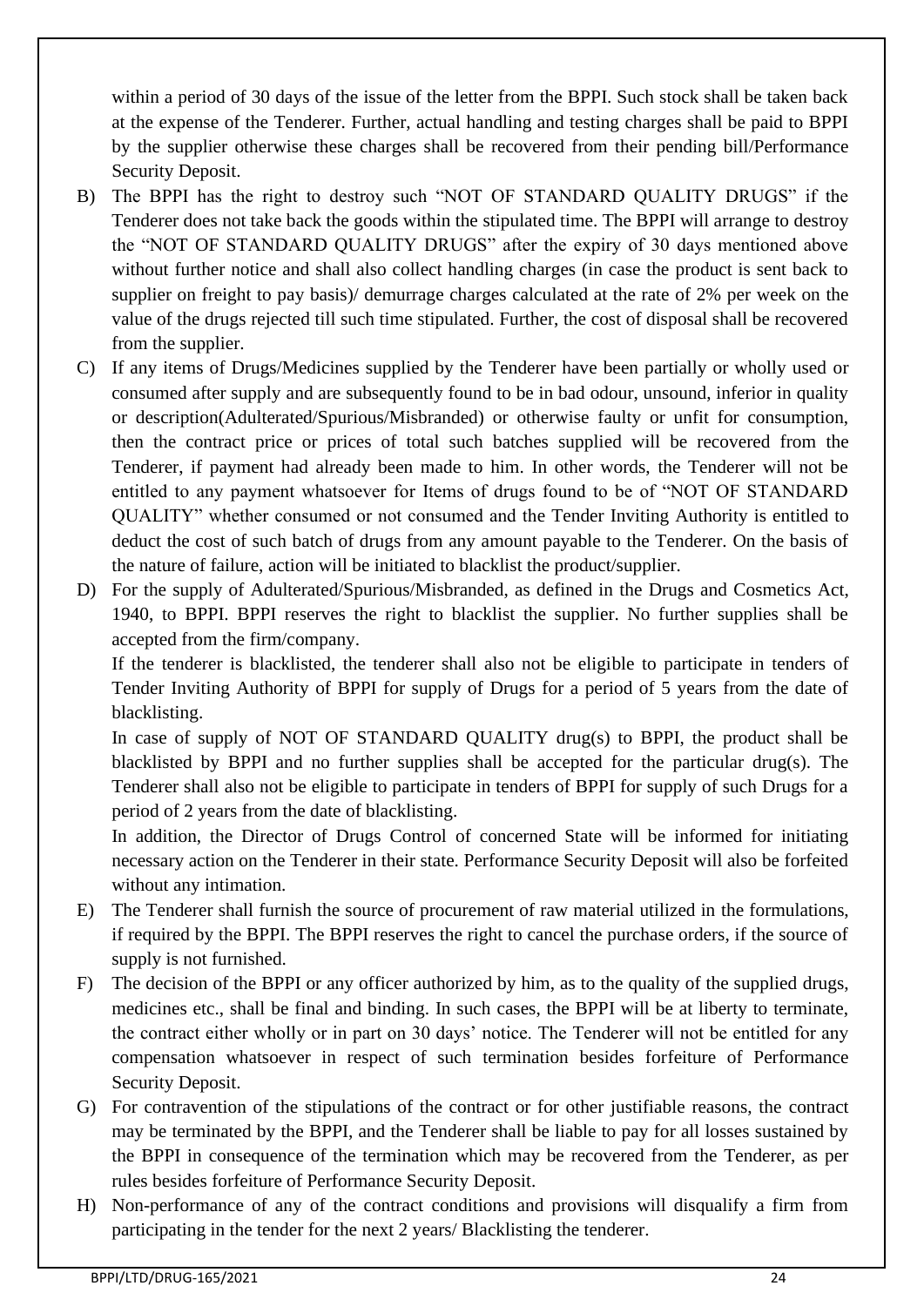within a period of 30 days of the issue of the letter from the BPPI. Such stock shall be taken back at the expense of the Tenderer. Further, actual handling and testing charges shall be paid to BPPI by the supplier otherwise these charges shall be recovered from their pending bill/Performance Security Deposit.

B) The BPPI has the right to destroy such "NOT OF STANDARD QUALITY DRUGS" if the Tenderer does not take back the goods within the stipulated time. The BPPI will arrange to destroy the "NOT OF STANDARD QUALITY DRUGS" after the expiry of 30 days mentioned above without further notice and shall also collect handling charges (in case the product is sent back to supplier on freight to pay basis)/ demurrage charges calculated at the rate of 2% per week on the value of the drugs rejected till such time stipulated. Further, the cost of disposal shall be recovered from the supplier.

C) If any items of Drugs/Medicines supplied by the Tenderer have been partially or wholly used or consumed after supply and are subsequently found to be in bad odour, unsound, inferior in quality or description(Adulterated/Spurious/Misbranded) or otherwise faulty or unfit for consumption, then the contract price or prices of total such batches supplied will be recovered from the Tenderer, if payment had already been made to him. In other words, the Tenderer will not be entitled to any payment whatsoever for Items of drugs found to be of "NOT OF STANDARD QUALITY" whether consumed or not consumed and the Tender Inviting Authority is entitled to deduct the cost of such batch of drugs from any amount payable to the Tenderer. On the basis of the nature of failure, action will be initiated to blacklist the product/supplier.

D) For the supply of Adulterated/Spurious/Misbranded, as defined in the Drugs and Cosmetics Act, 1940, to BPPI. BPPI reserves the right to blacklist the supplier. No further supplies shall be accepted from the firm/company.

   If the tenderer is blacklisted, the tenderer shall also not be eligible to participate in tenders of Tender Inviting Authority of BPPI for supply of Drugs for a period of 5 years from the date of blacklisting.

   In case of supply of NOT OF STANDARD QUALITY drug(s) to BPPI, the product shall be blacklisted by BPPI and no further supplies shall be accepted for the particular drug(s). The Tenderer shall also not be eligible to participate in tenders of BPPI for supply of such Drugs for a period of 2 years from the date of blacklisting.

   In addition, the Director of Drugs Control of concerned State will be informed for initiating necessary action on the Tenderer in their state. Performance Security Deposit will also be forfeited without any intimation.

E) The Tenderer shall furnish the source of procurement of raw material utilized in the formulations, if required by the BPPI. The BPPI reserves the right to cancel the purchase orders, if the source of supply is not furnished.

F) The decision of the BPPI or any officer authorized by him, as to the quality of the supplied drugs, medicines etc., shall be final and binding. In such cases, the BPPI will be at liberty to terminate, the contract either wholly or in part on 30 days' notice. The Tenderer will not be entitled for any compensation whatsoever in respect of such termination besides forfeiture of Performance Security Deposit.

G) For contravention of the stipulations of the contract or for other justifiable reasons, the contract may be terminated by the BPPI, and the Tenderer shall be liable to pay for all losses sustained by the BPPI in consequence of the termination which may be recovered from the Tenderer, as per rules besides forfeiture of Performance Security Deposit.

H) Non-performance of any of the contract conditions and provisions will disqualify a firm from participating in the tender for the next 2 years/ Blacklisting the tenderer.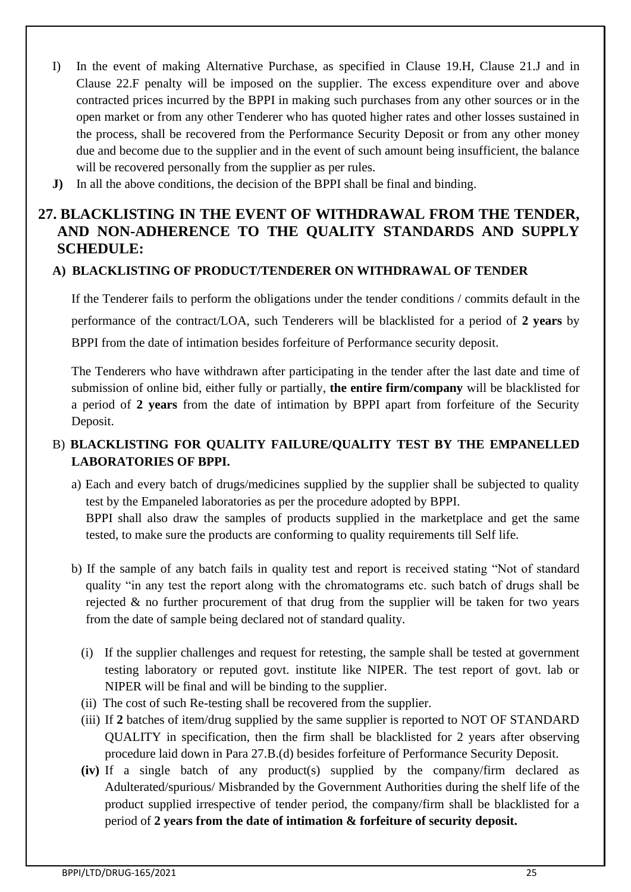I) In the event of making Alternative Purchase, as specified in Clause 19.H, Clause 21.J and in Clause 22.F penalty will be imposed on the supplier. The excess expenditure over and above contracted prices incurred by the BPPI in making such purchases from any other sources or in the open market or from any other Tenderer who has quoted higher rates and other losses sustained in the process, shall be recovered from the Performance Security Deposit or from any other money due and become due to the supplier and in the event of such amount being insufficient, the balance will be recovered personally from the supplier as per rules.

**J)** In all the above conditions, the decision of the BPPI shall be final and binding.

## 27. BLACKLISTING IN THE EVENT OF WITHDRAWAL FROM THE TENDER, AND NON-ADHERENCE TO THE QUALITY STANDARDS AND SUPPLY SCHEDULE:

### A) BLACKLISTING OF PRODUCT/TENDERER ON WITHDRAWAL OF TENDER

If the Tenderer fails to perform the obligations under the tender conditions / commits default in the performance of the contract/LOA, such Tenderers will be blacklisted for a period of **2 years** by BPPI from the date of intimation besides forfeiture of Performance security deposit.

The Tenderers who have withdrawn after participating in the tender after the last date and time of submission of online bid, either fully or partially, **the entire firm/company** will be blacklisted for a period of **2 years** from the date of intimation by BPPI apart from forfeiture of the Security Deposit.

### B) BLACKLISTING FOR QUALITY FAILURE/QUALITY TEST BY THE EMPANELLED LABORATORIES OF BPPI.

a) Each and every batch of drugs/medicines supplied by the supplier shall be subjected to quality test by the Empaneled laboratories as per the procedure adopted by BPPI.
BPPI shall also draw the samples of products supplied in the marketplace and get the same tested, to make sure the products are conforming to quality requirements till Self life.

b) If the sample of any batch fails in quality test and report is received stating "Not of standard quality "in any test the report along with the chromatograms etc. such batch of drugs shall be rejected & no further procurement of that drug from the supplier will be taken for two years from the date of sample being declared not of standard quality.

(i) If the supplier challenges and request for retesting, the sample shall be tested at government testing laboratory or reputed govt. institute like NIPER. The test report of govt. lab or NIPER will be final and will be binding to the supplier.

(ii) The cost of such Re-testing shall be recovered from the supplier.

(iii) If **2** batches of item/drug supplied by the same supplier is reported to NOT OF STANDARD QUALITY in specification, then the firm shall be blacklisted for 2 years after observing procedure laid down in Para 27.B.(d) besides forfeiture of Performance Security Deposit.

**(iv)** If a single batch of any product(s) supplied by the company/firm declared as Adulterated/spurious/ Misbranded by the Government Authorities during the shelf life of the product supplied irrespective of tender period, the company/firm shall be blacklisted for a period of **2 years from the date of intimation & forfeiture of security deposit.**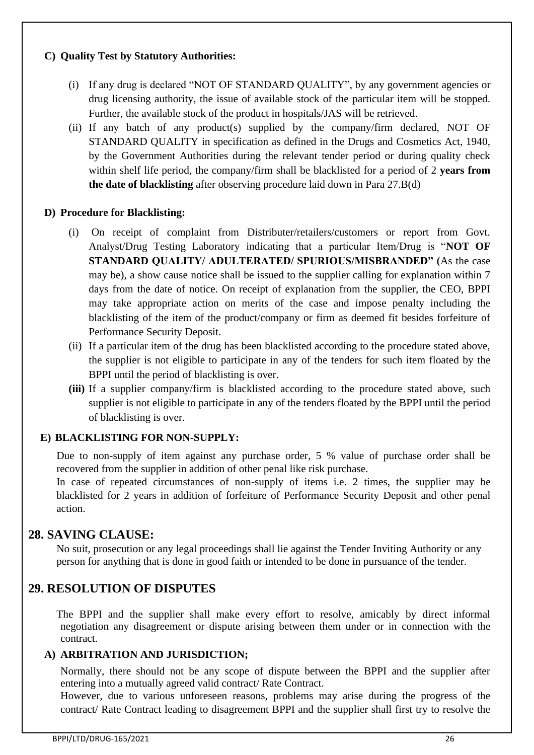**C) Quality Test by Statutory Authorities:**

(i) If any drug is declared "NOT OF STANDARD QUALITY", by any government agencies or drug licensing authority, the issue of available stock of the particular item will be stopped. Further, the available stock of the product in hospitals/JAS will be retrieved.

(ii) If any batch of any product(s) supplied by the company/firm declared, NOT OF STANDARD QUALITY in specification as defined in the Drugs and Cosmetics Act, 1940, by the Government Authorities during the relevant tender period or during quality check within shelf life period, the company/firm shall be blacklisted for a period of 2 **years from the date of blacklisting** after observing procedure laid down in Para 27.B(d)

**D) Procedure for Blacklisting:**

(i) On receipt of complaint from Distributer/retailers/customers or report from Govt. Analyst/Drug Testing Laboratory indicating that a particular Item/Drug is "**NOT OF STANDARD QUALITY/ ADULTERATED/ SPURIOUS/MISBRANDED"** (As the case may be), a show cause notice shall be issued to the supplier calling for explanation within 7 days from the date of notice. On receipt of explanation from the supplier, the CEO, BPPI may take appropriate action on merits of the case and impose penalty including the blacklisting of the item of the product/company or firm as deemed fit besides forfeiture of Performance Security Deposit.

(ii) If a particular item of the drug has been blacklisted according to the procedure stated above, the supplier is not eligible to participate in any of the tenders for such item floated by the BPPI until the period of blacklisting is over.

**(iii)** If a supplier company/firm is blacklisted according to the procedure stated above, such supplier is not eligible to participate in any of the tenders floated by the BPPI until the period of blacklisting is over.

**E) BLACKLISTING FOR NON-SUPPLY:**

Due to non-supply of item against any purchase order, 5 % value of purchase order shall be recovered from the supplier in addition of other penal like risk purchase.

In case of repeated circumstances of non-supply of items i.e. 2 times, the supplier may be blacklisted for 2 years in addition of forfeiture of Performance Security Deposit and other penal action.

## 28. SAVING CLAUSE:

No suit, prosecution or any legal proceedings shall lie against the Tender Inviting Authority or any person for anything that is done in good faith or intended to be done in pursuance of the tender.

## 29. RESOLUTION OF DISPUTES

The BPPI and the supplier shall make every effort to resolve, amicably by direct informal negotiation any disagreement or dispute arising between them under or in connection with the contract.

**A) ARBITRATION AND JURISDICTION;**

Normally, there should not be any scope of dispute between the BPPI and the supplier after entering into a mutually agreed valid contract/ Rate Contract.

However, due to various unforeseen reasons, problems may arise during the progress of the contract/ Rate Contract leading to disagreement BPPI and the supplier shall first try to resolve the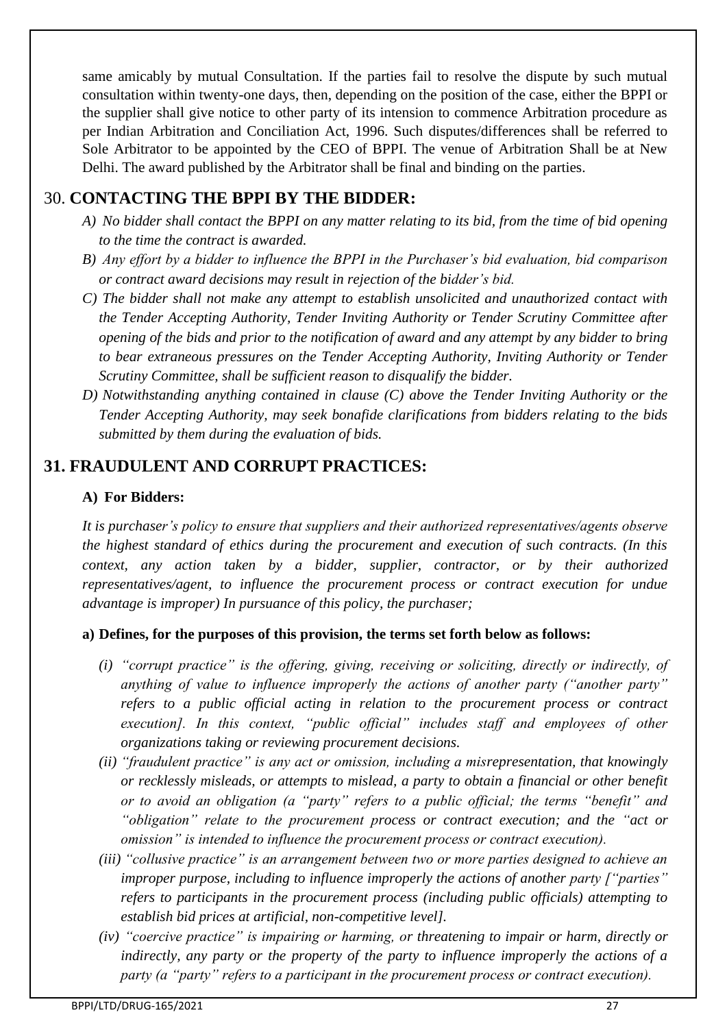same amicably by mutual Consultation. If the parties fail to resolve the dispute by such mutual consultation within twenty-one days, then, depending on the position of the case, either the BPPI or the supplier shall give notice to other party of its intension to commence Arbitration procedure as per Indian Arbitration and Conciliation Act, 1996. Such disputes/differences shall be referred to Sole Arbitrator to be appointed by the CEO of BPPI. The venue of Arbitration Shall be at New Delhi. The award published by the Arbitrator shall be final and binding on the parties.

## 30. **CONTACTING THE BPPI BY THE BIDDER:**

*A) No bidder shall contact the BPPI on any matter relating to its bid, from the time of bid opening to the time the contract is awarded.*

*B) Any effort by a bidder to influence the BPPI in the Purchaser's bid evaluation, bid comparison or contract award decisions may result in rejection of the bidder's bid.*

*C) The bidder shall not make any attempt to establish unsolicited and unauthorized contact with the Tender Accepting Authority, Tender Inviting Authority or Tender Scrutiny Committee after opening of the bids and prior to the notification of award and any attempt by any bidder to bring to bear extraneous pressures on the Tender Accepting Authority, Inviting Authority or Tender Scrutiny Committee, shall be sufficient reason to disqualify the bidder.*

*D) Notwithstanding anything contained in clause (C) above the Tender Inviting Authority or the Tender Accepting Authority, may seek bonafide clarifications from bidders relating to the bids submitted by them during the evaluation of bids.*

## **31. FRAUDULENT AND CORRUPT PRACTICES:**

**A) For Bidders:**

*It is purchaser's policy to ensure that suppliers and their authorized representatives/agents observe the highest standard of ethics during the procurement and execution of such contracts. (In this context, any action taken by a bidder, supplier, contractor, or by their authorized representatives/agent, to influence the procurement process or contract execution for undue advantage is improper) In pursuance of this policy, the purchaser;*

**a) Defines, for the purposes of this provision, the terms set forth below as follows:**

*(i) "corrupt practice" is the offering, giving, receiving or soliciting, directly or indirectly, of anything of value to influence improperly the actions of another party ("another party" refers to a public official acting in relation to the procurement process or contract execution]. In this context, "public official" includes staff and employees of other organizations taking or reviewing procurement decisions.*

*(ii) "fraudulent practice" is any act or omission, including a misrepresentation, that knowingly or recklessly misleads, or attempts to mislead, a party to obtain a financial or other benefit or to avoid an obligation (a "party" refers to a public official; the terms "benefit" and "obligation" relate to the procurement process or contract execution; and the "act or omission" is intended to influence the procurement process or contract execution).*

*(iii) "collusive practice" is an arrangement between two or more parties designed to achieve an improper purpose, including to influence improperly the actions of another party ["parties" refers to participants in the procurement process (including public officials) attempting to establish bid prices at artificial, non-competitive level].*

*(iv) "coercive practice" is impairing or harming, or threatening to impair or harm, directly or indirectly, any party or the property of the party to influence improperly the actions of a party (a "party" refers to a participant in the procurement process or contract execution).*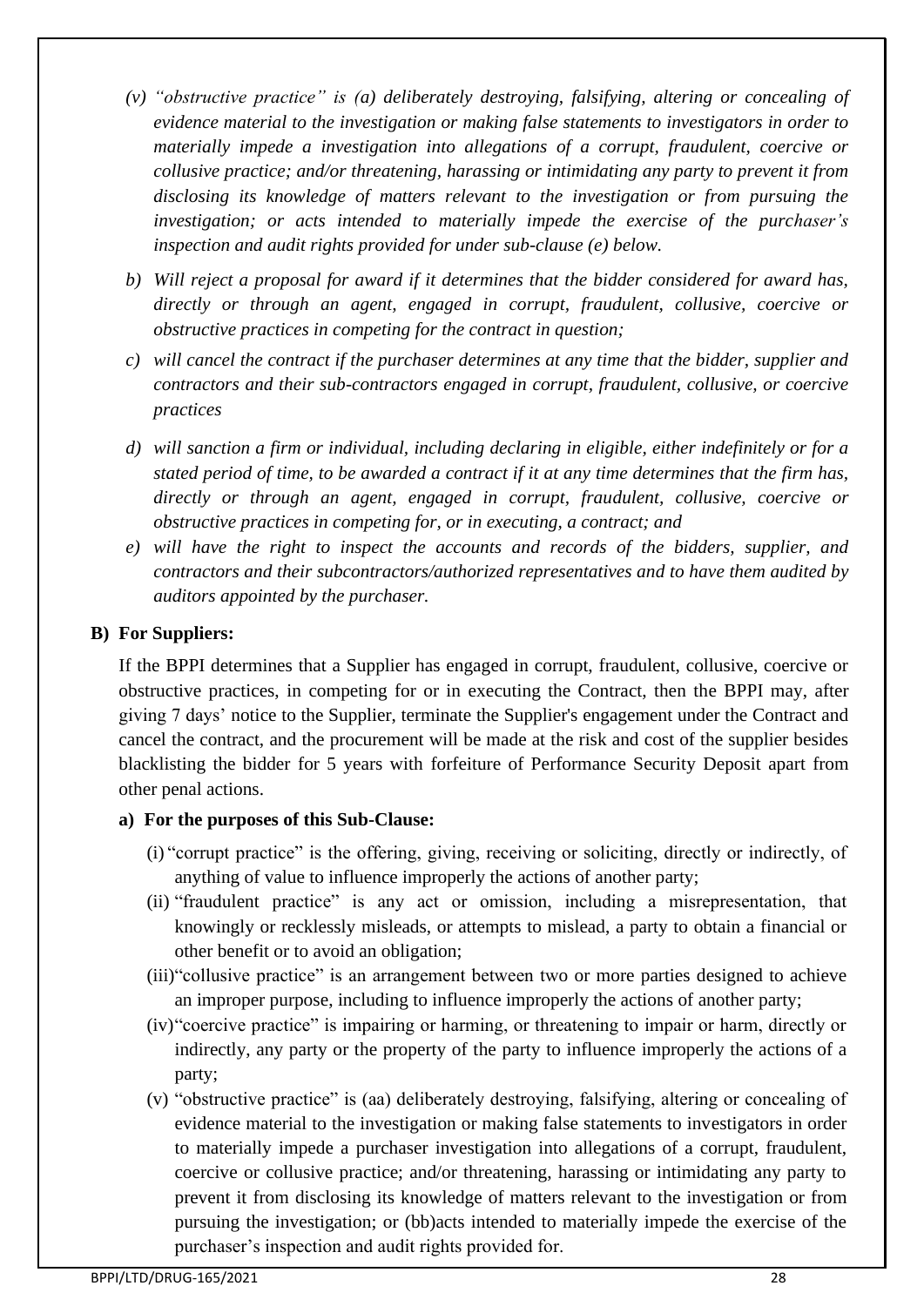*(v) "obstructive practice" is (a) deliberately destroying, falsifying, altering or concealing of evidence material to the investigation or making false statements to investigators in order to materially impede a investigation into allegations of a corrupt, fraudulent, coercive or collusive practice; and/or threatening, harassing or intimidating any party to prevent it from disclosing its knowledge of matters relevant to the investigation or from pursuing the investigation; or acts intended to materially impede the exercise of the purchaser's inspection and audit rights provided for under sub-clause (e) below.*

*b) Will reject a proposal for award if it determines that the bidder considered for award has, directly or through an agent, engaged in corrupt, fraudulent, collusive, coercive or obstructive practices in competing for the contract in question;*

*c) will cancel the contract if the purchaser determines at any time that the bidder, supplier and contractors and their sub-contractors engaged in corrupt, fraudulent, collusive, or coercive practices*

*d) will sanction a firm or individual, including declaring in eligible, either indefinitely or for a stated period of time, to be awarded a contract if it at any time determines that the firm has, directly or through an agent, engaged in corrupt, fraudulent, collusive, coercive or obstructive practices in competing for, or in executing, a contract; and*

*e) will have the right to inspect the accounts and records of the bidders, supplier, and contractors and their subcontractors/authorized representatives and to have them audited by auditors appointed by the purchaser.*

**B) For Suppliers:**

If the BPPI determines that a Supplier has engaged in corrupt, fraudulent, collusive, coercive or obstructive practices, in competing for or in executing the Contract, then the BPPI may, after giving 7 days' notice to the Supplier, terminate the Supplier's engagement under the Contract and cancel the contract, and the procurement will be made at the risk and cost of the supplier besides blacklisting the bidder for 5 years with forfeiture of Performance Security Deposit apart from other penal actions.

**a) For the purposes of this Sub-Clause:**

(i) "corrupt practice" is the offering, giving, receiving or soliciting, directly or indirectly, of anything of value to influence improperly the actions of another party;

(ii) "fraudulent practice" is any act or omission, including a misrepresentation, that knowingly or recklessly misleads, or attempts to mislead, a party to obtain a financial or other benefit or to avoid an obligation;

(iii) "collusive practice" is an arrangement between two or more parties designed to achieve an improper purpose, including to influence improperly the actions of another party;

(iv) "coercive practice" is impairing or harming, or threatening to impair or harm, directly or indirectly, any party or the property of the party to influence improperly the actions of a party;

(v) "obstructive practice" is (aa) deliberately destroying, falsifying, altering or concealing of evidence material to the investigation or making false statements to investigators in order to materially impede a purchaser investigation into allegations of a corrupt, fraudulent, coercive or collusive practice; and/or threatening, harassing or intimidating any party to prevent it from disclosing its knowledge of matters relevant to the investigation or from pursuing the investigation; or (bb)acts intended to materially impede the exercise of the purchaser's inspection and audit rights provided for.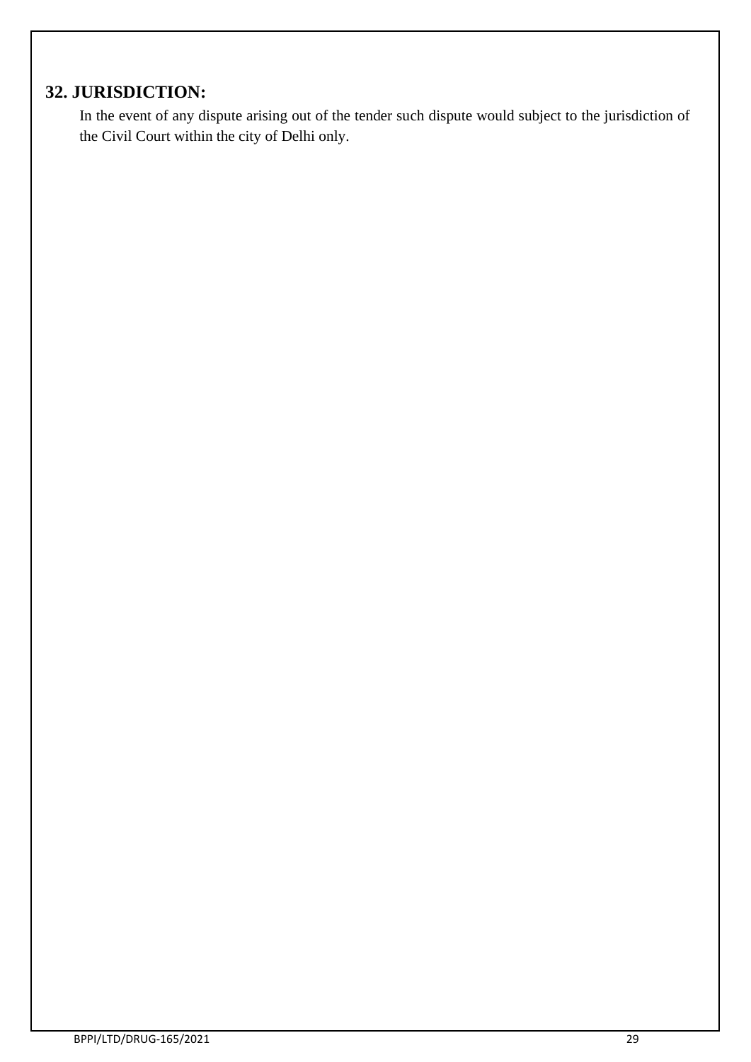## 32. JURISDICTION:

In the event of any dispute arising out of the tender such dispute would subject to the jurisdiction of the Civil Court within the city of Delhi only.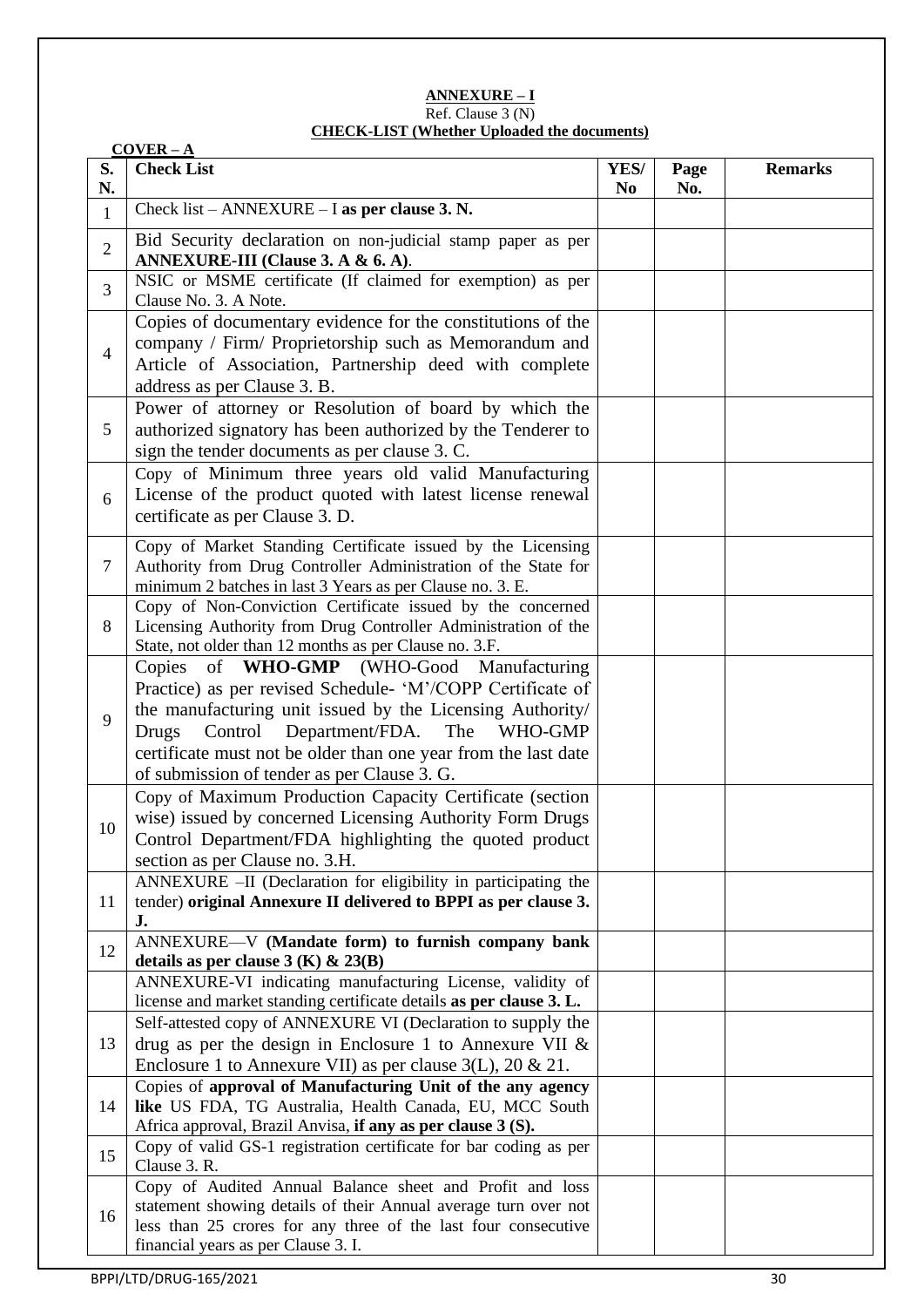**ANNEXURE – I**
Ref. Clause 3 (N)
**CHECK-LIST (Whether Uploaded the documents)**

**COVER – A**

| S. N. | Check List | YES/ No | Page No. | Remarks |
|---|---|---|---|---|
| 1 | Check list – ANNEXURE – I **as per clause 3. N.** | | | |
| 2 | Bid Security declaration on non-judicial stamp paper as per **ANNEXURE-III (Clause 3. A & 6. A)**. | | | |
| 3 | NSIC or MSME certificate (If claimed for exemption) as per Clause No. 3. A Note. | | | |
| 4 | Copies of documentary evidence for the constitutions of the company / Firm/ Proprietorship such as Memorandum and Article of Association, Partnership deed with complete address as per Clause 3. B. | | | |
| 5 | Power of attorney or Resolution of board by which the authorized signatory has been authorized by the Tenderer to sign the tender documents as per clause 3. C. | | | |
| 6 | Copy of Minimum three years old valid Manufacturing License of the product quoted with latest license renewal certificate as per Clause 3. D. | | | |
| 7 | Copy of Market Standing Certificate issued by the Licensing Authority from Drug Controller Administration of the State for minimum 2 batches in last 3 Years as per Clause no. 3. E. | | | |
| 8 | Copy of Non-Conviction Certificate issued by the concerned Licensing Authority from Drug Controller Administration of the State, not older than 12 months as per Clause no. 3.F. | | | |
| 9 | Copies of **WHO-GMP** (WHO-Good Manufacturing Practice) as per revised Schedule- 'M'/COPP Certificate of the manufacturing unit issued by the Licensing Authority/ Drugs Control Department/FDA. The WHO-GMP certificate must not be older than one year from the last date of submission of tender as per Clause 3. G. | | | |
| 10 | Copy of Maximum Production Capacity Certificate (section wise) issued by concerned Licensing Authority Form Drugs Control Department/FDA highlighting the quoted product section as per Clause no. 3.H. | | | |
| 11 | ANNEXURE –II (Declaration for eligibility in participating the tender) **original Annexure II delivered to BPPI as per clause 3. J.** | | | |
| 12 | ANNEXURE—V **(Mandate form) to furnish company bank details as per clause 3 (K) & 23(B)** | | | |
| | ANNEXURE-VI indicating manufacturing License, validity of license and market standing certificate details **as per clause 3. L.** | | | |
| 13 | Self-attested copy of ANNEXURE VI (Declaration to supply the drug as per the design in Enclosure 1 to Annexure VII & Enclosure 1 to Annexure VII) as per clause 3(L), 20 & 21. | | | |
| 14 | Copies of **approval of Manufacturing Unit of the any agency like** US FDA, TG Australia, Health Canada, EU, MCC South Africa approval, Brazil Anvisa, **if any as per clause 3 (S).** | | | |
| 15 | Copy of valid GS-1 registration certificate for bar coding as per Clause 3. R. | | | |
| 16 | Copy of Audited Annual Balance sheet and Profit and loss statement showing details of their Annual average turn over not less than 25 crores for any three of the last four consecutive financial years as per Clause 3. I. | | | |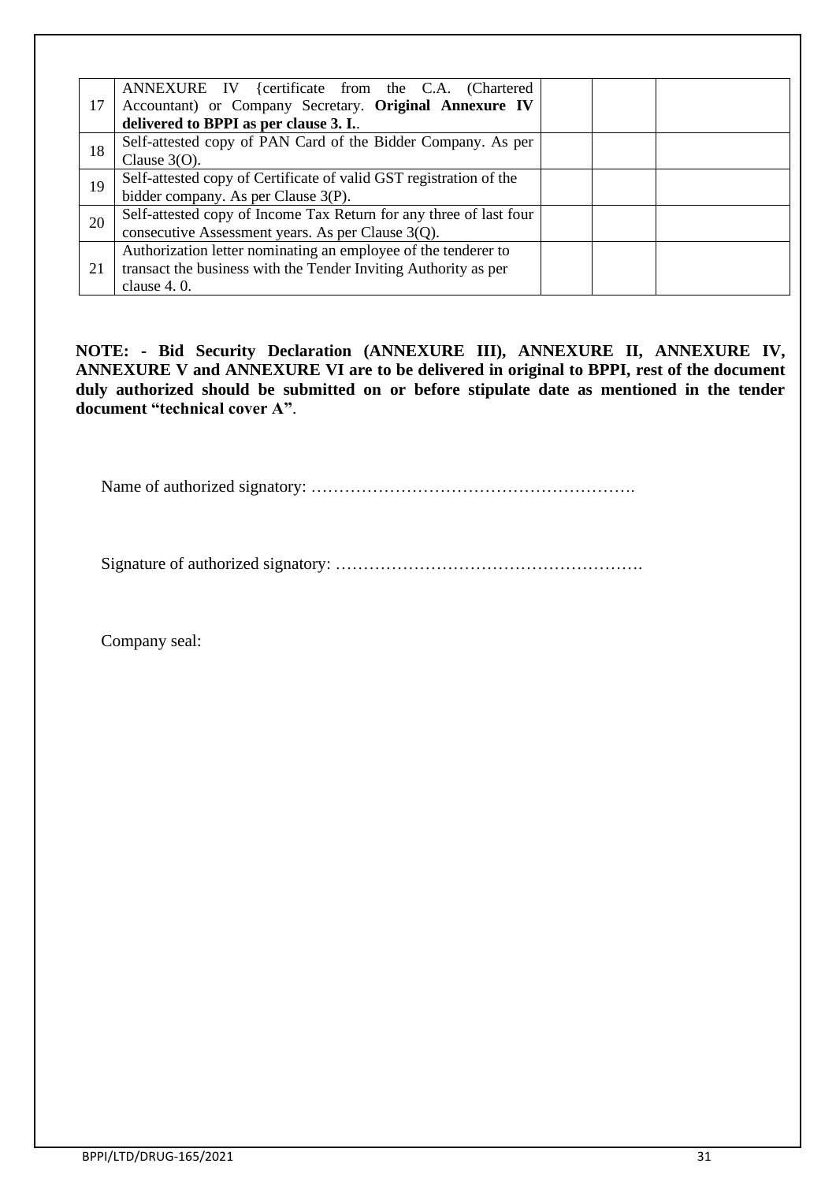| | | | | |
|---|---|---|---|---|
| 17 | ANNEXURE IV {certificate from the C.A. (Chartered Accountant) or Company Secretary. **Original Annexure IV delivered to BPPI as per clause 3. I.**. | | | |
| 18 | Self-attested copy of PAN Card of the Bidder Company. As per Clause 3(O). | | | |
| 19 | Self-attested copy of Certificate of valid GST registration of the bidder company. As per Clause 3(P). | | | |
| 20 | Self-attested copy of Income Tax Return for any three of last four consecutive Assessment years. As per Clause 3(Q). | | | |
| 21 | Authorization letter nominating an employee of the tenderer to transact the business with the Tender Inviting Authority as per clause 4. 0. | | | |

**NOTE: - Bid Security Declaration (ANNEXURE III), ANNEXURE II, ANNEXURE IV, ANNEXURE V and ANNEXURE VI are to be delivered in original to BPPI, rest of the document duly authorized should be submitted on or before stipulate date as mentioned in the tender document "technical cover A"**.

Name of authorized signatory: ………………………………………………….

Signature of authorized signatory: ……………………………………………….

Company seal: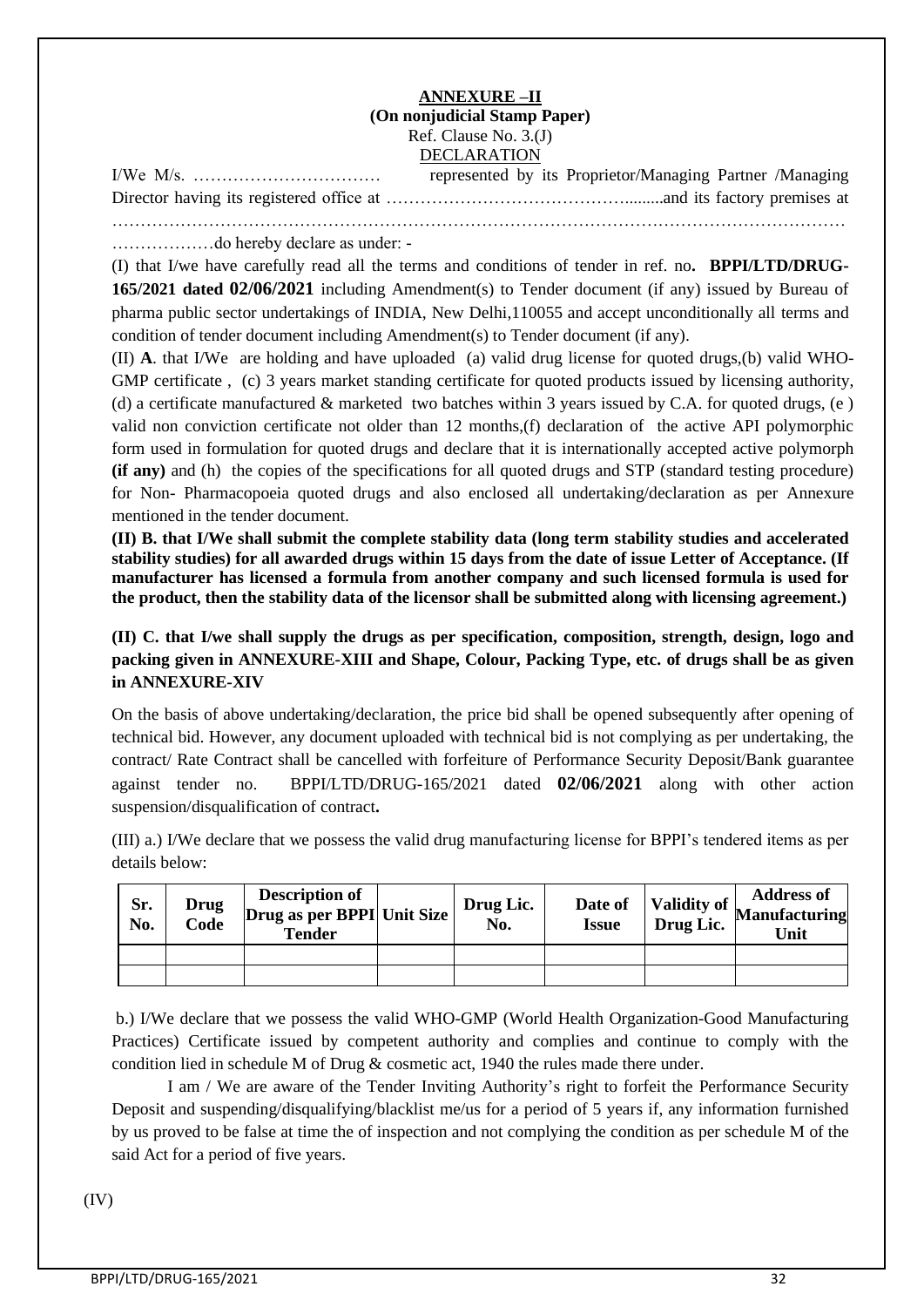**ANNEXURE –II**

**(On nonjudicial Stamp Paper)**

Ref. Clause No. 3.(J)

DECLARATION

I/We M/s. …………………………… represented by its Proprietor/Managing Partner /Managing Director having its registered office at ……………………………………........and its factory premises at ……………………………………………………………………………………………………………… ………………do hereby declare as under: -

(I) that I/we have carefully read all the terms and conditions of tender in ref. no**. BPPI/LTD/DRUG-165/2021 dated 02/06/2021** including Amendment(s) to Tender document (if any) issued by Bureau of pharma public sector undertakings of INDIA, New Delhi,110055 and accept unconditionally all terms and condition of tender document including Amendment(s) to Tender document (if any).

(II) **A**. that I/We are holding and have uploaded (a) valid drug license for quoted drugs,(b) valid WHO-GMP certificate , (c) 3 years market standing certificate for quoted products issued by licensing authority, (d) a certificate manufactured & marketed two batches within 3 years issued by C.A. for quoted drugs, (e ) valid non conviction certificate not older than 12 months,(f) declaration of the active API polymorphic form used in formulation for quoted drugs and declare that it is internationally accepted active polymorph **(if any)** and (h) the copies of the specifications for all quoted drugs and STP (standard testing procedure) for Non- Pharmacopoeia quoted drugs and also enclosed all undertaking/declaration as per Annexure mentioned in the tender document.

**(II) B. that I/We shall submit the complete stability data (long term stability studies and accelerated stability studies) for all awarded drugs within 15 days from the date of issue Letter of Acceptance. (If manufacturer has licensed a formula from another company and such licensed formula is used for the product, then the stability data of the licensor shall be submitted along with licensing agreement.)**

**(II) C. that I/we shall supply the drugs as per specification, composition, strength, design, logo and packing given in ANNEXURE-XIII and Shape, Colour, Packing Type, etc. of drugs shall be as given in ANNEXURE-XIV**

On the basis of above undertaking/declaration, the price bid shall be opened subsequently after opening of technical bid. However, any document uploaded with technical bid is not complying as per undertaking, the contract/ Rate Contract shall be cancelled with forfeiture of Performance Security Deposit/Bank guarantee against tender no. BPPI/LTD/DRUG-165/2021 dated **02/06/2021** along with other action suspension/disqualification of contract**.**

(III) a.) I/We declare that we possess the valid drug manufacturing license for BPPI's tendered items as per details below:

| Sr. No. | Drug Code | Description of Drug as per BPPI Tender | Unit Size | Drug Lic. No. | Date of Issue | Validity of Drug Lic. | Address of Manufacturing Unit |
|---|---|---|---|---|---|---|---|
| | | | | | | | |
| | | | | | | | |

b.) I/We declare that we possess the valid WHO-GMP (World Health Organization-Good Manufacturing Practices) Certificate issued by competent authority and complies and continue to comply with the condition lied in schedule M of Drug & cosmetic act, 1940 the rules made there under.

I am / We are aware of the Tender Inviting Authority's right to forfeit the Performance Security Deposit and suspending/disqualifying/blacklist me/us for a period of 5 years if, any information furnished by us proved to be false at time the of inspection and not complying the condition as per schedule M of the said Act for a period of five years.

(IV)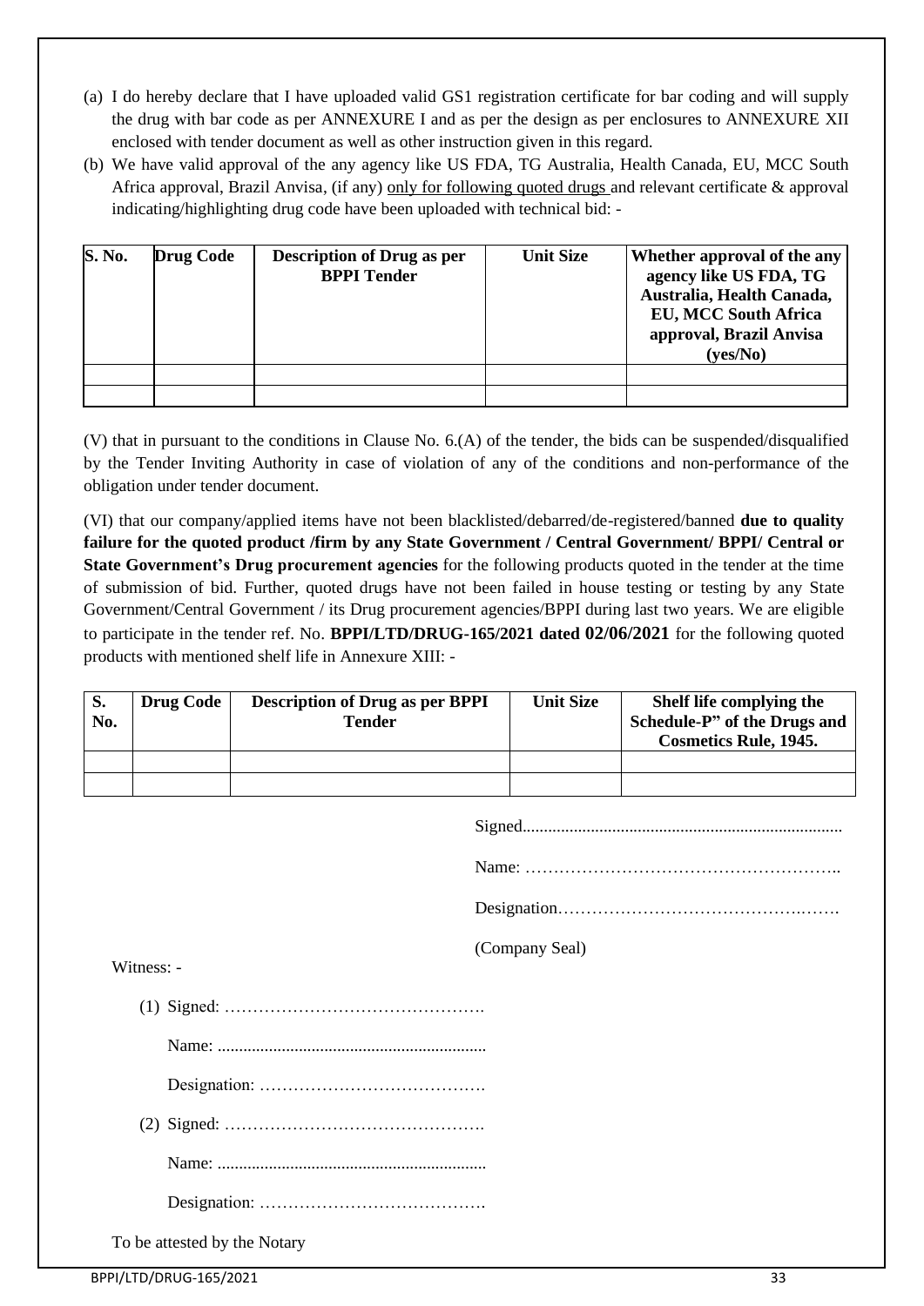(a) I do hereby declare that I have uploaded valid GS1 registration certificate for bar coding and will supply the drug with bar code as per ANNEXURE I and as per the design as per enclosures to ANNEXURE XII enclosed with tender document as well as other instruction given in this regard.

(b) We have valid approval of the any agency like US FDA, TG Australia, Health Canada, EU, MCC South Africa approval, Brazil Anvisa, (if any) only for following quoted drugs and relevant certificate & approval indicating/highlighting drug code have been uploaded with technical bid: -

| S. No. | Drug Code | Description of Drug as per BPPI Tender | Unit Size | Whether approval of the any agency like US FDA, TG Australia, Health Canada, EU, MCC South Africa approval, Brazil Anvisa (yes/No) |
|---|---|---|---|---|
| | | | | |
| | | | | |

(V) that in pursuant to the conditions in Clause No. 6.(A) of the tender, the bids can be suspended/disqualified by the Tender Inviting Authority in case of violation of any of the conditions and non-performance of the obligation under tender document.

(VI) that our company/applied items have not been blacklisted/debarred/de-registered/banned **due to quality failure for the quoted product /firm by any State Government / Central Government/ BPPI/ Central or State Government's Drug procurement agencies** for the following products quoted in the tender at the time of submission of bid. Further, quoted drugs have not been failed in house testing or testing by any State Government/Central Government / its Drug procurement agencies/BPPI during last two years. We are eligible to participate in the tender ref. No. **BPPI/LTD/DRUG-165/2021 dated 02/06/2021** for the following quoted products with mentioned shelf life in Annexure XIII: -

| S. No. | Drug Code | Description of Drug as per BPPI Tender | Unit Size | Shelf life complying the Schedule-P" of the Drugs and Cosmetics Rule, 1945. |
|---|---|---|---|---|
| | | | | |
| | | | | |

Signed..........................................................................

Name: ………………………………………………..

Designation………………………………….…….

(Company Seal)

Witness: -

(1) Signed: ……………………………………….

Name: ...............................................................

Designation: ………………………………….

(2) Signed: ……………………………………….

Name: ...............................................................

Designation: ………………………………….

To be attested by the Notary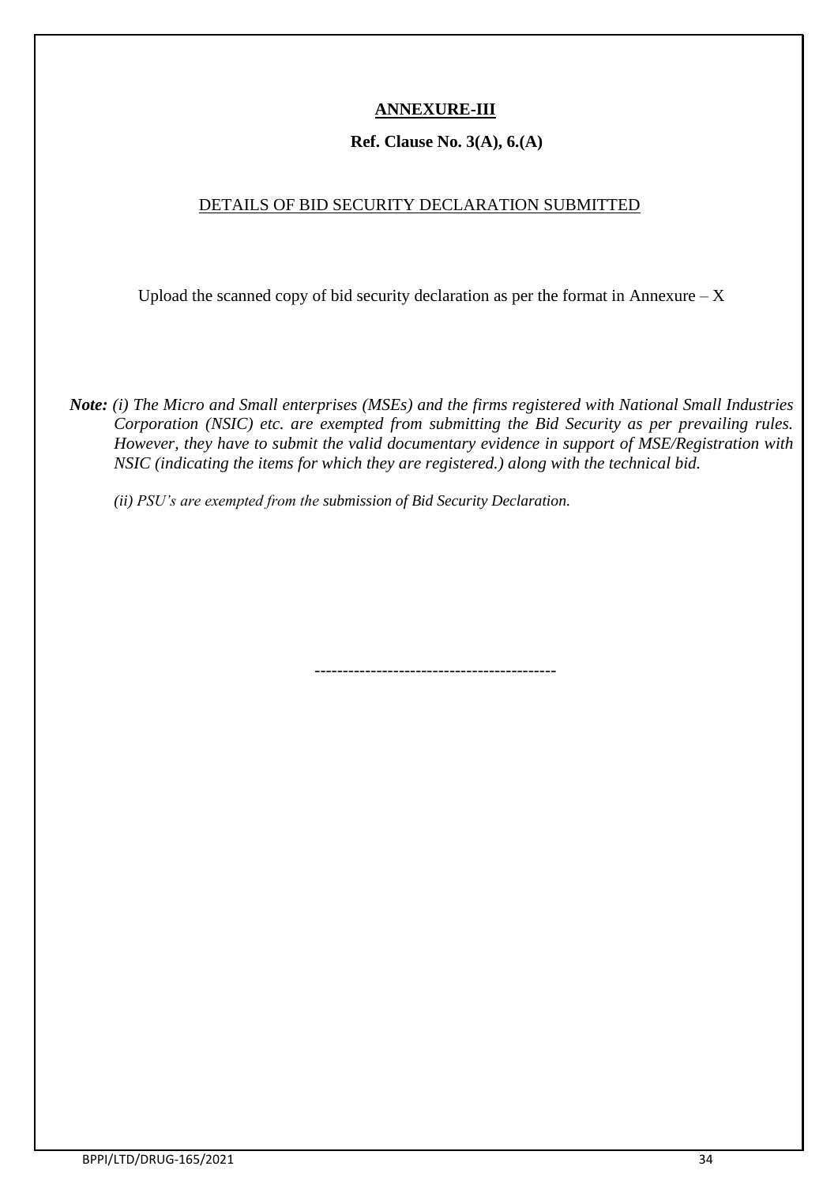## **ANNEXURE-III**

**Ref. Clause No. 3(A), 6.(A)**

DETAILS OF BID SECURITY DECLARATION SUBMITTED

Upload the scanned copy of bid security declaration as per the format in Annexure – X

***Note:*** *(i) The Micro and Small enterprises (MSEs) and the firms registered with National Small Industries Corporation (NSIC) etc. are exempted from submitting the Bid Security as per prevailing rules. However, they have to submit the valid documentary evidence in support of MSE/Registration with NSIC (indicating the items for which they are registered.) along with the technical bid.*

*(ii) PSU's are exempted from the submission of Bid Security Declaration.*

------------------------------------------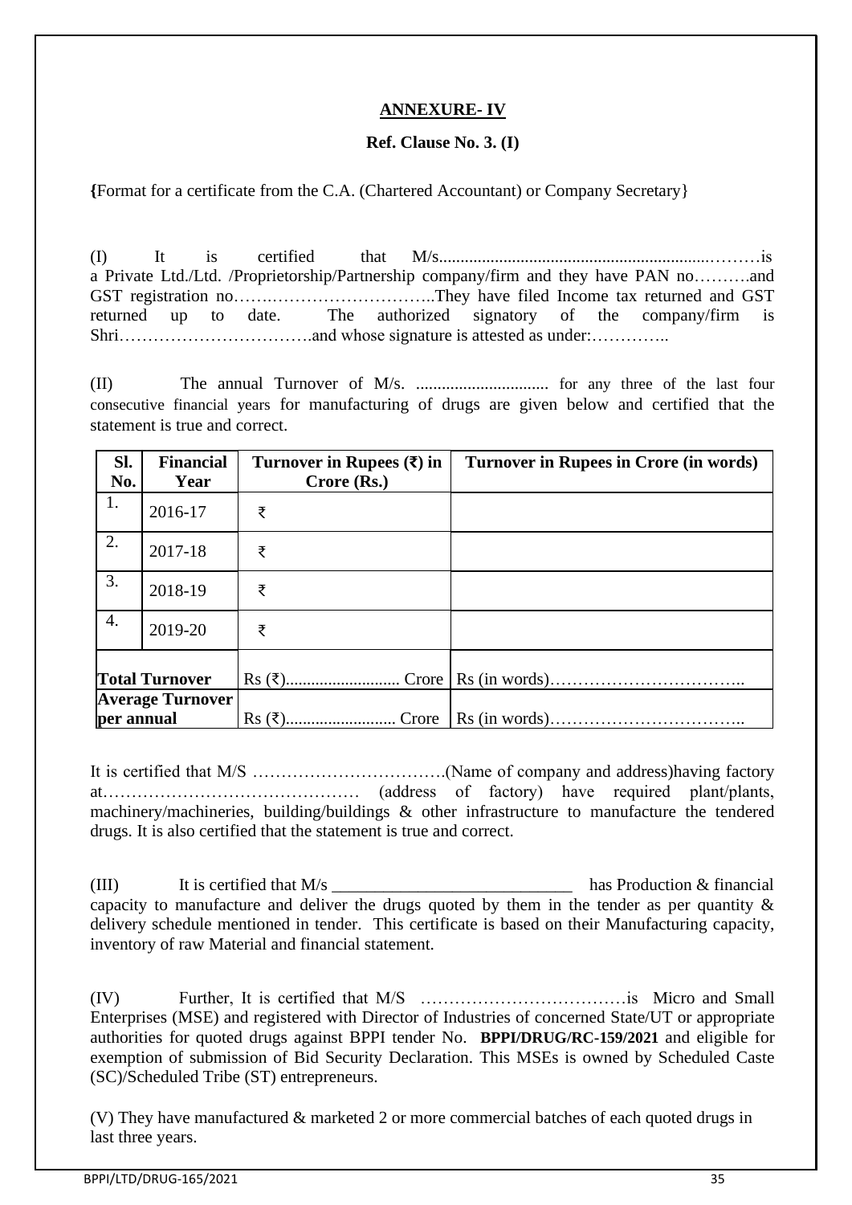**ANNEXURE- IV**

**Ref. Clause No. 3. (I)**

**{**Format for a certificate from the C.A. (Chartered Accountant) or Company Secretary}

(I) It is certified that M/s.............................................................………is a Private Ltd./Ltd. /Proprietorship/Partnership company/firm and they have PAN no……….and GST registration no…….…………………….. They have filed Income tax returned and GST returned up to date. The authorized signatory of the company/firm is Shri…………………………….and whose signature is attested as under:…………..

(II) The annual Turnover of M/s. .............................. for any three of the last four consecutive financial years for manufacturing of drugs are given below and certified that the statement is true and correct.

| Sl. No. | Financial Year | Turnover in Rupees (₹) in Crore (Rs.) | Turnover in Rupees in Crore (in words) |
|---|---|---|---|
| 1. | 2016-17 | ₹ | |
| 2. | 2017-18 | ₹ | |
| 3. | 2018-19 | ₹ | |
| 4. | 2019-20 | ₹ | |
| **Total Turnover** | | Rs (₹)........................... Crore | Rs (in words)…………………………….. |
| **Average Turnover per annual** | | Rs (₹).......................... Crore | Rs (in words)…………………………….. |

It is certified that M/S …………………………….(Name of company and address)having factory at……………………………………… (address of factory) have required plant/plants, machinery/machineries, building/buildings & other infrastructure to manufacture the tendered drugs. It is also certified that the statement is true and correct.

(III) It is certified that M/s ___________________________ has Production & financial capacity to manufacture and deliver the drugs quoted by them in the tender as per quantity & delivery schedule mentioned in tender. This certificate is based on their Manufacturing capacity, inventory of raw Material and financial statement.

(IV) Further, It is certified that M/S ………………………………is Micro and Small Enterprises (MSE) and registered with Director of Industries of concerned State/UT or appropriate authorities for quoted drugs against BPPI tender No. **BPPI/DRUG/RC-159/2021** and eligible for exemption of submission of Bid Security Declaration. This MSEs is owned by Scheduled Caste (SC)/Scheduled Tribe (ST) entrepreneurs.

(V) They have manufactured & marketed 2 or more commercial batches of each quoted drugs in last three years.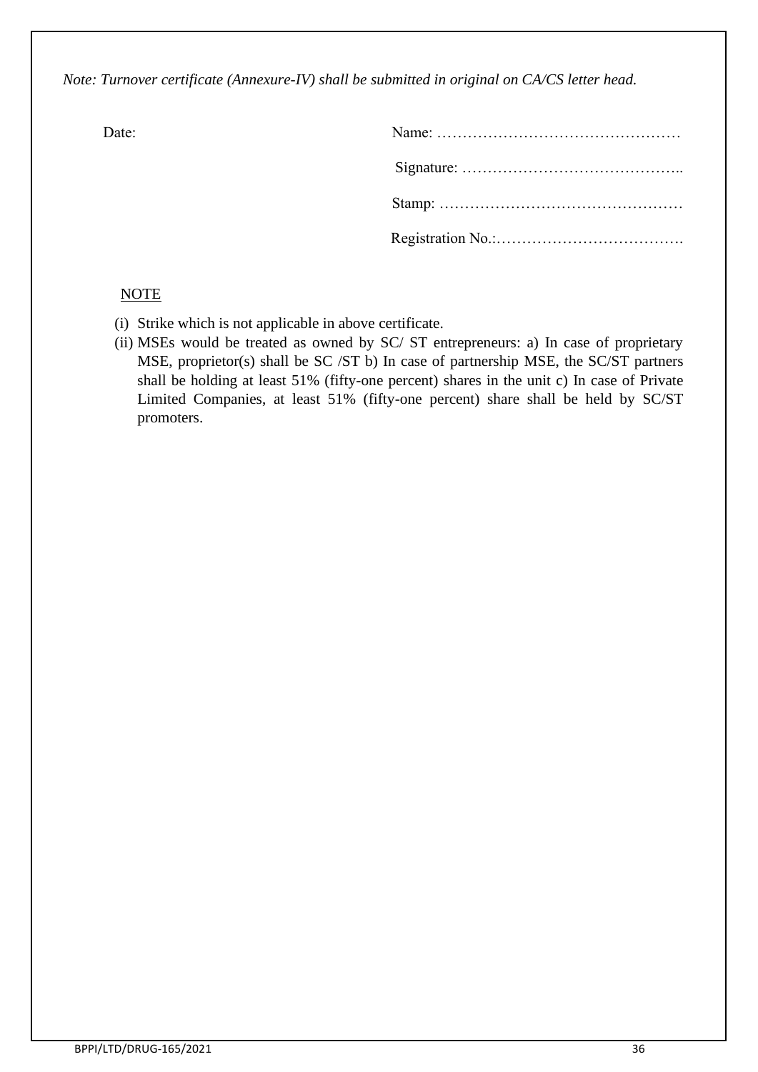*Note: Turnover certificate (Annexure-IV) shall be submitted in original on CA/CS letter head.*

Date:

Name: …………………………………………

Signature: ……………………………………..

Stamp: …………………………………………

Registration No.:……………………………….

<u>NOTE</u>

(i) Strike which is not applicable in above certificate.
(ii) MSEs would be treated as owned by SC/ ST entrepreneurs: a) In case of proprietary MSE, proprietor(s) shall be SC /ST b) In case of partnership MSE, the SC/ST partners shall be holding at least 51% (fifty-one percent) shares in the unit c) In case of Private Limited Companies, at least 51% (fifty-one percent) share shall be held by SC/ST promoters.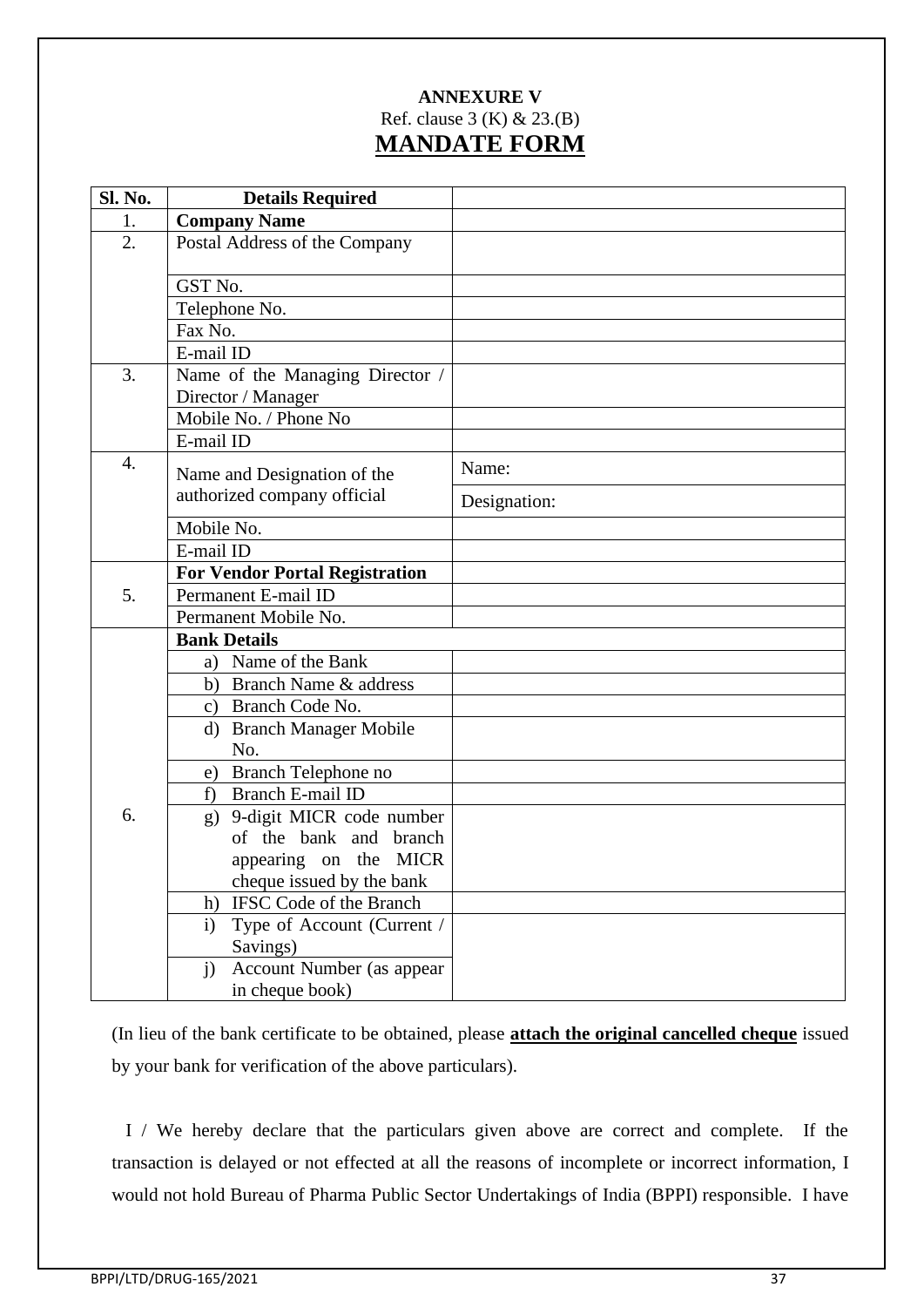**ANNEXURE V**

Ref. clause 3 (K) & 23.(B)

# MANDATE FORM

| Sl. No. | Details Required | |
|---|---|---|
| 1. | **Company Name** | |
| 2. | Postal Address of the Company | |
| | GST No. | |
| | Telephone No. | |
| | Fax No. | |
| | E-mail ID | |
| 3. | Name of the Managing Director / Director / Manager | |
| | Mobile No. / Phone No | |
| | E-mail ID | |
| 4. | Name and Designation of the authorized company official | Name: |
| | | Designation: |
| | Mobile No. | |
| | E-mail ID | |
| 5. | **For Vendor Portal Registration** | |
| | Permanent E-mail ID | |
| | Permanent Mobile No. | |
| 6. | **Bank Details** | |
| | a) Name of the Bank | |
| | b) Branch Name & address | |
| | c) Branch Code No. | |
| | d) Branch Manager Mobile No. | |
| | e) Branch Telephone no | |
| | f) Branch E-mail ID | |
| | g) 9-digit MICR code number of the bank and branch appearing on the MICR cheque issued by the bank | |
| | h) IFSC Code of the Branch | |
| | i) Type of Account (Current / Savings) | |
| | j) Account Number (as appear in cheque book) | |

(In lieu of the bank certificate to be obtained, please **attach the original cancelled cheque** issued by your bank for verification of the above particulars).

I / We hereby declare that the particulars given above are correct and complete. If the transaction is delayed or not effected at all the reasons of incomplete or incorrect information, I would not hold Bureau of Pharma Public Sector Undertakings of India (BPPI) responsible. I have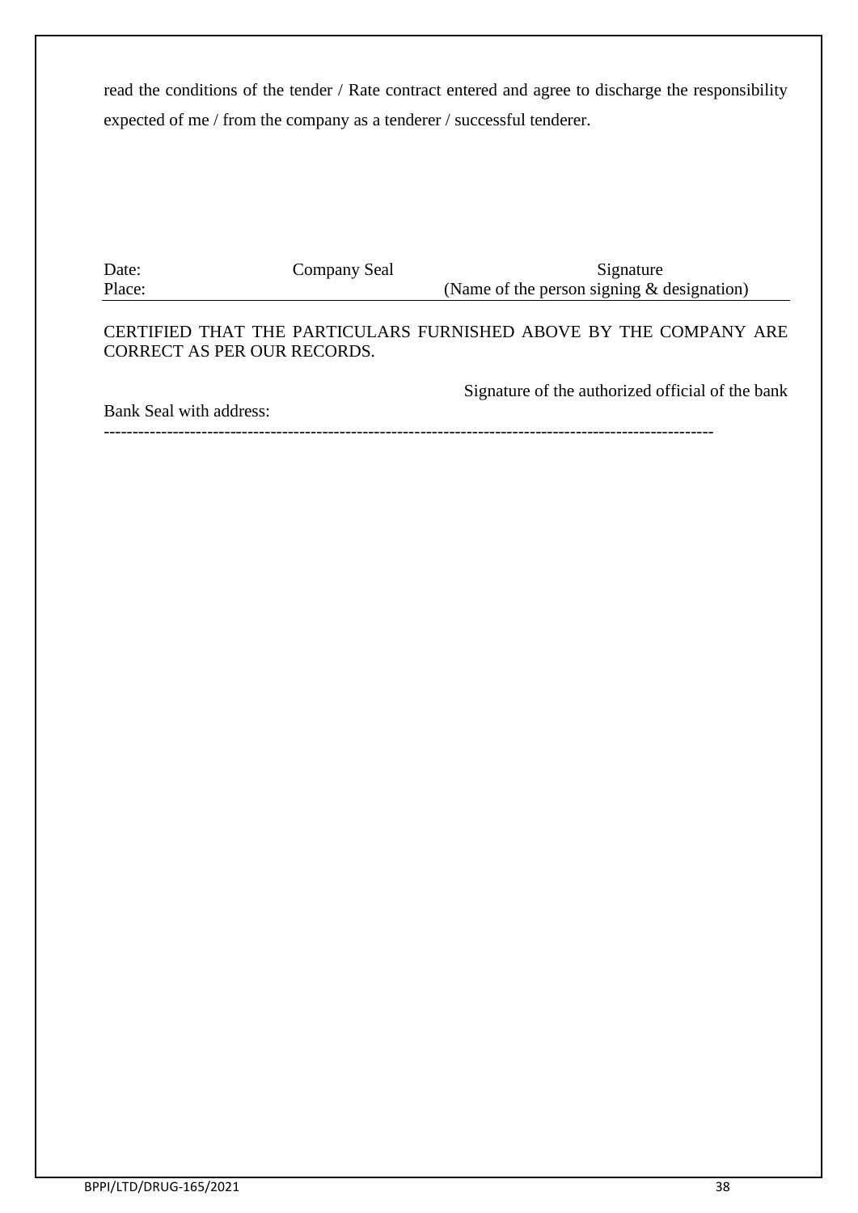read the conditions of the tender / Rate contract entered and agree to discharge the responsibility expected of me / from the company as a tenderer / successful tenderer.

| Date: | Company Seal | Signature |
|---|---|---|
| Place: | | (Name of the person signing & designation) |

CERTIFIED THAT THE PARTICULARS FURNISHED ABOVE BY THE COMPANY ARE CORRECT AS PER OUR RECORDS.

Signature of the authorized official of the bank

Bank Seal with address:

---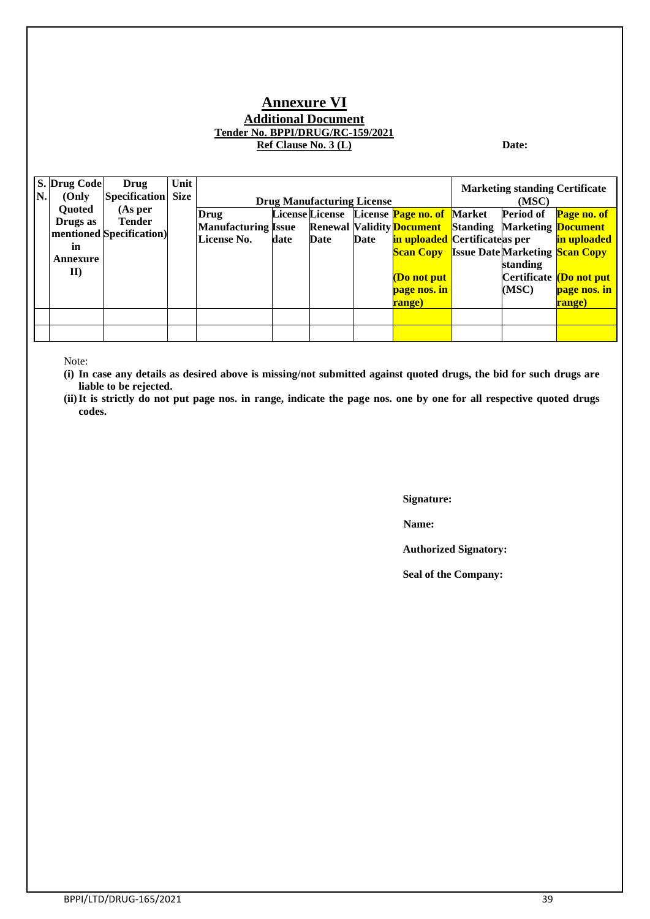# Annexure VI

## Additional Document

**Tender No. BPPI/DRUG/RC-159/2021**

**Ref Clause No. 3 (L)** **Date:**

| S. N. | Drug Code (Only Quoted Drugs as mentioned in Annexure II) | Drug Specification (As per Tender Specification) | Unit Size | Drug Manufacturing License | | | | | Marketing standing Certificate (MSC) | | |
|---|---|---|---|---|---|---|---|---|---|---|---|
| | | | | Drug Manufacturing License No. | License Issue date | License Renewal Date | License Validity Date | Page no. of Document in uploaded Scan Copy (Do not put page nos. in range) | Market Standing Certificate Issue Date | Period of Marketing as per Marketing standing Certificate (MSC) | Page no. of Document in uploaded Scan Copy (Do not put page nos. in range) |
| | | | | | | | | | | | |
| | | | | | | | | | | | |

Note:

**(i) In case any details as desired above is missing/not submitted against quoted drugs, the bid for such drugs are liable to be rejected.**

**(ii) It is strictly do not put page nos. in range, indicate the page nos. one by one for all respective quoted drugs codes.**

**Signature:**

**Name:**

**Authorized Signatory:**

**Seal of the Company:**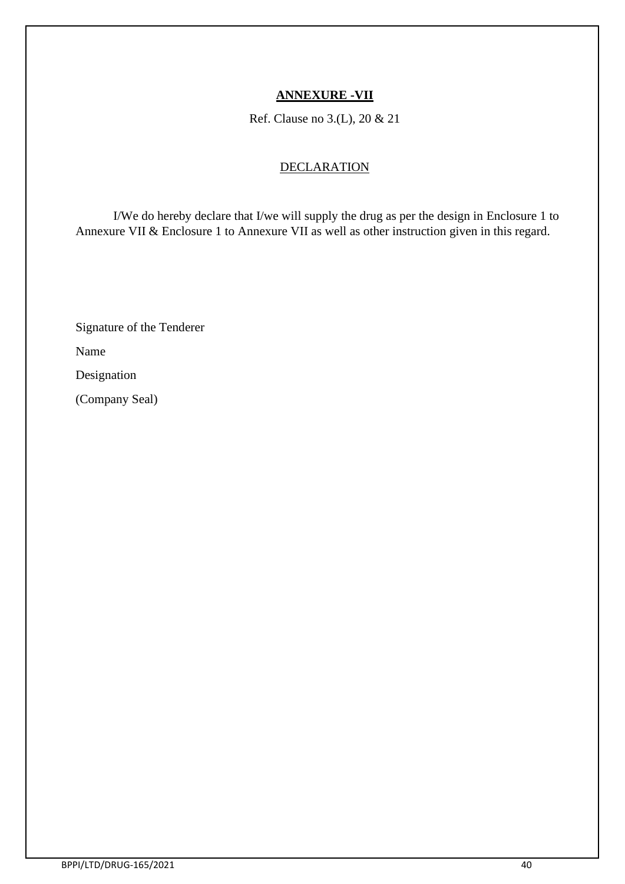**ANNEXURE -VII**

Ref. Clause no 3.(L), 20 & 21

DECLARATION

I/We do hereby declare that I/we will supply the drug as per the design in Enclosure 1 to Annexure VII & Enclosure 1 to Annexure VII as well as other instruction given in this regard.

Signature of the Tenderer

Name

Designation

(Company Seal)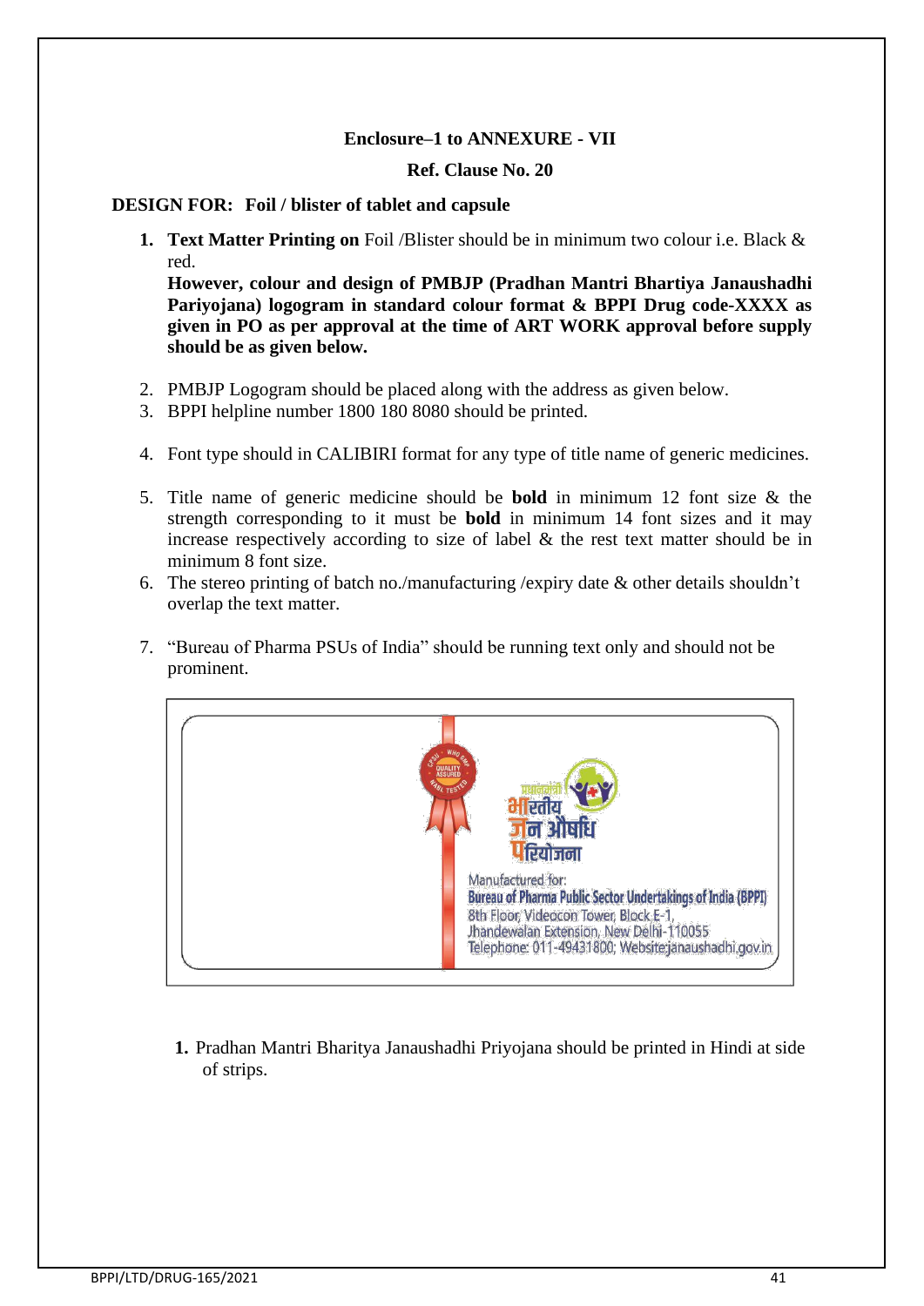**Enclosure–1 to ANNEXURE - VII**

**Ref. Clause No. 20**

**DESIGN FOR: Foil / blister of tablet and capsule**

1. **Text Matter Printing on** Foil /Blister should be in minimum two colour i.e. Black & red.
   **However, colour and design of PMBJP (Pradhan Mantri Bhartiya Janaushadhi Pariyojana) logogram in standard colour format & BPPI Drug code-XXXX as given in PO as per approval at the time of ART WORK approval before supply should be as given below.**
2. PMBJP Logogram should be placed along with the address as given below.
3. BPPI helpline number 1800 180 8080 should be printed.
4. Font type should in CALIBIRI format for any type of title name of generic medicines.
5. Title name of generic medicine should be **bold** in minimum 12 font size & the strength corresponding to it must be **bold** in minimum 14 font sizes and it may increase respectively according to size of label & the rest text matter should be in minimum 8 font size.
6. The stereo printing of batch no./manufacturing /expiry date & other details shouldn't overlap the text matter.
7. "Bureau of Pharma PSUs of India" should be running text only and should not be prominent.

प्रधानमंत्री भारतीय जन औषधि परियोजना

Manufactured for:
Bureau of Pharma Public Sector Undertakings of India (BPPI)
8th Floor, Videocon Tower, Block E-1,
Jhandewalan Extension, New Delhi-110055
Telephone: 011-49431800; Website:janaushadhi.gov.in

1. Pradhan Mantri Bharitya Janaushadhi Priyojana should be printed in Hindi at side of strips.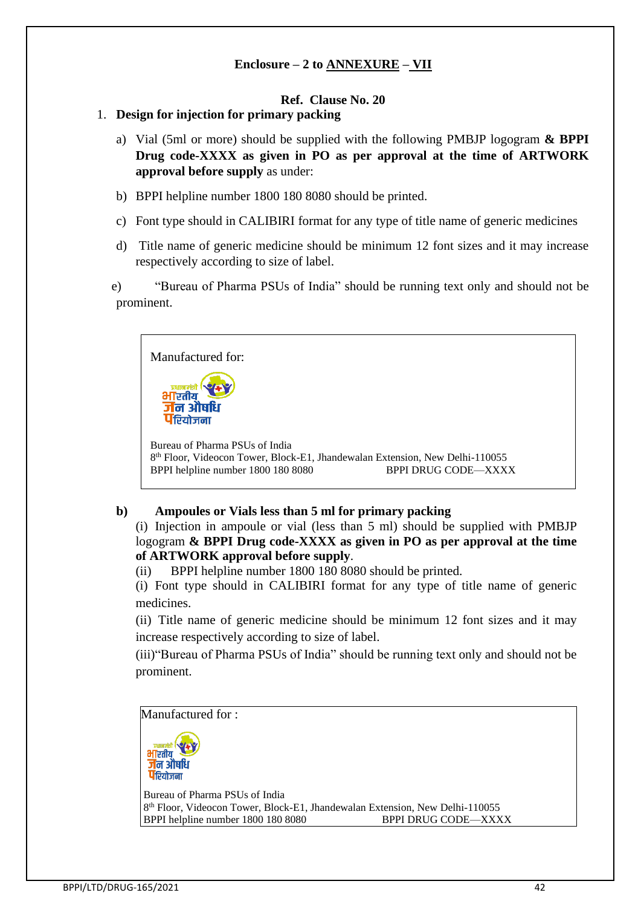**Enclosure – 2 to ANNEXURE – VII**

**Ref. Clause No. 20**

1. **Design for injection for primary packing**

   a) Vial (5ml or more) should be supplied with the following PMBJP logogram **& BPPI Drug code-XXXX as given in PO as per approval at the time of ARTWORK approval before supply** as under:

   b) BPPI helpline number 1800 180 8080 should be printed.

   c) Font type should in CALIBIRI format for any type of title name of generic medicines

   d) Title name of generic medicine should be minimum 12 font sizes and it may increase respectively according to size of label.

   e) "Bureau of Pharma PSUs of India" should be running text only and should not be prominent.

> Manufactured for:
>
> प्रधानमंत्री भारतीय जन औषधि परियोजना
>
> Bureau of Pharma PSUs of India
> 8th Floor, Videocon Tower, Block-E1, Jhandewalan Extension, New Delhi-110055
> BPPI helpline number 1800 180 8080 BPPI DRUG CODE—XXXX

**b) Ampoules or Vials less than 5 ml for primary packing**

(i) Injection in ampoule or vial (less than 5 ml) should be supplied with PMBJP logogram **& BPPI Drug code-XXXX as given in PO as per approval at the time of ARTWORK approval before supply**.

(ii) BPPI helpline number 1800 180 8080 should be printed.

(i) Font type should in CALIBIRI format for any type of title name of generic medicines.

(ii) Title name of generic medicine should be minimum 12 font sizes and it may increase respectively according to size of label.

(iii)"Bureau of Pharma PSUs of India" should be running text only and should not be prominent.

> Manufactured for :
>
> प्रधानमंत्री भारतीय जन औषधि परियोजना
>
> Bureau of Pharma PSUs of India
> 8th Floor, Videocon Tower, Block-E1, Jhandewalan Extension, New Delhi-110055
> BPPI helpline number 1800 180 8080 BPPI DRUG CODE—XXXX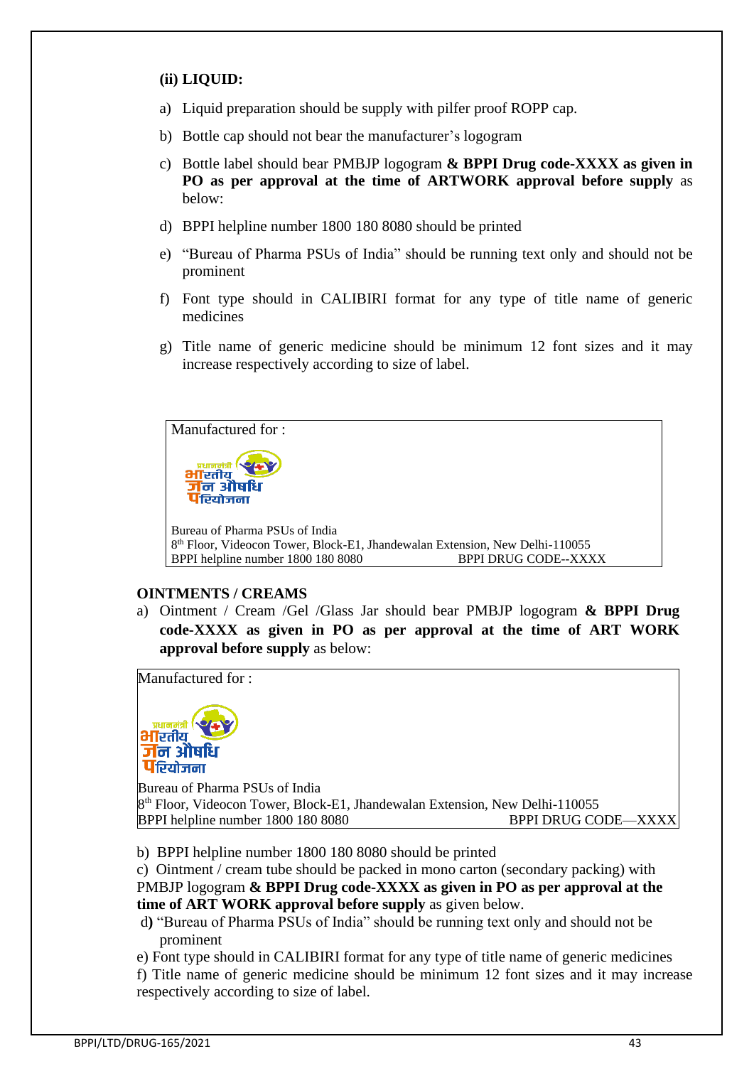**(ii) LIQUID:**

a) Liquid preparation should be supply with pilfer proof ROPP cap.

b) Bottle cap should not bear the manufacturer's logogram

c) Bottle label should bear PMBJP logogram **& BPPI Drug code-XXXX as given in PO as per approval at the time of ARTWORK approval before supply** as below:

d) BPPI helpline number 1800 180 8080 should be printed

e) "Bureau of Pharma PSUs of India" should be running text only and should not be prominent

f) Font type should in CALIBIRI format for any type of title name of generic medicines

g) Title name of generic medicine should be minimum 12 font sizes and it may increase respectively according to size of label.

> Manufactured for :
>
> प्रधानमंत्री भारतीय जन औषधि परियोजना
>
> Bureau of Pharma PSUs of India
> 8th Floor, Videocon Tower, Block-E1, Jhandewalan Extension, New Delhi-110055
> BPPI helpline number 1800 180 8080 BPPI DRUG CODE--XXXX

**OINTMENTS / CREAMS**

a) Ointment / Cream /Gel /Glass Jar should bear PMBJP logogram **& BPPI Drug code-XXXX as given in PO as per approval at the time of ART WORK approval before supply** as below:

> Manufactured for :
>
> प्रधानमंत्री भारतीय जन औषधि परियोजना
>
> Bureau of Pharma PSUs of India
> 8th Floor, Videocon Tower, Block-E1, Jhandewalan Extension, New Delhi-110055
> BPPI helpline number 1800 180 8080 BPPI DRUG CODE—XXXX

b) BPPI helpline number 1800 180 8080 should be printed

c) Ointment / cream tube should be packed in mono carton (secondary packing) with PMBJP logogram **& BPPI Drug code-XXXX as given in PO as per approval at the time of ART WORK approval before supply** as given below.

d) "Bureau of Pharma PSUs of India" should be running text only and should not be prominent

e) Font type should in CALIBIRI format for any type of title name of generic medicines

f) Title name of generic medicine should be minimum 12 font sizes and it may increase respectively according to size of label.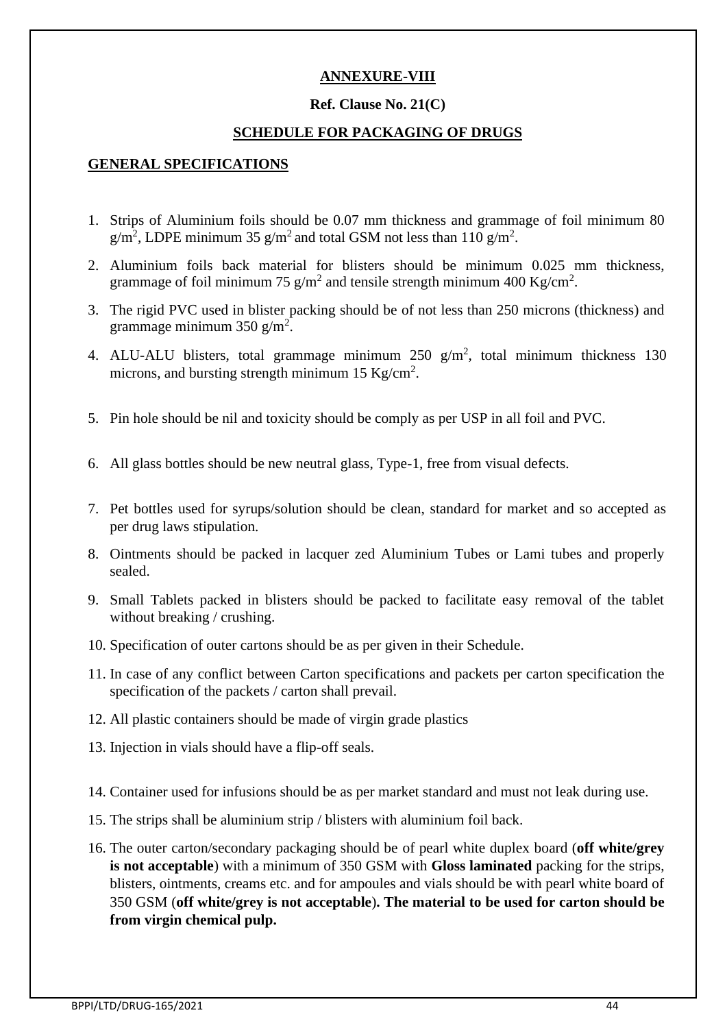**ANNEXURE-VIII**

**Ref. Clause No. 21(C)**

**SCHEDULE FOR PACKAGING OF DRUGS**

**GENERAL SPECIFICATIONS**

1. Strips of Aluminium foils should be 0.07 mm thickness and grammage of foil minimum 80 $g/m^2$, LDPE minimum 35 $g/m^2$ and total GSM not less than 110 $g/m^2$.
2. Aluminium foils back material for blisters should be minimum 0.025 mm thickness, grammage of foil minimum 75 $g/m^2$ and tensile strength minimum 400 $Kg/cm^2$.
3. The rigid PVC used in blister packing should be of not less than 250 microns (thickness) and grammage minimum 350 $g/m^2$.
4. ALU-ALU blisters, total grammage minimum 250 $g/m^2$, total minimum thickness 130 microns, and bursting strength minimum 15 $Kg/cm^2$.
5. Pin hole should be nil and toxicity should be comply as per USP in all foil and PVC.
6. All glass bottles should be new neutral glass, Type-1, free from visual defects.
7. Pet bottles used for syrups/solution should be clean, standard for market and so accepted as per drug laws stipulation.
8. Ointments should be packed in lacquer zed Aluminium Tubes or Lami tubes and properly sealed.
9. Small Tablets packed in blisters should be packed to facilitate easy removal of the tablet without breaking / crushing.
10. Specification of outer cartons should be as per given in their Schedule.
11. In case of any conflict between Carton specifications and packets per carton specification the specification of the packets / carton shall prevail.
12. All plastic containers should be made of virgin grade plastics
13. Injection in vials should have a flip-off seals.
14. Container used for infusions should be as per market standard and must not leak during use.
15. The strips shall be aluminium strip / blisters with aluminium foil back.
16. The outer carton/secondary packaging should be of pearl white duplex board (**off white/grey is not acceptable**) with a minimum of 350 GSM with **Gloss laminated** packing for the strips, blisters, ointments, creams etc. and for ampoules and vials should be with pearl white board of 350 GSM (**off white/grey is not acceptable**)**. The material to be used for carton should be from virgin chemical pulp.**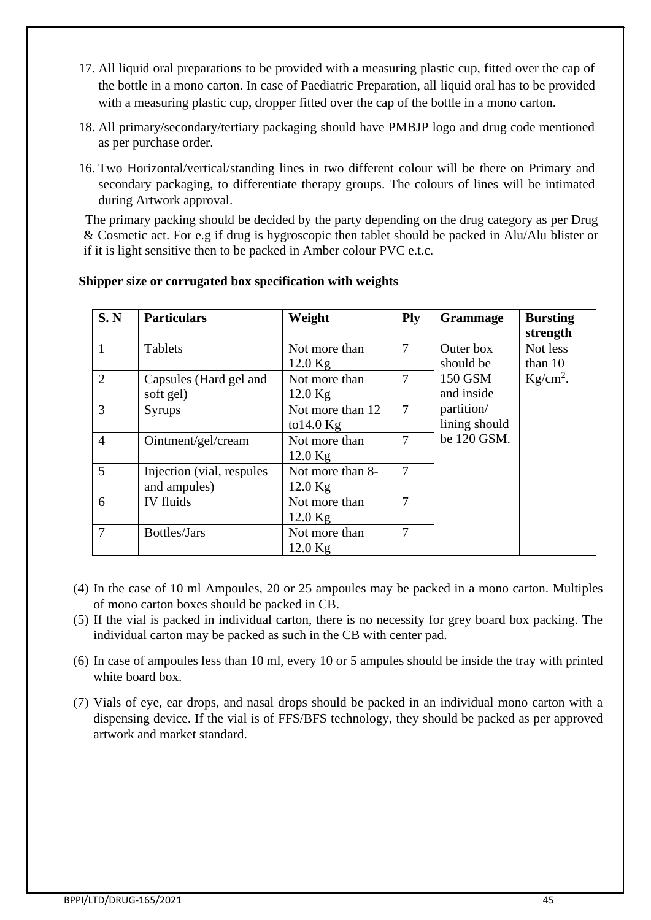17. All liquid oral preparations to be provided with a measuring plastic cup, fitted over the cap of the bottle in a mono carton. In case of Paediatric Preparation, all liquid oral has to be provided with a measuring plastic cup, dropper fitted over the cap of the bottle in a mono carton.

18. All primary/secondary/tertiary packaging should have PMBJP logo and drug code mentioned as per purchase order.

16. Two Horizontal/vertical/standing lines in two different colour will be there on Primary and secondary packaging, to differentiate therapy groups. The colours of lines will be intimated during Artwork approval.

The primary packing should be decided by the party depending on the drug category as per Drug & Cosmetic act. For e.g if drug is hygroscopic then tablet should be packed in Alu/Alu blister or if it is light sensitive then to be packed in Amber colour PVC e.t.c.

**Shipper size or corrugated box specification with weights**

| S. N | Particulars | Weight | Ply | Grammage | Bursting strength |
|---|---|---|---|---|---|
| 1 | Tablets | Not more than 12.0 Kg | 7 | Outer box should be 150 GSM and inside partition/ lining should be 120 GSM. | Not less than 10 $Kg/cm^2$. |
| 2 | Capsules (Hard gel and soft gel) | Not more than 12.0 Kg | 7 | | |
| 3 | Syrups | Not more than 12 to14.0 Kg | 7 | | |
| 4 | Ointment/gel/cream | Not more than 12.0 Kg | 7 | | |
| 5 | Injection (vial, respules and ampules) | Not more than 8-12.0 Kg | 7 | | |
| 6 | IV fluids | Not more than 12.0 Kg | 7 | | |
| 7 | Bottles/Jars | Not more than 12.0 Kg | 7 | | |

(4) In the case of 10 ml Ampoules, 20 or 25 ampoules may be packed in a mono carton. Multiples of mono carton boxes should be packed in CB.

(5) If the vial is packed in individual carton, there is no necessity for grey board box packing. The individual carton may be packed as such in the CB with center pad.

(6) In case of ampoules less than 10 ml, every 10 or 5 ampules should be inside the tray with printed white board box.

(7) Vials of eye, ear drops, and nasal drops should be packed in an individual mono carton with a dispensing device. If the vial is of FFS/BFS technology, they should be packed as per approved artwork and market standard.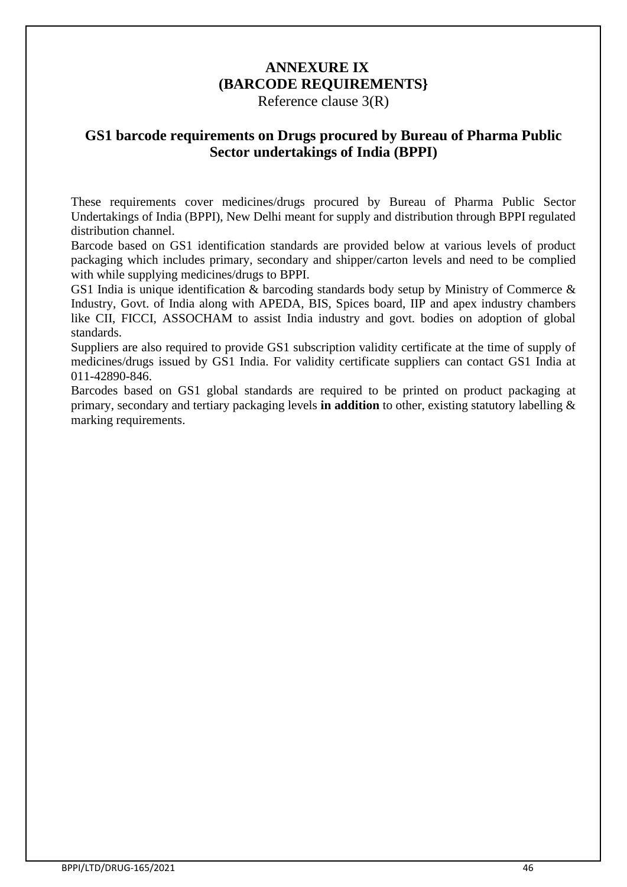# ANNEXURE IX
# (BARCODE REQUIREMENTS}

Reference clause 3(R)

## GS1 barcode requirements on Drugs procured by Bureau of Pharma Public Sector undertakings of India (BPPI)

These requirements cover medicines/drugs procured by Bureau of Pharma Public Sector Undertakings of India (BPPI), New Delhi meant for supply and distribution through BPPI regulated distribution channel.

Barcode based on GS1 identification standards are provided below at various levels of product packaging which includes primary, secondary and shipper/carton levels and need to be complied with while supplying medicines/drugs to BPPI.

GS1 India is unique identification & barcoding standards body setup by Ministry of Commerce & Industry, Govt. of India along with APEDA, BIS, Spices board, IIP and apex industry chambers like CII, FICCI, ASSOCHAM to assist India industry and govt. bodies on adoption of global standards.

Suppliers are also required to provide GS1 subscription validity certificate at the time of supply of medicines/drugs issued by GS1 India. For validity certificate suppliers can contact GS1 India at 011-42890-846.

Barcodes based on GS1 global standards are required to be printed on product packaging at primary, secondary and tertiary packaging levels **in addition** to other, existing statutory labelling & marking requirements.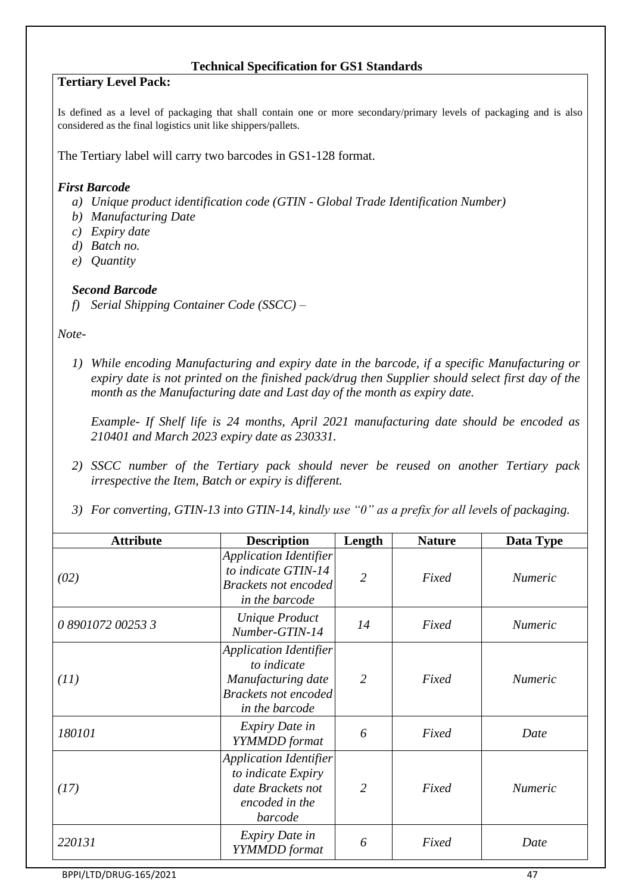## Technical Specification for GS1 Standards

**Tertiary Level Pack:**

Is defined as a level of packaging that shall contain one or more secondary/primary levels of packaging and is also considered as the final logistics unit like shippers/pallets.

The Tertiary label will carry two barcodes in GS1-128 format.

***First Barcode***

a) *Unique product identification code (GTIN - Global Trade Identification Number)*
b) *Manufacturing Date*
c) *Expiry date*
d) *Batch no.*
e) *Quantity*

***Second Barcode***

f) *Serial Shipping Container Code (SSCC) –*

*Note-*

1) *While encoding Manufacturing and expiry date in the barcode, if a specific Manufacturing or expiry date is not printed on the finished pack/drug then Supplier should select first day of the month as the Manufacturing date and Last day of the month as expiry date.*

   *Example- If Shelf life is 24 months, April 2021 manufacturing date should be encoded as 210401 and March 2023 expiry date as 230331.*

2) *SSCC number of the Tertiary pack should never be reused on another Tertiary pack irrespective the Item, Batch or expiry is different.*

3) *For converting, GTIN-13 into GTIN-14, kindly use "0" as a prefix for all levels of packaging.*

| Attribute | Description | Length | Nature | Data Type |
|---|---|---|---|---|
| *(02)* | *Application Identifier to indicate GTIN-14 Brackets not encoded in the barcode* | *2* | *Fixed* | *Numeric* |
| *0 8901072 00253 3* | *Unique Product Number-GTIN-14* | *14* | *Fixed* | *Numeric* |
| *(11)* | *Application Identifier to indicate Manufacturing date Brackets not encoded in the barcode* | *2* | *Fixed* | *Numeric* |
| *180101* | *Expiry Date in YYMMDD format* | *6* | *Fixed* | *Date* |
| *(17)* | *Application Identifier to indicate Expiry date Brackets not encoded in the barcode* | *2* | *Fixed* | *Numeric* |
| *220131* | *Expiry Date in YYMMDD format* | *6* | *Fixed* | *Date* |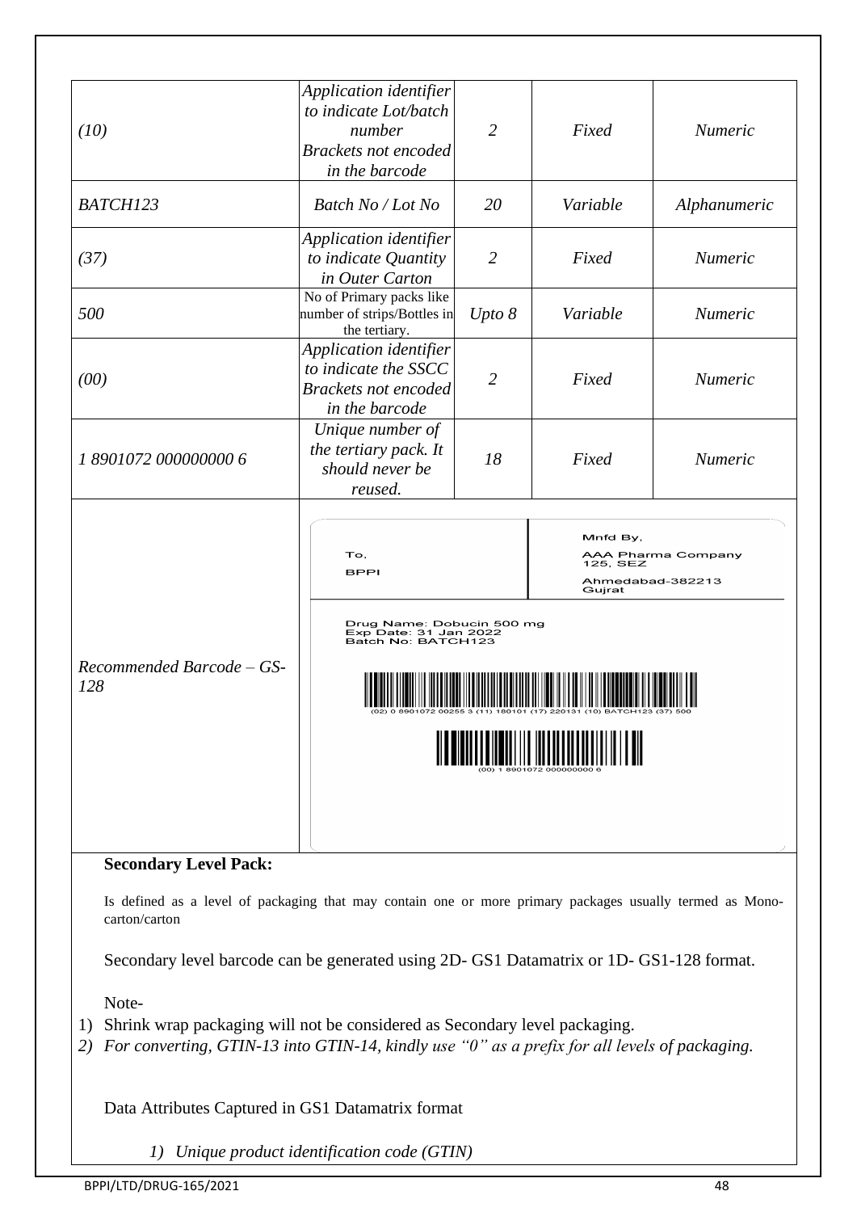| | | | | |
|---|---|---|---|---|
| *(10)* | *Application identifier to indicate Lot/batch number Brackets not encoded in the barcode* | *2* | *Fixed* | *Numeric* |
| *BATCH123* | *Batch No / Lot No* | *20* | *Variable* | *Alphanumeric* |
| *(37)* | *Application identifier to indicate Quantity in Outer Carton* | *2* | *Fixed* | *Numeric* |
| *500* | No of Primary packs like number of strips/Bottles in the tertiary. | *Upto 8* | *Variable* | *Numeric* |
| *(00)* | *Application identifier to indicate the SSCC Brackets not encoded in the barcode* | *2* | *Fixed* | *Numeric* |
| *1 8901072 000000000 6* | *Unique number of the tertiary pack. It should never be reused.* | *18* | *Fixed* | *Numeric* |
| *Recommended Barcode – GS-128* | To, BPPI<br>Mnfd By, AAA Pharma Company 125, SEZ Ahmedabad-382213 Gujrat<br>Drug Name: Dobucin 500 mg<br>Exp Date: 31 Jan 2022<br>Batch No: BATCH123<br>(02) 0 8901072 00255 3 (11) 180101 (17) 220131 (10) BATCH123 (37) 500<br>(00) 1 8901072 000000000 6 | | | |

**Secondary Level Pack:**

Is defined as a level of packaging that may contain one or more primary packages usually termed as Mono-carton/carton

Secondary level barcode can be generated using 2D- GS1 Datamatrix or 1D- GS1-128 format.

Note-

1) Shrink wrap packaging will not be considered as Secondary level packaging.
2) *For converting, GTIN-13 into GTIN-14, kindly use "0" as a prefix for all levels* of packaging.

Data Attributes Captured in GS1 Datamatrix format

1) *Unique product identification code (GTIN)*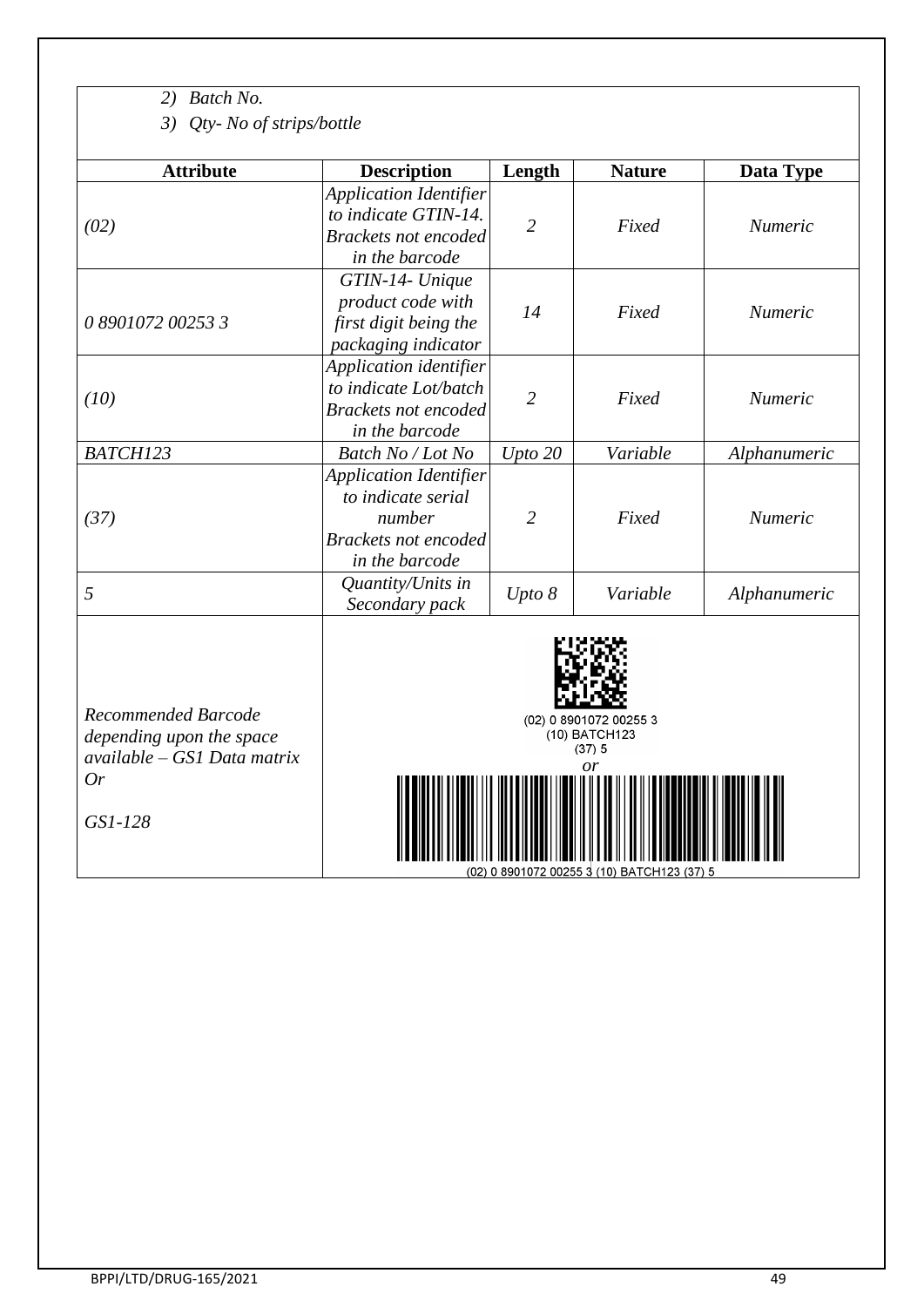2) *Batch No.*
3) *Qty- No of strips/bottle*

| Attribute | Description | Length | Nature | Data Type |
|---|---|---|---|---|
| *(02)* | *Application Identifier to indicate GTIN-14. Brackets not encoded in the barcode* | *2* | *Fixed* | *Numeric* |
| *0 8901072 00253 3* | *GTIN-14- Unique product code with first digit being the packaging indicator* | *14* | *Fixed* | *Numeric* |
| *(10)* | *Application identifier to indicate Lot/batch Brackets not encoded in the barcode* | *2* | *Fixed* | *Numeric* |
| *BATCH123* | *Batch No / Lot No* | *Upto 20* | *Variable* | *Alphanumeric* |
| *(37)* | *Application Identifier to indicate serial number Brackets not encoded in the barcode* | *2* | *Fixed* | *Numeric* |
| *5* | *Quantity/Units in Secondary pack* | *Upto 8* | *Variable* | *Alphanumeric* |
| *Recommended Barcode depending upon the space available – GS1 Data matrix Or GS1-128* | (02) 0 8901072 00255 3 (10) BATCH123 (37) 5 *or* (02) 0 8901072 00255 3 (10) BATCH123 (37) 5 | | | |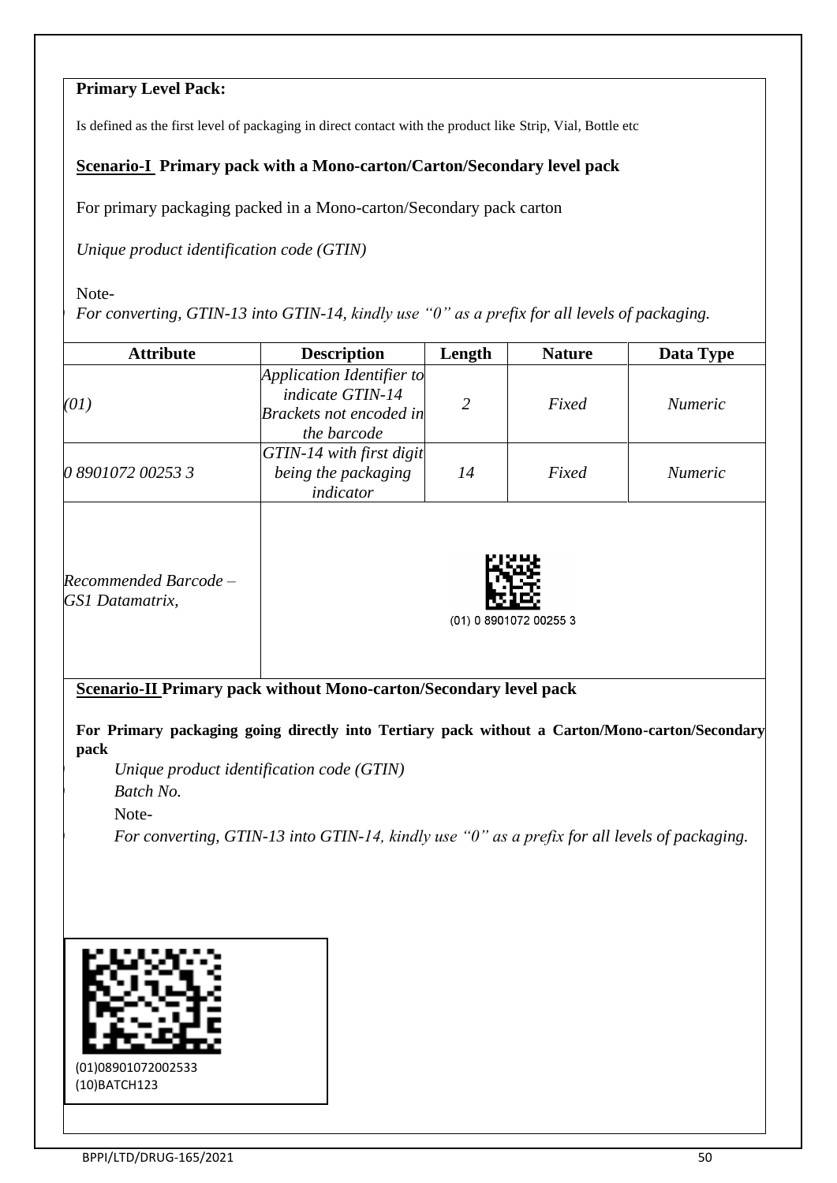**Primary Level Pack:**

Is defined as the first level of packaging in direct contact with the product like Strip, Vial, Bottle etc

**<u>Scenario-I</u> Primary pack with a Mono-carton/Carton/Secondary level pack**

For primary packaging packed in a Mono-carton/Secondary pack carton

*Unique product identification code (GTIN)*

Note-

*For converting, GTIN-13 into GTIN-14, kindly use "0" as a prefix for all levels of packaging.*

| Attribute | Description | Length | Nature | Data Type |
|---|---|---|---|---|
| *(01)* | *Application Identifier to indicate GTIN-14 Brackets not encoded in the barcode* | *2* | *Fixed* | *Numeric* |
| *0 8901072 00253 3* | *GTIN-14 with first digit being the packaging indicator* | *14* | *Fixed* | *Numeric* |
| *Recommended Barcode – GS1 Datamatrix,* | (01) 0 8901072 00255 3 | | | |

**<u>Scenario-II</u> Primary pack without Mono-carton/Secondary level pack**

**For Primary packaging going directly into Tertiary pack without a Carton/Mono-carton/Secondary pack**

- *Unique product identification code (GTIN)*
- *Batch No.*
- Note-
- *For converting, GTIN-13 into GTIN-14, kindly use "0" as a prefix for all levels of packaging.*

(01)08901072002533
(10)BATCH123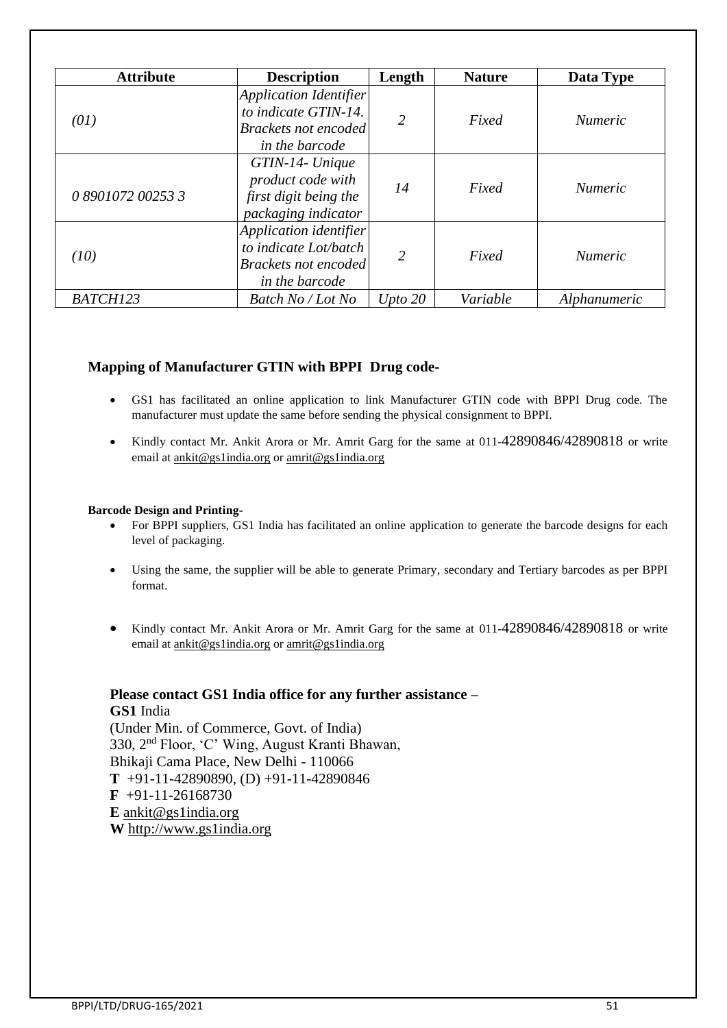| Attribute | Description | Length | Nature | Data Type |
|---|---|---|---|---|
| *(01)* | *Application Identifier to indicate GTIN-14. Brackets not encoded in the barcode* | *2* | *Fixed* | *Numeric* |
| *0 8901072 00253 3* | *GTIN-14- Unique product code with first digit being the packaging indicator* | *14* | *Fixed* | *Numeric* |
| *(10)* | *Application identifier to indicate Lot/batch Brackets not encoded in the barcode* | *2* | *Fixed* | *Numeric* |
| *BATCH123* | *Batch No / Lot No* | *Upto 20* | *Variable* | *Alphanumeric* |

**Mapping of Manufacturer GTIN with BPPI Drug code-**

- GS1 has facilitated an online application to link Manufacturer GTIN code with BPPI Drug code. The manufacturer must update the same before sending the physical consignment to BPPI.
- Kindly contact Mr. Ankit Arora or Mr. Amrit Garg for the same at 011-42890846/42890818 or write email at ankit@gs1india.org or amrit@gs1india.org

**Barcode Design and Printing-**

- For BPPI suppliers, GS1 India has facilitated an online application to generate the barcode designs for each level of packaging.
- Using the same, the supplier will be able to generate Primary, secondary and Tertiary barcodes as per BPPI format.
- Kindly contact Mr. Ankit Arora or Mr. Amrit Garg for the same at 011-42890846/42890818 or write email at ankit@gs1india.org or amrit@gs1india.org

**Please contact GS1 India office for any further assistance –**

**GS1** India
(Under Min. of Commerce, Govt. of India)
330, 2nd Floor, 'C' Wing, August Kranti Bhawan,
Bhikaji Cama Place, New Delhi - 110066
**T** +91-11-42890890, (D) +91-11-42890846
**F** +91-11-26168730
**E** ankit@gs1india.org
**W** http://www.gs1india.org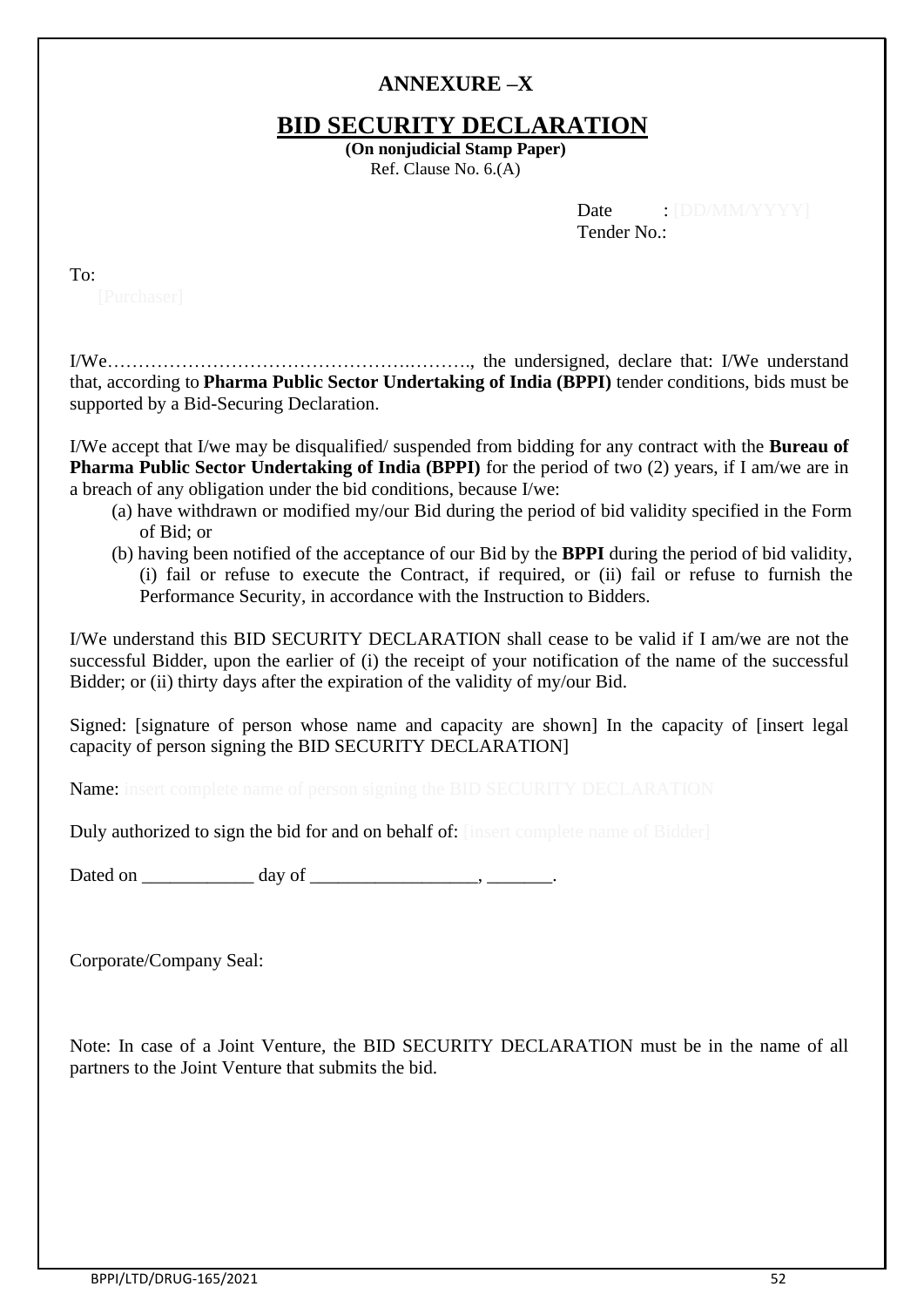# ANNEXURE –X

## BID SECURITY DECLARATION

**(On nonjudicial Stamp Paper)**

Ref. Clause No. 6.(A)

Date : [DD/MM/YYYY]

Tender No.:

To:

[Purchaser]

I/We…………………………………………….………., the undersigned, declare that: I/We understand that, according to **Pharma Public Sector Undertaking of India (BPPI)** tender conditions, bids must be supported by a Bid-Securing Declaration.

I/We accept that I/we may be disqualified/ suspended from bidding for any contract with the **Bureau of Pharma Public Sector Undertaking of India (BPPI)** for the period of two (2) years, if I am/we are in a breach of any obligation under the bid conditions, because I/we:

(a) have withdrawn or modified my/our Bid during the period of bid validity specified in the Form of Bid; or

(b) having been notified of the acceptance of our Bid by the **BPPI** during the period of bid validity, (i) fail or refuse to execute the Contract, if required, or (ii) fail or refuse to furnish the Performance Security, in accordance with the Instruction to Bidders.

I/We understand this BID SECURITY DECLARATION shall cease to be valid if I am/we are not the successful Bidder, upon the earlier of (i) the receipt of your notification of the name of the successful Bidder; or (ii) thirty days after the expiration of the validity of my/our Bid.

Signed: [signature of person whose name and capacity are shown] In the capacity of [insert legal capacity of person signing the BID SECURITY DECLARATION]

Name: insert complete name of person signing the BID SECURITY DECLARATION

Duly authorized to sign the bid for and on behalf of: [insert complete name of Bidder]

Dated on ____________ day of __________________, _______.

Corporate/Company Seal:

Note: In case of a Joint Venture, the BID SECURITY DECLARATION must be in the name of all partners to the Joint Venture that submits the bid.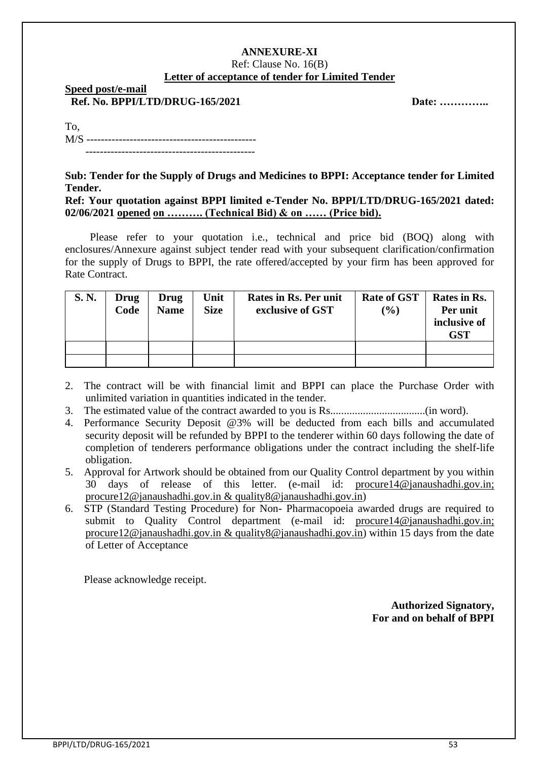**ANNEXURE-XI**

Ref: Clause No. 16(B)

**Letter of acceptance of tender for Limited Tender**

**Speed post/e-mail**

**Ref. No. BPPI/LTD/DRUG-165/2021** **Date: …………..**

To,

M/S -----------------------------------------------

-----------------------------------------------

**Sub: Tender for the Supply of Drugs and Medicines to BPPI: Acceptance tender for Limited Tender.**

**Ref: Your quotation against BPPI limited e-Tender No. BPPI/LTD/DRUG-165/2021 dated: 02/06/2021 opened on ………. (Technical Bid) & on …… (Price bid).**

Please refer to your quotation i.e., technical and price bid (BOQ) along with enclosures/Annexure against subject tender read with your subsequent clarification/confirmation for the supply of Drugs to BPPI, the rate offered/accepted by your firm has been approved for Rate Contract.

| S. N. | Drug Code | Drug Name | Unit Size | Rates in Rs. Per unit exclusive of GST | Rate of GST (%) | Rates in Rs. Per unit inclusive of GST |
|---|---|---|---|---|---|---|
| | | | | | | |
| | | | | | | |

2. The contract will be with financial limit and BPPI can place the Purchase Order with unlimited variation in quantities indicated in the tender.
3. The estimated value of the contract awarded to you is Rs..................................(in word).
4. Performance Security Deposit @3% will be deducted from each bills and accumulated security deposit will be refunded by BPPI to the tenderer within 60 days following the date of completion of tenderers performance obligations under the contract including the shelf-life obligation.
5. Approval for Artwork should be obtained from our Quality Control department by you within 30 days of release of this letter. (e-mail id: procure14@janaushadhi.gov.in; procure12@janaushadhi.gov.in & quality8@janaushadhi.gov.in)
6. STP (Standard Testing Procedure) for Non- Pharmacopoeia awarded drugs are required to submit to Quality Control department (e-mail id: procure14@janaushadhi.gov.in; procure12@janaushadhi.gov.in & quality8@janaushadhi.gov.in) within 15 days from the date of Letter of Acceptance

Please acknowledge receipt.

**Authorized Signatory,**
**For and on behalf of BPPI**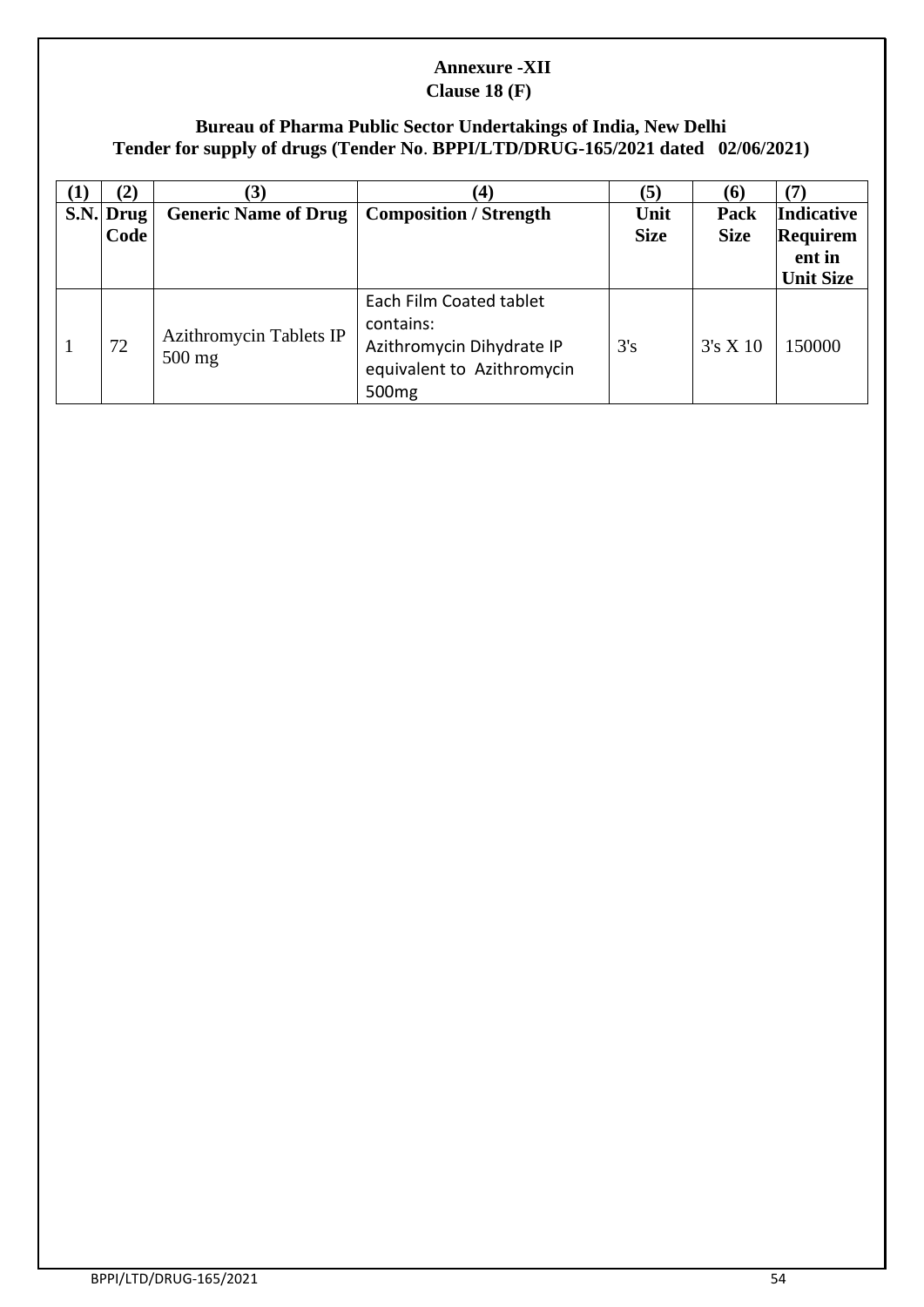**Annexure -XII**
**Clause 18 (F)**

## Bureau of Pharma Public Sector Undertakings of India, New Delhi
## Tender for supply of drugs (Tender No. BPPI/LTD/DRUG-165/2021 dated 02/06/2021)

| (1) | (2) | (3) | (4) | (5) | (6) | (7) |
|---|---|---|---|---|---|---|
| **S.N.** | **Drug Code** | **Generic Name of Drug** | **Composition / Strength** | **Unit Size** | **Pack Size** | **Indicative Requirement in Unit Size** |
| 1 | 72 | Azithromycin Tablets IP 500 mg | Each Film Coated tablet contains: Azithromycin Dihydrate IP equivalent to Azithromycin 500mg | 3's | 3's X 10 | 150000 |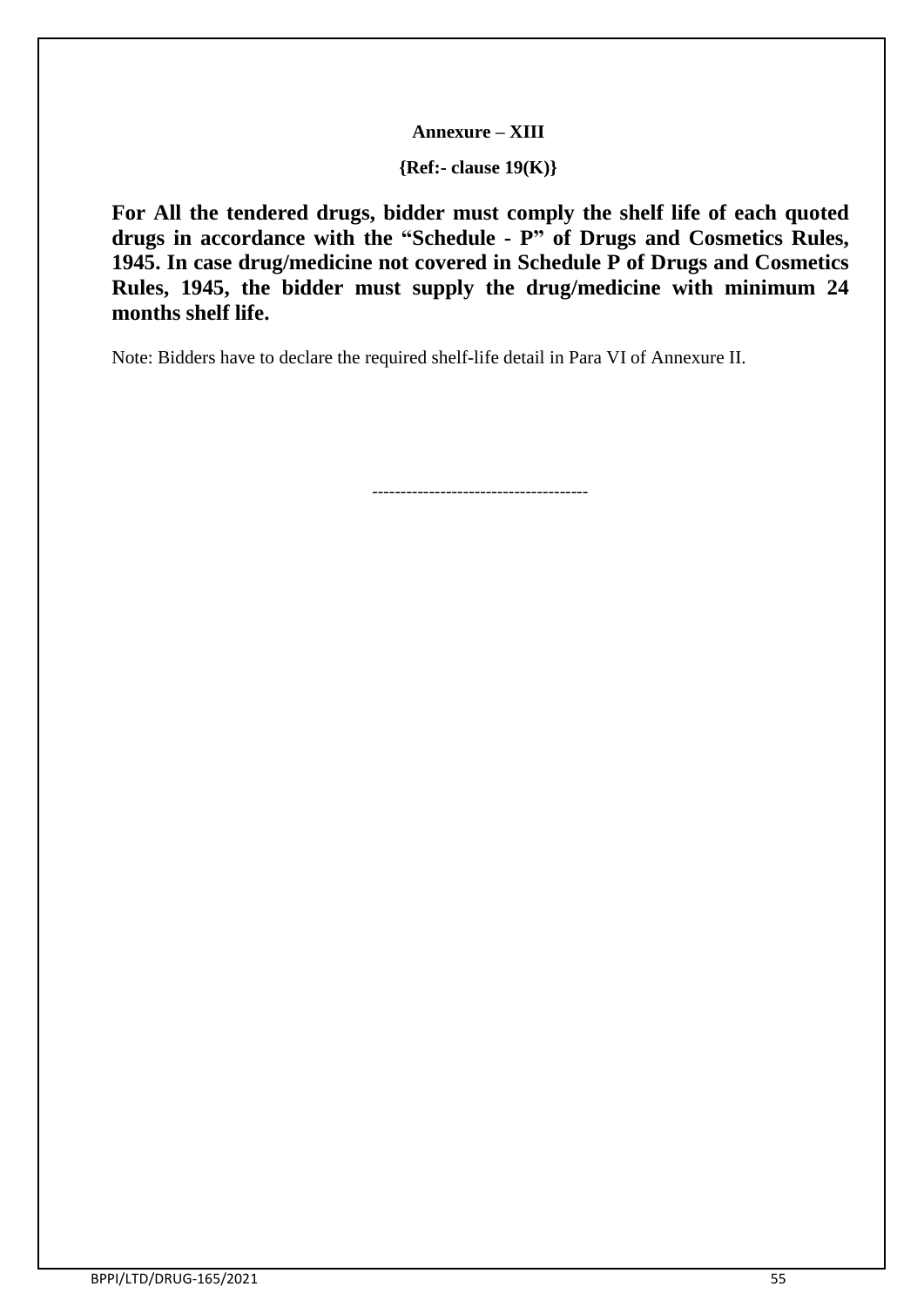**Annexure – XIII**

**{Ref:- clause 19(K)}**

**For All the tendered drugs, bidder must comply the shelf life of each quoted drugs in accordance with the "Schedule - P" of Drugs and Cosmetics Rules, 1945. In case drug/medicine not covered in Schedule P of Drugs and Cosmetics Rules, 1945, the bidder must supply the drug/medicine with minimum 24 months shelf life.**

Note: Bidders have to declare the required shelf-life detail in Para VI of Annexure II.

--------------------------------------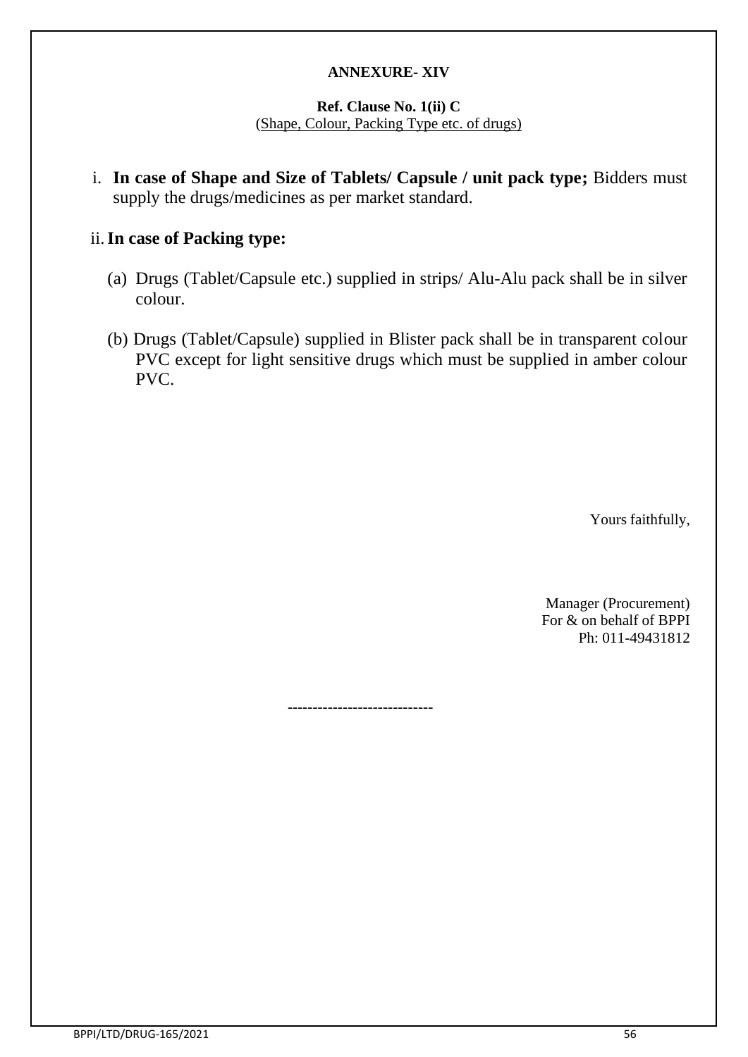**ANNEXURE- XIV**

**Ref. Clause No. 1(ii) C**
(Shape, Colour, Packing Type etc. of drugs)

i. **In case of Shape and Size of Tablets/ Capsule / unit pack type;** Bidders must supply the drugs/medicines as per market standard.

ii. **In case of Packing type:**

(a) Drugs (Tablet/Capsule etc.) supplied in strips/ Alu-Alu pack shall be in silver colour.

(b) Drugs (Tablet/Capsule) supplied in Blister pack shall be in transparent colour PVC except for light sensitive drugs which must be supplied in amber colour PVC.

Yours faithfully,

Manager (Procurement)
For & on behalf of BPPI
Ph: 011-49431812

----------------------------